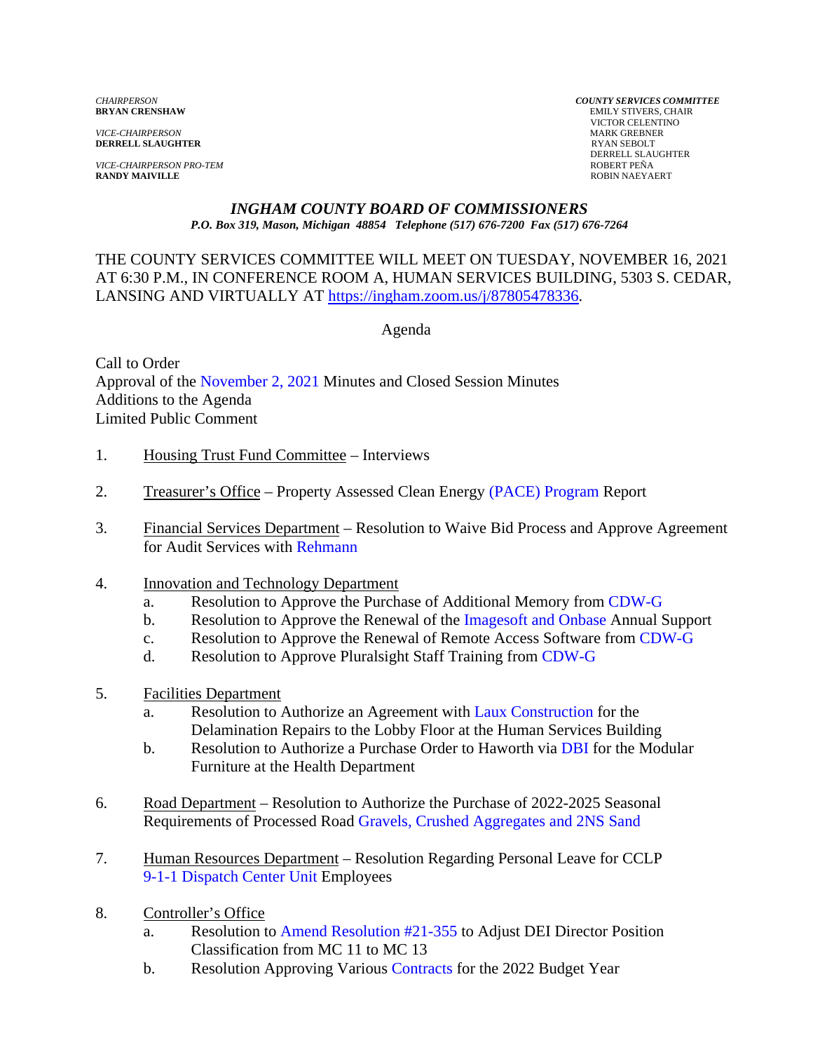*CHAIRPERSON*
**BRYAN CRENSHAW**

*VICE-CHAIRPERSON*
**DERRELL SLAUGHTER**

*VICE-CHAIRPERSON PRO-TEM*
**RANDY MAIVILLE**

***COUNTY SERVICES COMMITTEE***
EMILY STIVERS, CHAIR
VICTOR CELENTINO
MARK GREBNER
RYAN SEBOLT
DERRELL SLAUGHTER
ROBERT PEÑA
ROBIN NAEYAERT

# *INGHAM COUNTY BOARD OF COMMISSIONERS*

***P.O. Box 319, Mason, Michigan 48854 Telephone (517) 676-7200 Fax (517) 676-7264***

THE COUNTY SERVICES COMMITTEE WILL MEET ON TUESDAY, NOVEMBER 16, 2021 AT 6:30 P.M., IN CONFERENCE ROOM A, HUMAN SERVICES BUILDING, 5303 S. CEDAR, LANSING AND VIRTUALLY AT https://ingham.zoom.us/j/87805478336.

Agenda

Call to Order
Approval of the November 2, 2021 Minutes and Closed Session Minutes
Additions to the Agenda
Limited Public Comment

1. Housing Trust Fund Committee – Interviews

2. Treasurer's Office – Property Assessed Clean Energy (PACE) Program Report

3. Financial Services Department – Resolution to Waive Bid Process and Approve Agreement for Audit Services with Rehmann

4. Innovation and Technology Department
   a. Resolution to Approve the Purchase of Additional Memory from CDW-G
   b. Resolution to Approve the Renewal of the Imagesoft and Onbase Annual Support
   c. Resolution to Approve the Renewal of Remote Access Software from CDW-G
   d. Resolution to Approve Pluralsight Staff Training from CDW-G

5. Facilities Department
   a. Resolution to Authorize an Agreement with Laux Construction for the Delamination Repairs to the Lobby Floor at the Human Services Building
   b. Resolution to Authorize a Purchase Order to Haworth via DBI for the Modular Furniture at the Health Department

6. Road Department – Resolution to Authorize the Purchase of 2022-2025 Seasonal Requirements of Processed Road Gravels, Crushed Aggregates and 2NS Sand

7. Human Resources Department – Resolution Regarding Personal Leave for CCLP 9-1-1 Dispatch Center Unit Employees

8. Controller's Office
   a. Resolution to Amend Resolution #21-355 to Adjust DEI Director Position Classification from MC 11 to MC 13
   b. Resolution Approving Various Contracts for the 2022 Budget Year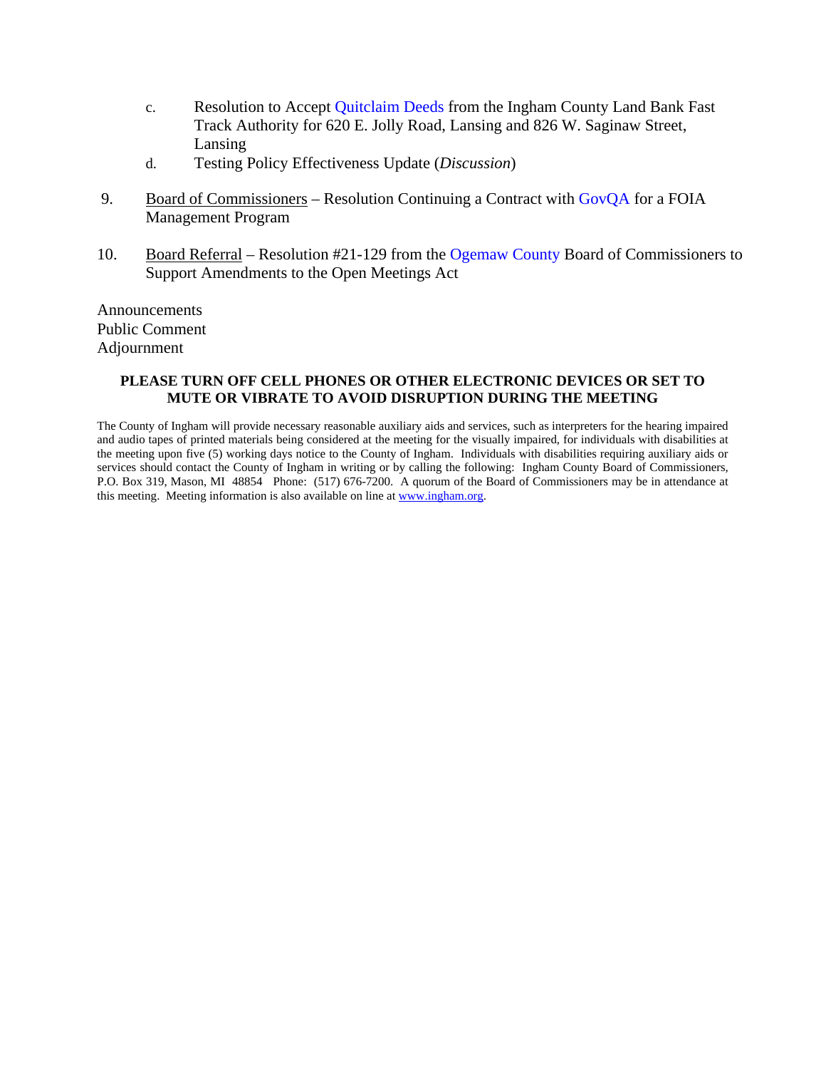c. Resolution to Accept Quitclaim Deeds from the Ingham County Land Bank Fast Track Authority for 620 E. Jolly Road, Lansing and 826 W. Saginaw Street, Lansing
   d. Testing Policy Effectiveness Update (*Discussion*)

9. Board of Commissioners – Resolution Continuing a Contract with GovQA for a FOIA Management Program

10. Board Referral – Resolution #21-129 from the Ogemaw County Board of Commissioners to Support Amendments to the Open Meetings Act

Announcements
Public Comment
Adjournment

**PLEASE TURN OFF CELL PHONES OR OTHER ELECTRONIC DEVICES OR SET TO MUTE OR VIBRATE TO AVOID DISRUPTION DURING THE MEETING**

The County of Ingham will provide necessary reasonable auxiliary aids and services, such as interpreters for the hearing impaired and audio tapes of printed materials being considered at the meeting for the visually impaired, for individuals with disabilities at the meeting upon five (5) working days notice to the County of Ingham. Individuals with disabilities requiring auxiliary aids or services should contact the County of Ingham in writing or by calling the following: Ingham County Board of Commissioners, P.O. Box 319, Mason, MI 48854 Phone: (517) 676-7200. A quorum of the Board of Commissioners may be in attendance at this meeting. Meeting information is also available on line at www.ingham.org.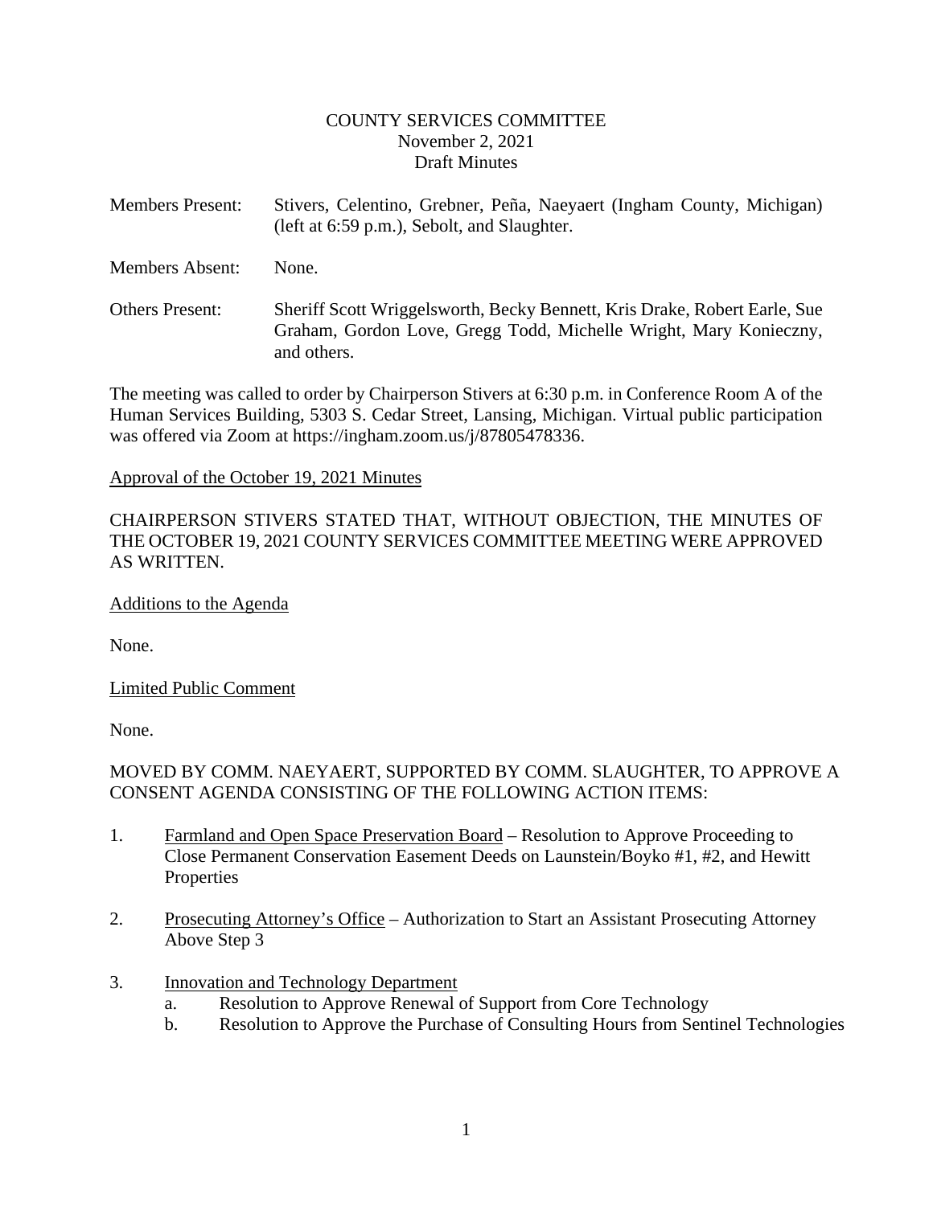COUNTY SERVICES COMMITTEE
November 2, 2021
Draft Minutes

Members Present: Stivers, Celentino, Grebner, Peña, Naeyaert (Ingham County, Michigan) (left at 6:59 p.m.), Sebolt, and Slaughter.

Members Absent: None.

Others Present: Sheriff Scott Wriggelsworth, Becky Bennett, Kris Drake, Robert Earle, Sue Graham, Gordon Love, Gregg Todd, Michelle Wright, Mary Konieczny, and others.

The meeting was called to order by Chairperson Stivers at 6:30 p.m. in Conference Room A of the Human Services Building, 5303 S. Cedar Street, Lansing, Michigan. Virtual public participation was offered via Zoom at https://ingham.zoom.us/j/87805478336.

Approval of the October 19, 2021 Minutes

CHAIRPERSON STIVERS STATED THAT, WITHOUT OBJECTION, THE MINUTES OF THE OCTOBER 19, 2021 COUNTY SERVICES COMMITTEE MEETING WERE APPROVED AS WRITTEN.

Additions to the Agenda

None.

Limited Public Comment

None.

MOVED BY COMM. NAEYAERT, SUPPORTED BY COMM. SLAUGHTER, TO APPROVE A CONSENT AGENDA CONSISTING OF THE FOLLOWING ACTION ITEMS:

1. Farmland and Open Space Preservation Board – Resolution to Approve Proceeding to Close Permanent Conservation Easement Deeds on Launstein/Boyko #1, #2, and Hewitt Properties

2. Prosecuting Attorney's Office – Authorization to Start an Assistant Prosecuting Attorney Above Step 3

3. Innovation and Technology Department
   a. Resolution to Approve Renewal of Support from Core Technology
   b. Resolution to Approve the Purchase of Consulting Hours from Sentinel Technologies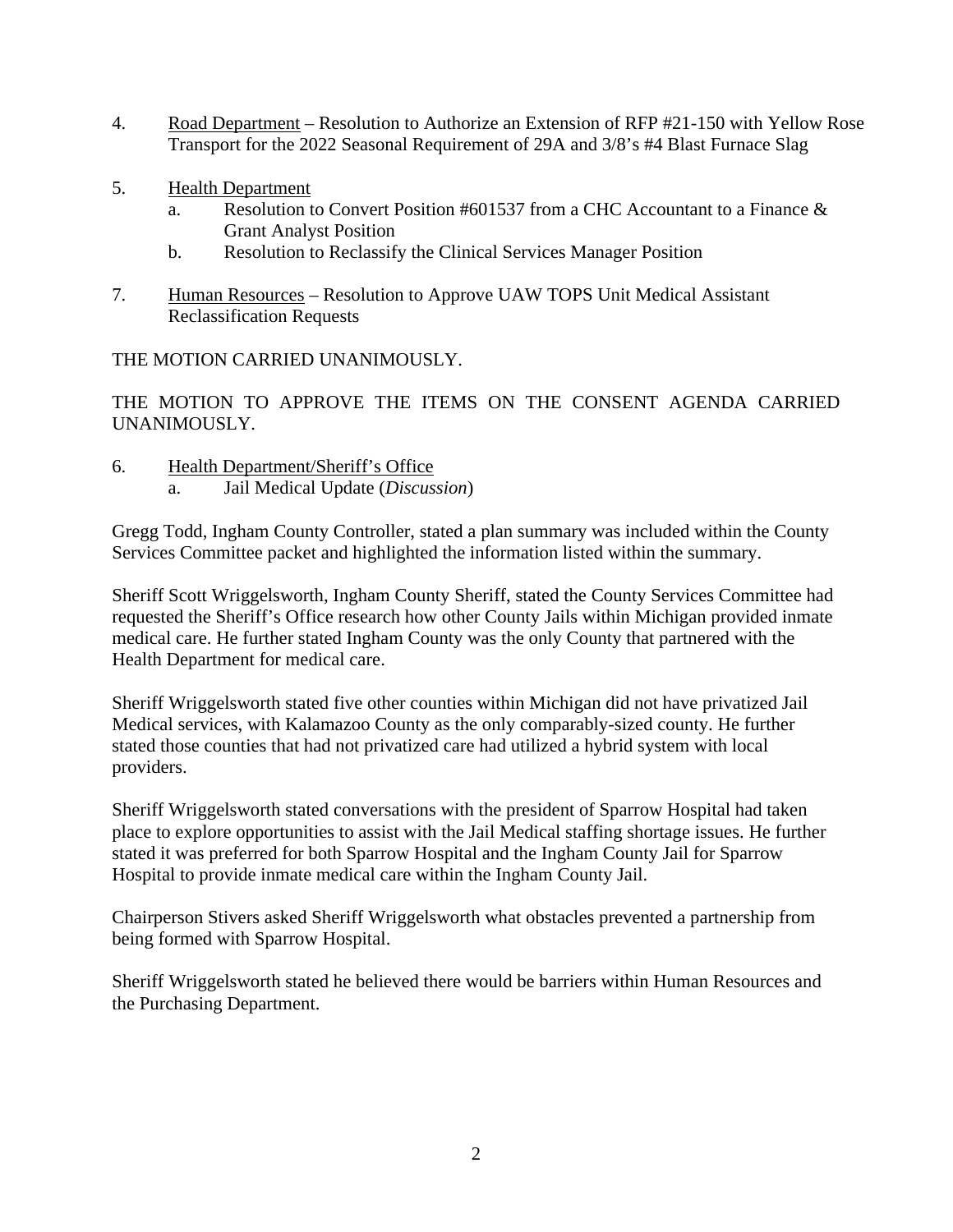4. <u>Road Department</u> – Resolution to Authorize an Extension of RFP #21-150 with Yellow Rose Transport for the 2022 Seasonal Requirement of 29A and 3/8's #4 Blast Furnace Slag

5. <u>Health Department</u>
   a. Resolution to Convert Position #601537 from a CHC Accountant to a Finance & Grant Analyst Position
   b. Resolution to Reclassify the Clinical Services Manager Position

7. <u>Human Resources</u> – Resolution to Approve UAW TOPS Unit Medical Assistant Reclassification Requests

THE MOTION CARRIED UNANIMOUSLY.

THE MOTION TO APPROVE THE ITEMS ON THE CONSENT AGENDA CARRIED UNANIMOUSLY.

6. <u>Health Department/Sheriff's Office</u>
   a. Jail Medical Update (*Discussion*)

Gregg Todd, Ingham County Controller, stated a plan summary was included within the County Services Committee packet and highlighted the information listed within the summary.

Sheriff Scott Wriggelsworth, Ingham County Sheriff, stated the County Services Committee had requested the Sheriff's Office research how other County Jails within Michigan provided inmate medical care. He further stated Ingham County was the only County that partnered with the Health Department for medical care.

Sheriff Wriggelsworth stated five other counties within Michigan did not have privatized Jail Medical services, with Kalamazoo County as the only comparably-sized county. He further stated those counties that had not privatized care had utilized a hybrid system with local providers.

Sheriff Wriggelsworth stated conversations with the president of Sparrow Hospital had taken place to explore opportunities to assist with the Jail Medical staffing shortage issues. He further stated it was preferred for both Sparrow Hospital and the Ingham County Jail for Sparrow Hospital to provide inmate medical care within the Ingham County Jail.

Chairperson Stivers asked Sheriff Wriggelsworth what obstacles prevented a partnership from being formed with Sparrow Hospital.

Sheriff Wriggelsworth stated he believed there would be barriers within Human Resources and the Purchasing Department.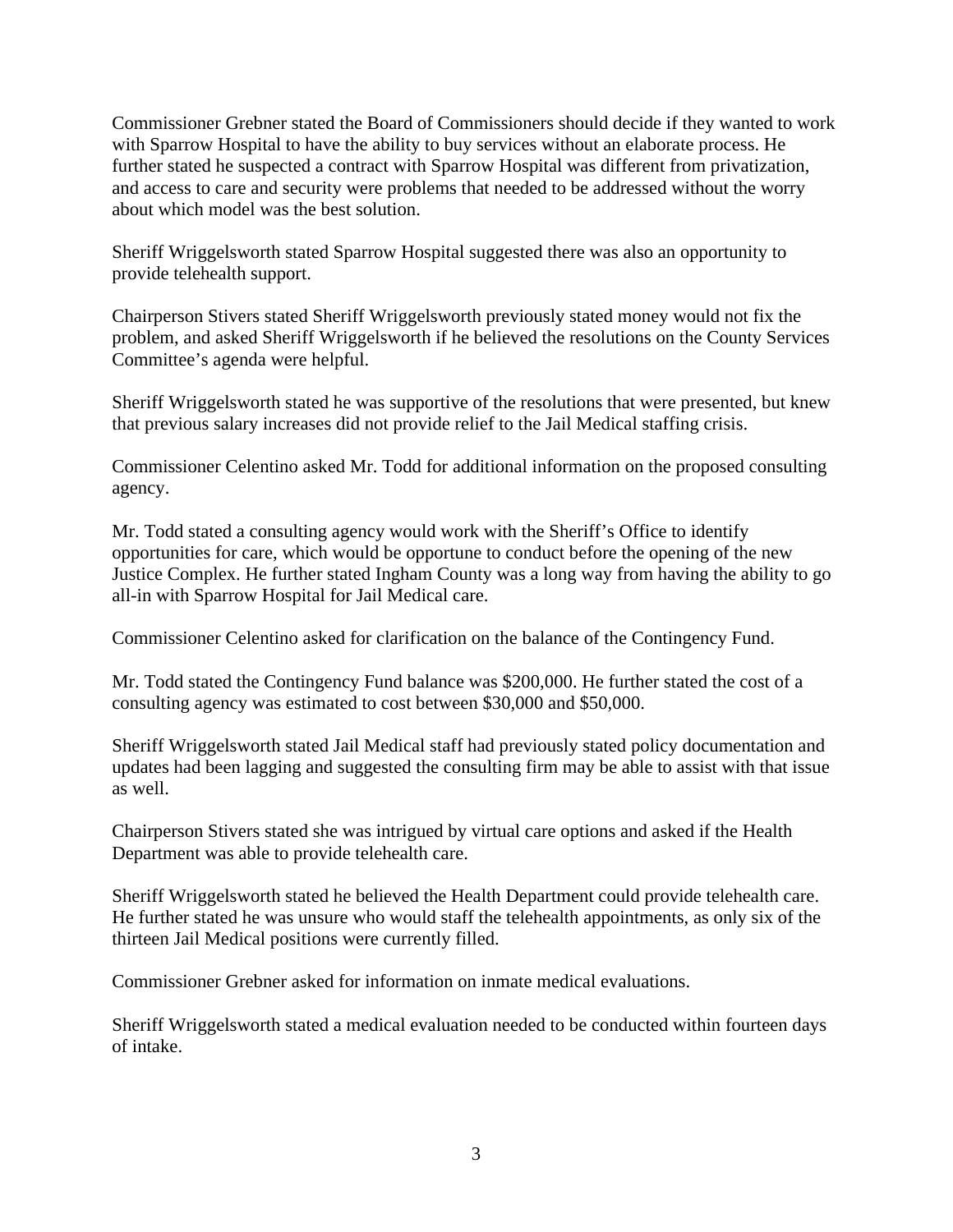Commissioner Grebner stated the Board of Commissioners should decide if they wanted to work with Sparrow Hospital to have the ability to buy services without an elaborate process. He further stated he suspected a contract with Sparrow Hospital was different from privatization, and access to care and security were problems that needed to be addressed without the worry about which model was the best solution.

Sheriff Wriggelsworth stated Sparrow Hospital suggested there was also an opportunity to provide telehealth support.

Chairperson Stivers stated Sheriff Wriggelsworth previously stated money would not fix the problem, and asked Sheriff Wriggelsworth if he believed the resolutions on the County Services Committee's agenda were helpful.

Sheriff Wriggelsworth stated he was supportive of the resolutions that were presented, but knew that previous salary increases did not provide relief to the Jail Medical staffing crisis.

Commissioner Celentino asked Mr. Todd for additional information on the proposed consulting agency.

Mr. Todd stated a consulting agency would work with the Sheriff's Office to identify opportunities for care, which would be opportune to conduct before the opening of the new Justice Complex. He further stated Ingham County was a long way from having the ability to go all-in with Sparrow Hospital for Jail Medical care.

Commissioner Celentino asked for clarification on the balance of the Contingency Fund.

Mr. Todd stated the Contingency Fund balance was $200,000. He further stated the cost of a consulting agency was estimated to cost between $30,000 and $50,000.

Sheriff Wriggelsworth stated Jail Medical staff had previously stated policy documentation and updates had been lagging and suggested the consulting firm may be able to assist with that issue as well.

Chairperson Stivers stated she was intrigued by virtual care options and asked if the Health Department was able to provide telehealth care.

Sheriff Wriggelsworth stated he believed the Health Department could provide telehealth care. He further stated he was unsure who would staff the telehealth appointments, as only six of the thirteen Jail Medical positions were currently filled.

Commissioner Grebner asked for information on inmate medical evaluations.

Sheriff Wriggelsworth stated a medical evaluation needed to be conducted within fourteen days of intake.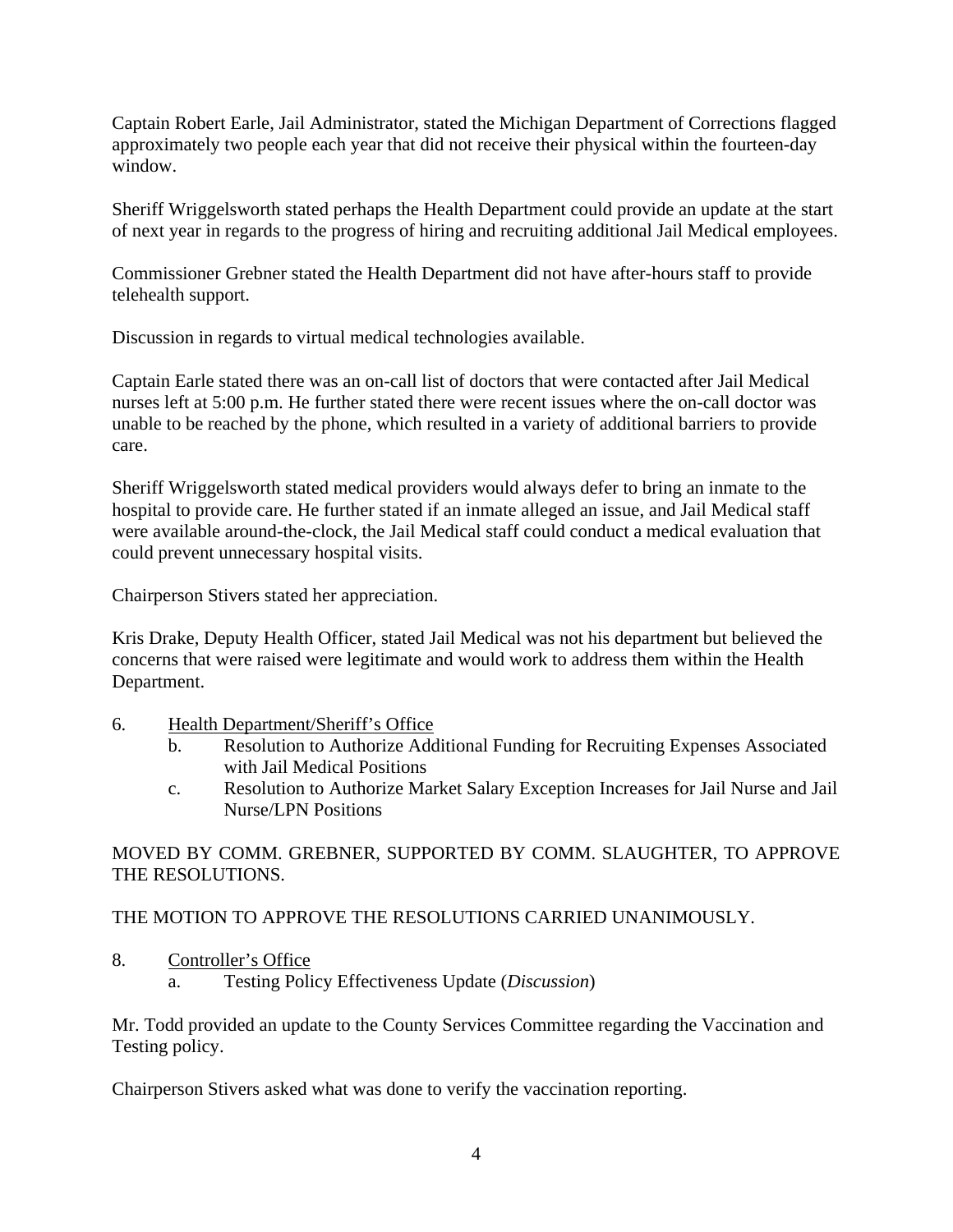Captain Robert Earle, Jail Administrator, stated the Michigan Department of Corrections flagged approximately two people each year that did not receive their physical within the fourteen-day window.

Sheriff Wriggelsworth stated perhaps the Health Department could provide an update at the start of next year in regards to the progress of hiring and recruiting additional Jail Medical employees.

Commissioner Grebner stated the Health Department did not have after-hours staff to provide telehealth support.

Discussion in regards to virtual medical technologies available.

Captain Earle stated there was an on-call list of doctors that were contacted after Jail Medical nurses left at 5:00 p.m. He further stated there were recent issues where the on-call doctor was unable to be reached by the phone, which resulted in a variety of additional barriers to provide care.

Sheriff Wriggelsworth stated medical providers would always defer to bring an inmate to the hospital to provide care. He further stated if an inmate alleged an issue, and Jail Medical staff were available around-the-clock, the Jail Medical staff could conduct a medical evaluation that could prevent unnecessary hospital visits.

Chairperson Stivers stated her appreciation.

Kris Drake, Deputy Health Officer, stated Jail Medical was not his department but believed the concerns that were raised were legitimate and would work to address them within the Health Department.

6. Health Department/Sheriff's Office
   b. Resolution to Authorize Additional Funding for Recruiting Expenses Associated with Jail Medical Positions
   c. Resolution to Authorize Market Salary Exception Increases for Jail Nurse and Jail Nurse/LPN Positions

MOVED BY COMM. GREBNER, SUPPORTED BY COMM. SLAUGHTER, TO APPROVE THE RESOLUTIONS.

THE MOTION TO APPROVE THE RESOLUTIONS CARRIED UNANIMOUSLY.

8. Controller's Office
   a. Testing Policy Effectiveness Update (*Discussion*)

Mr. Todd provided an update to the County Services Committee regarding the Vaccination and Testing policy.

Chairperson Stivers asked what was done to verify the vaccination reporting.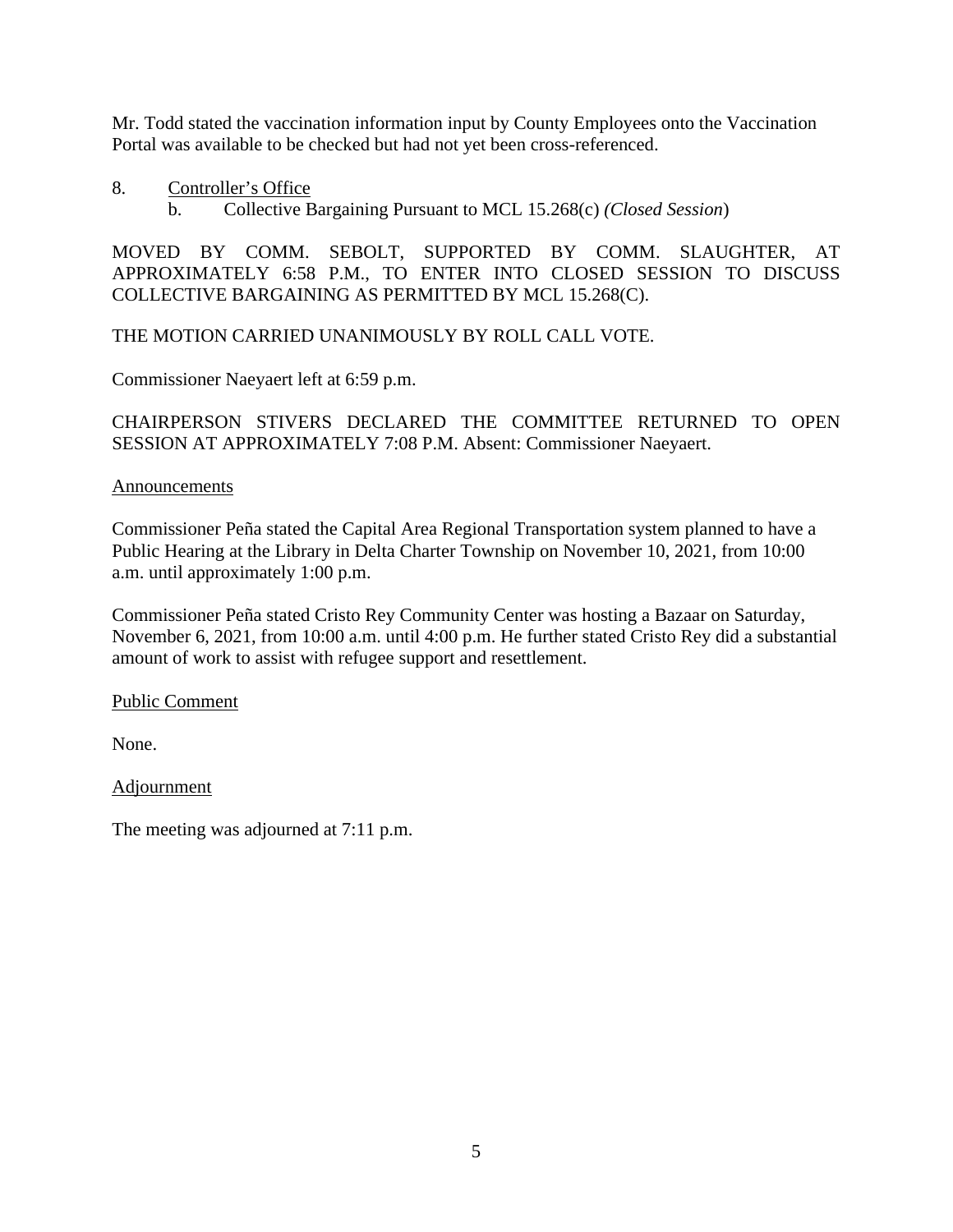Mr. Todd stated the vaccination information input by County Employees onto the Vaccination Portal was available to be checked but had not yet been cross-referenced.

8. Controller's Office
   b. Collective Bargaining Pursuant to MCL 15.268(c) *(Closed Session)*

MOVED BY COMM. SEBOLT, SUPPORTED BY COMM. SLAUGHTER, AT APPROXIMATELY 6:58 P.M., TO ENTER INTO CLOSED SESSION TO DISCUSS COLLECTIVE BARGAINING AS PERMITTED BY MCL 15.268(C).

THE MOTION CARRIED UNANIMOUSLY BY ROLL CALL VOTE.

Commissioner Naeyaert left at 6:59 p.m.

CHAIRPERSON STIVERS DECLARED THE COMMITTEE RETURNED TO OPEN SESSION AT APPROXIMATELY 7:08 P.M. Absent: Commissioner Naeyaert.

Announcements

Commissioner Peña stated the Capital Area Regional Transportation system planned to have a Public Hearing at the Library in Delta Charter Township on November 10, 2021, from 10:00 a.m. until approximately 1:00 p.m.

Commissioner Peña stated Cristo Rey Community Center was hosting a Bazaar on Saturday, November 6, 2021, from 10:00 a.m. until 4:00 p.m. He further stated Cristo Rey did a substantial amount of work to assist with refugee support and resettlement.

Public Comment

None.

Adjournment

The meeting was adjourned at 7:11 p.m.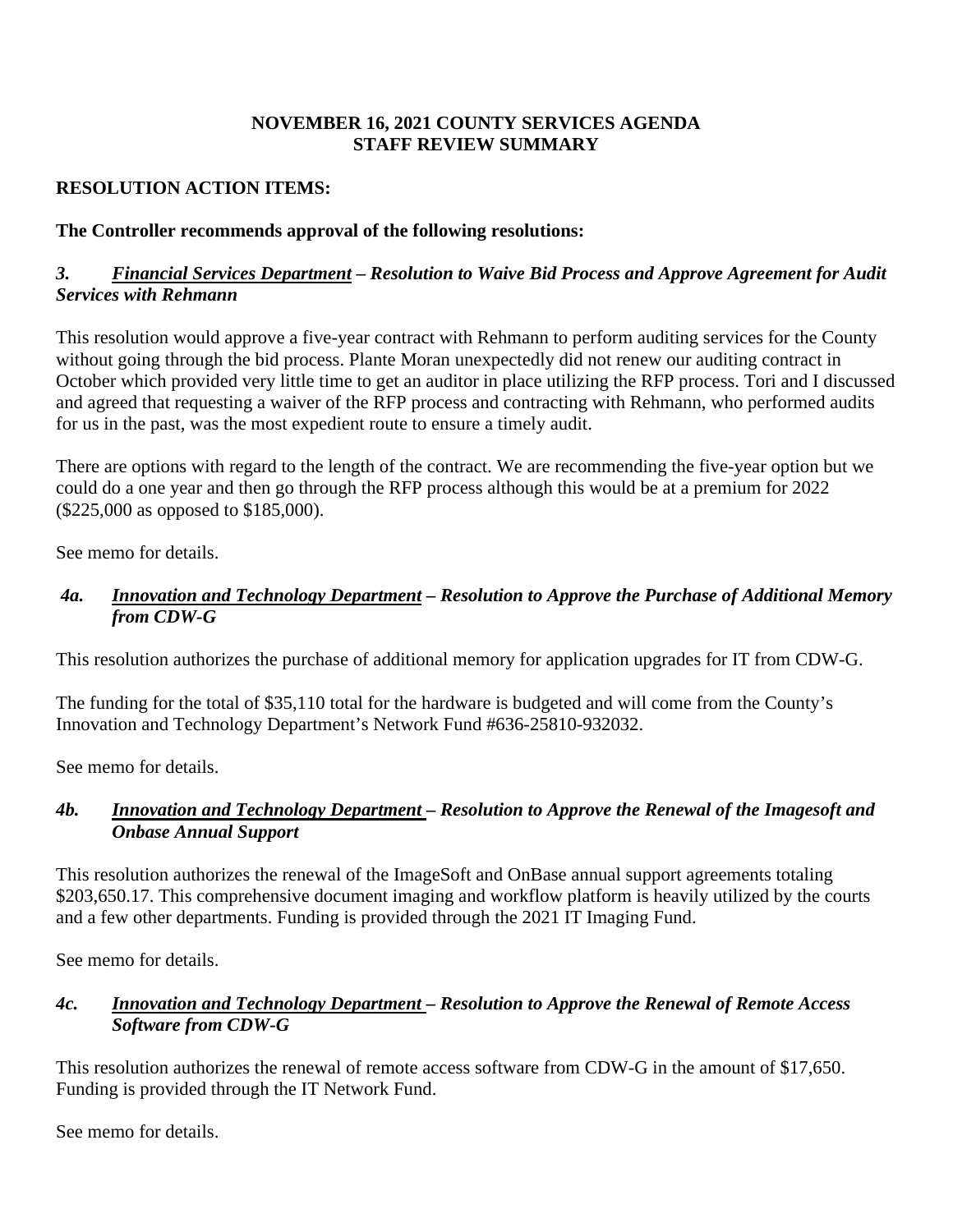**NOVEMBER 16, 2021 COUNTY SERVICES AGENDA**
**STAFF REVIEW SUMMARY**

**RESOLUTION ACTION ITEMS:**

**The Controller recommends approval of the following resolutions:**

**3.** ***Financial Services Department – Resolution to Waive Bid Process and Approve Agreement for Audit Services with Rehmann***

This resolution would approve a five-year contract with Rehmann to perform auditing services for the County without going through the bid process. Plante Moran unexpectedly did not renew our auditing contract in October which provided very little time to get an auditor in place utilizing the RFP process. Tori and I discussed and agreed that requesting a waiver of the RFP process and contracting with Rehmann, who performed audits for us in the past, was the most expedient route to ensure a timely audit.

There are options with regard to the length of the contract. We are recommending the five-year option but we could do a one year and then go through the RFP process although this would be at a premium for 2022 ($225,000 as opposed to $185,000).

See memo for details.

**4a.** ***Innovation and Technology Department – Resolution to Approve the Purchase of Additional Memory from CDW-G***

This resolution authorizes the purchase of additional memory for application upgrades for IT from CDW-G.

The funding for the total of $35,110 total for the hardware is budgeted and will come from the County's Innovation and Technology Department's Network Fund #636-25810-932032.

See memo for details.

**4b.** ***Innovation and Technology Department – Resolution to Approve the Renewal of the Imagesoft and Onbase Annual Support***

This resolution authorizes the renewal of the ImageSoft and OnBase annual support agreements totaling $203,650.17. This comprehensive document imaging and workflow platform is heavily utilized by the courts and a few other departments. Funding is provided through the 2021 IT Imaging Fund.

See memo for details.

**4c.** ***Innovation and Technology Department – Resolution to Approve the Renewal of Remote Access Software from CDW-G***

This resolution authorizes the renewal of remote access software from CDW-G in the amount of $17,650. Funding is provided through the IT Network Fund.

See memo for details.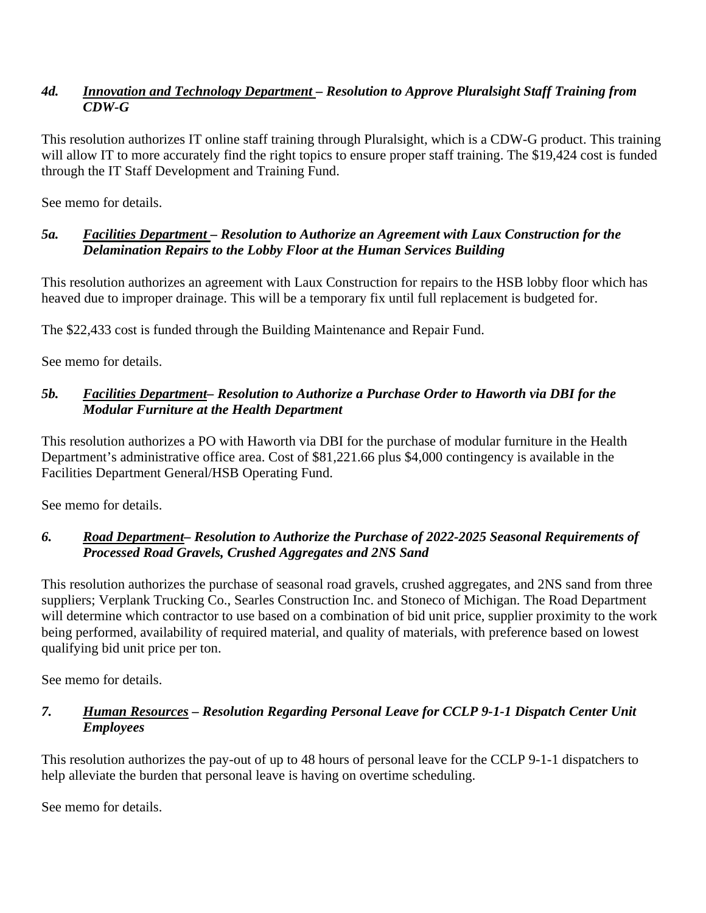### *4d. <u>Innovation and Technology Department</u> – Resolution to Approve Pluralsight Staff Training from CDW-G*

This resolution authorizes IT online staff training through Pluralsight, which is a CDW-G product. This training will allow IT to more accurately find the right topics to ensure proper staff training. The $19,424 cost is funded through the IT Staff Development and Training Fund.

See memo for details.

### *5a. <u>Facilities Department</u> – Resolution to Authorize an Agreement with Laux Construction for the Delamination Repairs to the Lobby Floor at the Human Services Building*

This resolution authorizes an agreement with Laux Construction for repairs to the HSB lobby floor which has heaved due to improper drainage. This will be a temporary fix until full replacement is budgeted for.

The $22,433 cost is funded through the Building Maintenance and Repair Fund.

See memo for details.

### *5b. <u>Facilities Department</u>– Resolution to Authorize a Purchase Order to Haworth via DBI for the Modular Furniture at the Health Department*

This resolution authorizes a PO with Haworth via DBI for the purchase of modular furniture in the Health Department's administrative office area. Cost of $81,221.66 plus $4,000 contingency is available in the Facilities Department General/HSB Operating Fund.

See memo for details.

### *6. <u>Road Department</u>– Resolution to Authorize the Purchase of 2022-2025 Seasonal Requirements of Processed Road Gravels, Crushed Aggregates and 2NS Sand*

This resolution authorizes the purchase of seasonal road gravels, crushed aggregates, and 2NS sand from three suppliers; Verplank Trucking Co., Searles Construction Inc. and Stoneco of Michigan. The Road Department will determine which contractor to use based on a combination of bid unit price, supplier proximity to the work being performed, availability of required material, and quality of materials, with preference based on lowest qualifying bid unit price per ton.

See memo for details.

### *7. <u>Human Resources</u> – Resolution Regarding Personal Leave for CCLP 9-1-1 Dispatch Center Unit Employees*

This resolution authorizes the pay-out of up to 48 hours of personal leave for the CCLP 9-1-1 dispatchers to help alleviate the burden that personal leave is having on overtime scheduling.

See memo for details.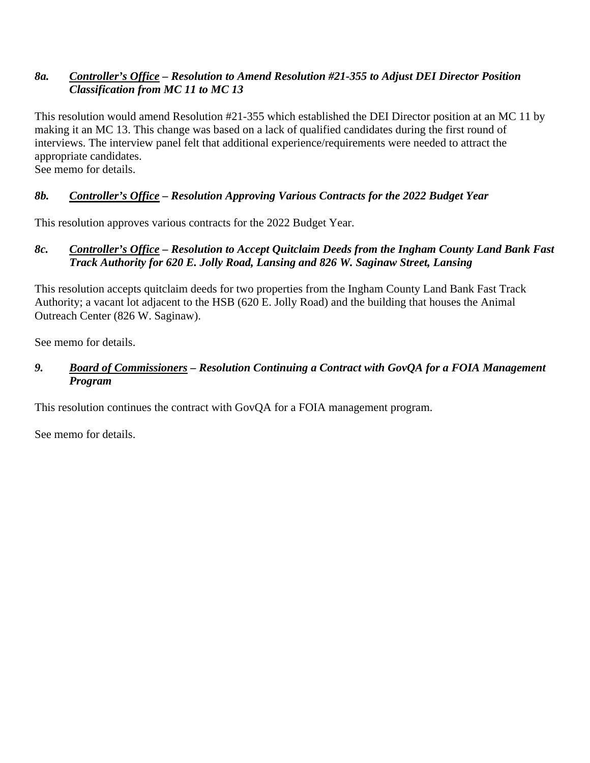### *8a.* *<u>Controller's Office</u> – Resolution to Amend Resolution #21-355 to Adjust DEI Director Position Classification from MC 11 to MC 13*

This resolution would amend Resolution #21-355 which established the DEI Director position at an MC 11 by making it an MC 13. This change was based on a lack of qualified candidates during the first round of interviews. The interview panel felt that additional experience/requirements were needed to attract the appropriate candidates.
See memo for details.

### *8b.* *<u>Controller's Office</u> – Resolution Approving Various Contracts for the 2022 Budget Year*

This resolution approves various contracts for the 2022 Budget Year.

### *8c.* *<u>Controller's Office</u> – Resolution to Accept Quitclaim Deeds from the Ingham County Land Bank Fast Track Authority for 620 E. Jolly Road, Lansing and 826 W. Saginaw Street, Lansing*

This resolution accepts quitclaim deeds for two properties from the Ingham County Land Bank Fast Track Authority; a vacant lot adjacent to the HSB (620 E. Jolly Road) and the building that houses the Animal Outreach Center (826 W. Saginaw).

See memo for details.

### *9.* *<u>Board of Commissioners</u> – Resolution Continuing a Contract with GovQA for a FOIA Management Program*

This resolution continues the contract with GovQA for a FOIA management program.

See memo for details.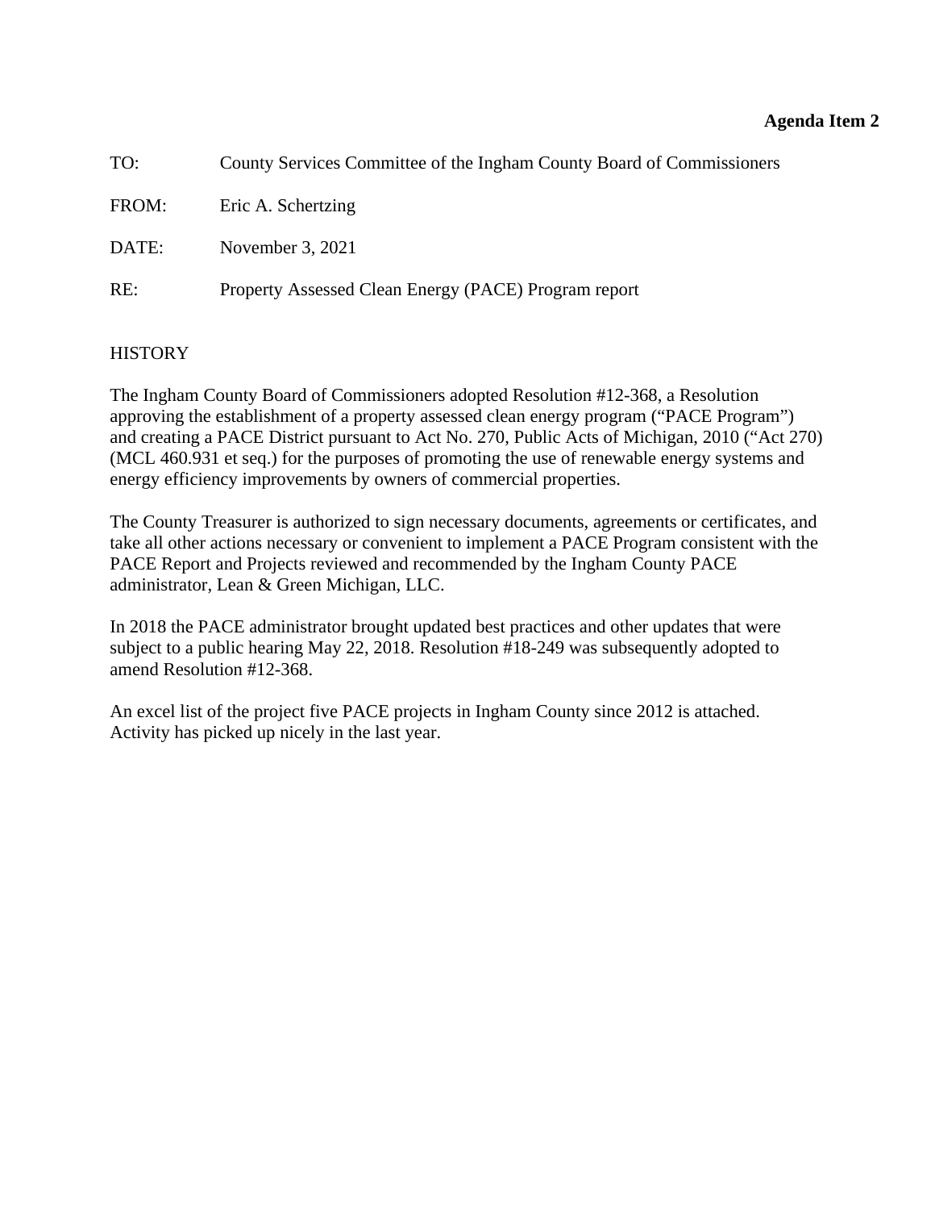**Agenda Item 2**

TO: County Services Committee of the Ingham County Board of Commissioners

FROM: Eric A. Schertzing

DATE: November 3, 2021

RE: Property Assessed Clean Energy (PACE) Program report

HISTORY

The Ingham County Board of Commissioners adopted Resolution #12-368, a Resolution approving the establishment of a property assessed clean energy program ("PACE Program") and creating a PACE District pursuant to Act No. 270, Public Acts of Michigan, 2010 ("Act 270) (MCL 460.931 et seq.) for the purposes of promoting the use of renewable energy systems and energy efficiency improvements by owners of commercial properties.

The County Treasurer is authorized to sign necessary documents, agreements or certificates, and take all other actions necessary or convenient to implement a PACE Program consistent with the PACE Report and Projects reviewed and recommended by the Ingham County PACE administrator, Lean & Green Michigan, LLC.

In 2018 the PACE administrator brought updated best practices and other updates that were subject to a public hearing May 22, 2018. Resolution #18-249 was subsequently adopted to amend Resolution #12-368.

An excel list of the project five PACE projects in Ingham County since 2012 is attached. Activity has picked up nicely in the last year.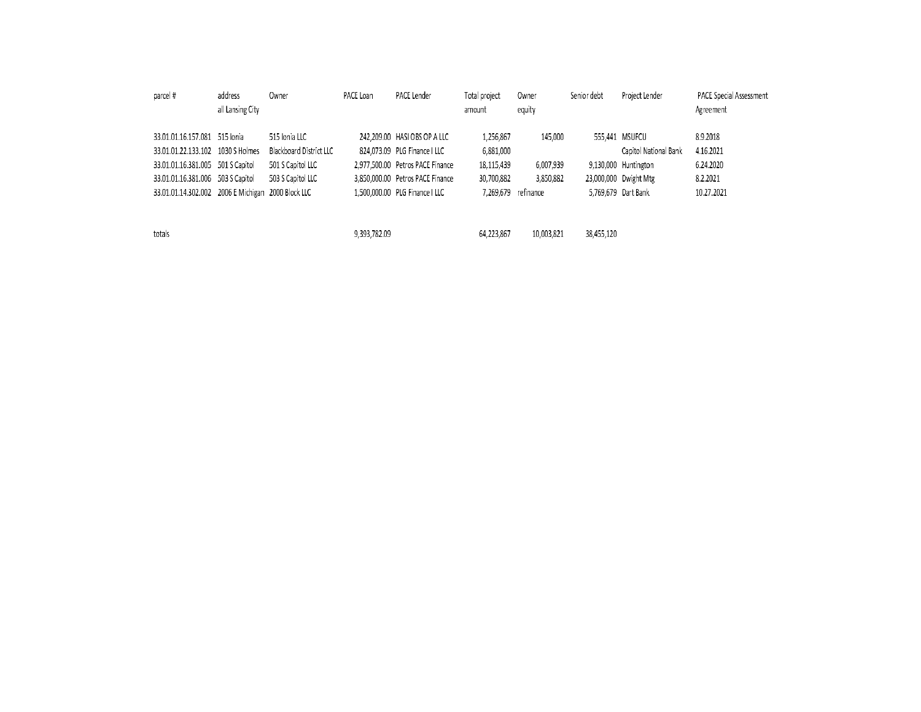| parcel # | address all Lansing City | Owner | PACE Loan | PACE Lender | Total project amount | Owner equity | Senior debt | Project Lender | PACE Special Assessment Agreement |
|---|---|---|---|---|---|---|---|---|---|
| 33.01.01.16.157.081 | 515 Ionia | 515 Ionia LLC | 242,209.00 | HASI OBS OP A LLC | 1,256,867 | 145,000 | 555,441 | MSUFCU | 8.9.2018 |
| 33.01.01.22.133.102 | 1030 S Holmes | Blackboard District LLC | 824,073.09 | PLG Finance I LLC | 6,881,000 | | | Capitol National Bank | 4.16.2021 |
| 33.01.01.16.381.005 | 501 S Capitol | 501 S Capitol LLC | 2,977,500.00 | Petros PACE Finance | 18,115,439 | 6,007,939 | 9,130,000 | Huntington | 6.24.2020 |
| 33.01.01.16.381.006 | 503 S Capitol | 503 S Capitol LLC | 3,850,000.00 | Petros PACE Finance | 30,700,882 | 3,850,882 | 23,000,000 | Dwight Mtg | 8.2.2021 |
| 33.01.01.14.302.002 | 2006 E Michigan | 2000 Block LLC | 1,500,000.00 | PLG Finance I LLC | 7,269,679 | refinance | 5,769,679 | Dart Bank | 10.27.2021 |
| | | | | | | | | | |
| totals | | | 9,393,782.09 | | 64,223,867 | 10,003,821 | 38,455,120 | | |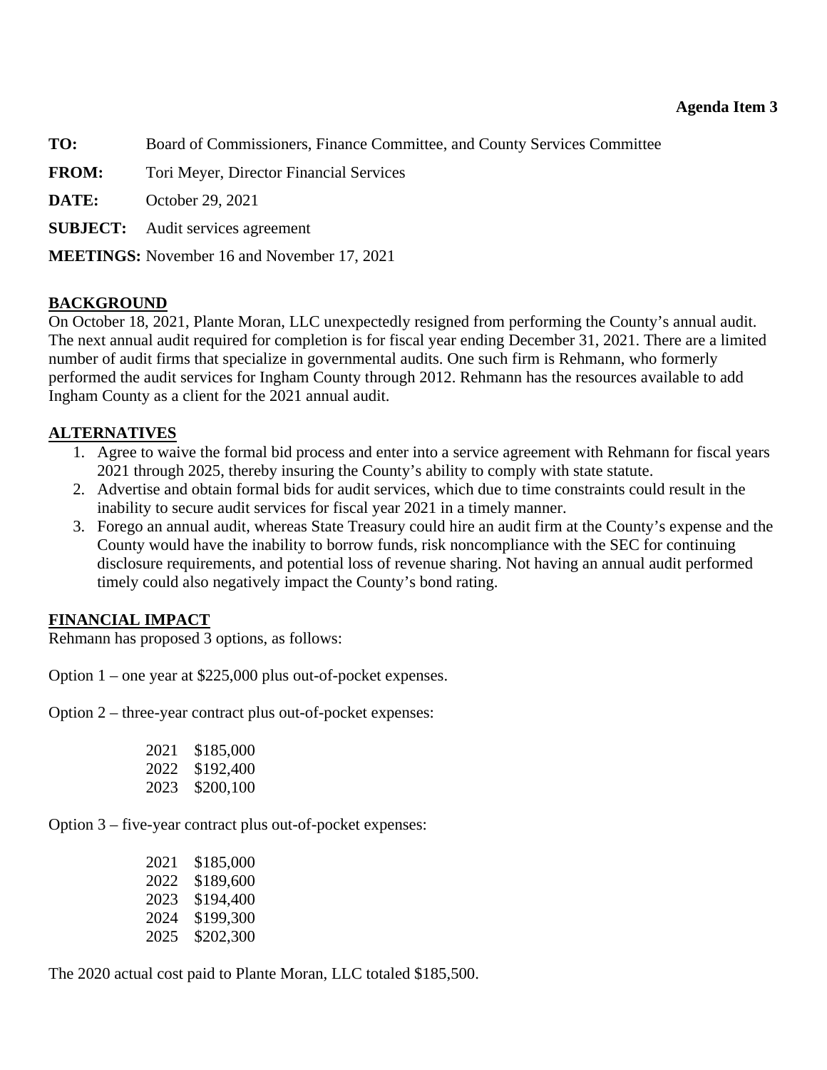**Agenda Item 3**

**TO:** Board of Commissioners, Finance Committee, and County Services Committee

**FROM:** Tori Meyer, Director Financial Services

**DATE:** October 29, 2021

**SUBJECT:** Audit services agreement

**MEETINGS:** November 16 and November 17, 2021

**BACKGROUND**

On October 18, 2021, Plante Moran, LLC unexpectedly resigned from performing the County's annual audit. The next annual audit required for completion is for fiscal year ending December 31, 2021. There are a limited number of audit firms that specialize in governmental audits. One such firm is Rehmann, who formerly performed the audit services for Ingham County through 2012. Rehmann has the resources available to add Ingham County as a client for the 2021 annual audit.

**ALTERNATIVES**

1. Agree to waive the formal bid process and enter into a service agreement with Rehmann for fiscal years 2021 through 2025, thereby insuring the County's ability to comply with state statute.
2. Advertise and obtain formal bids for audit services, which due to time constraints could result in the inability to secure audit services for fiscal year 2021 in a timely manner.
3. Forego an annual audit, whereas State Treasury could hire an audit firm at the County's expense and the County would have the inability to borrow funds, risk noncompliance with the SEC for continuing disclosure requirements, and potential loss of revenue sharing. Not having an annual audit performed timely could also negatively impact the County's bond rating.

**FINANCIAL IMPACT**

Rehmann has proposed 3 options, as follows:

Option 1 – one year at $225,000 plus out-of-pocket expenses.

Option 2 – three-year contract plus out-of-pocket expenses:

| | |
|---|---|
| 2021 | $185,000 |
| 2022 | $192,400 |
| 2023 | $200,100 |

Option 3 – five-year contract plus out-of-pocket expenses:

| | |
|---|---|
| 2021 | $185,000 |
| 2022 | $189,600 |
| 2023 | $194,400 |
| 2024 | $199,300 |
| 2025 | $202,300 |

The 2020 actual cost paid to Plante Moran, LLC totaled $185,500.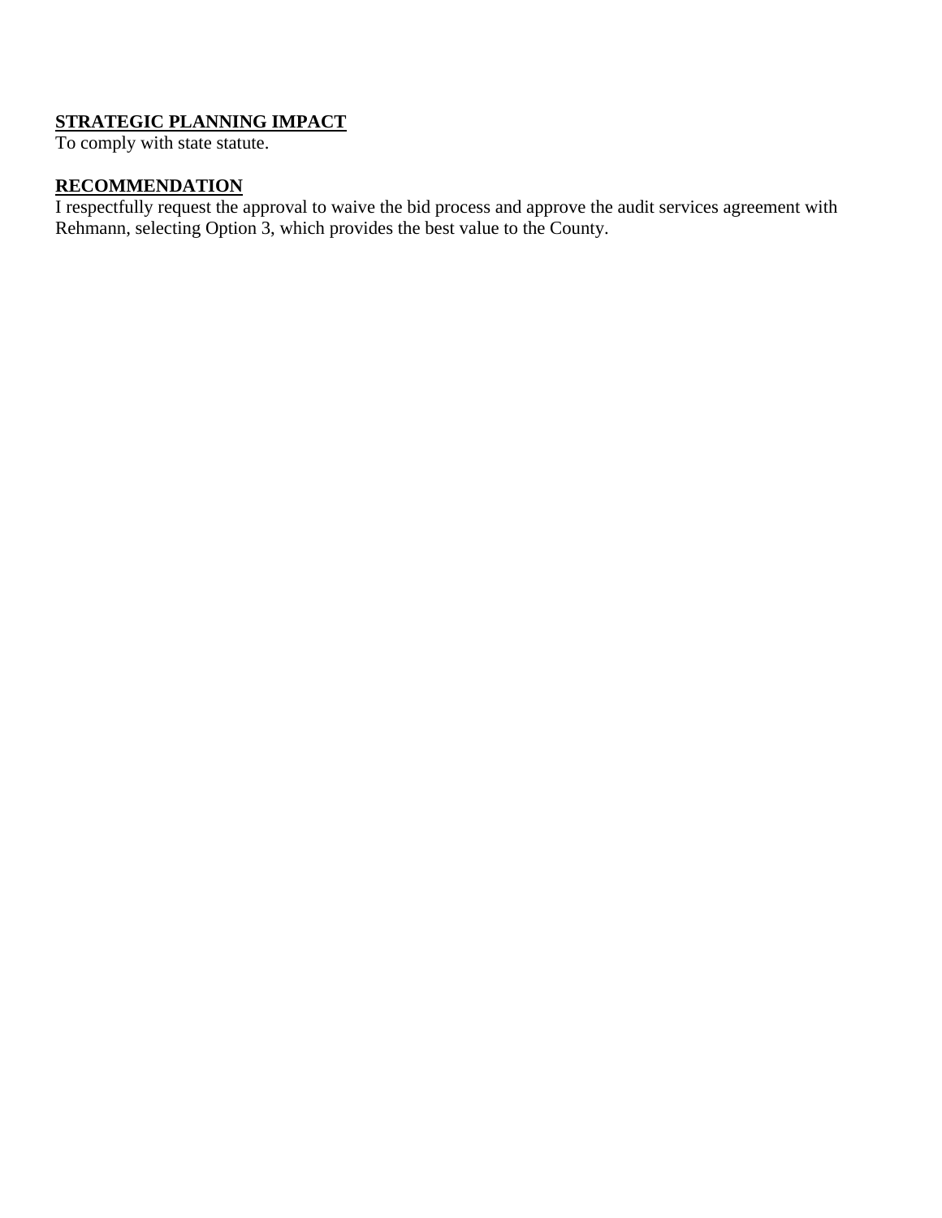**STRATEGIC PLANNING IMPACT**
To comply with state statute.

**RECOMMENDATION**
I respectfully request the approval to waive the bid process and approve the audit services agreement with Rehmann, selecting Option 3, which provides the best value to the County.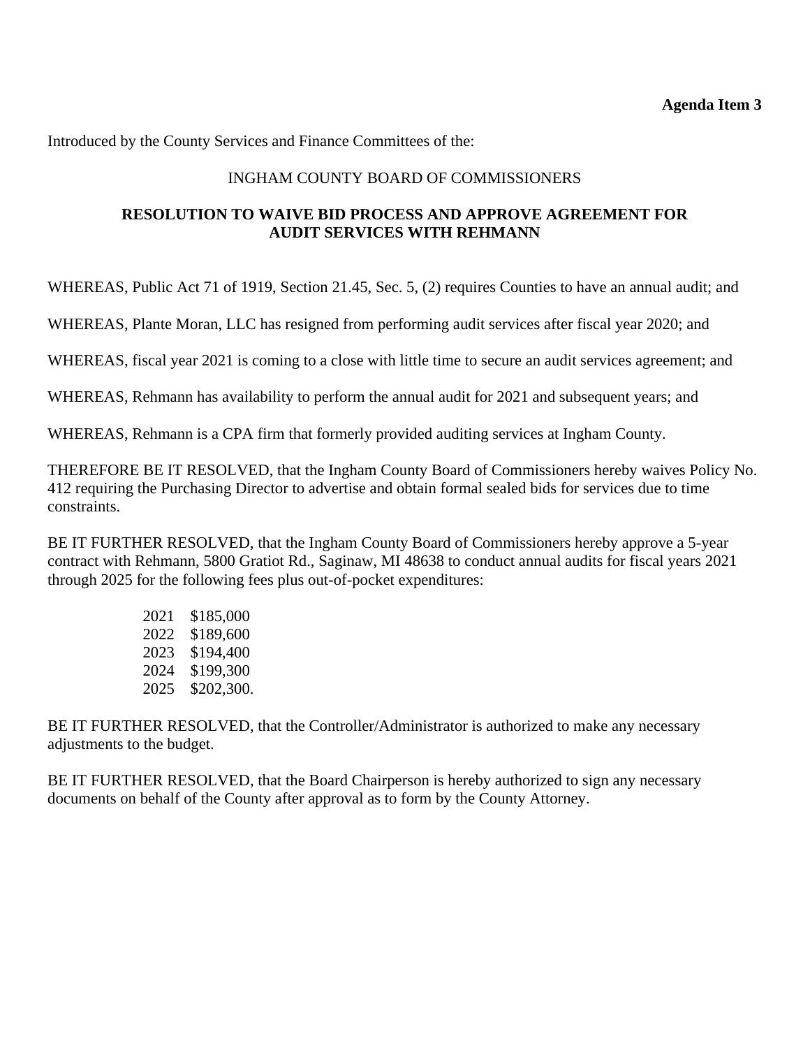**Agenda Item 3**

Introduced by the County Services and Finance Committees of the:

INGHAM COUNTY BOARD OF COMMISSIONERS

**RESOLUTION TO WAIVE BID PROCESS AND APPROVE AGREEMENT FOR AUDIT SERVICES WITH REHMANN**

WHEREAS, Public Act 71 of 1919, Section 21.45, Sec. 5, (2) requires Counties to have an annual audit; and

WHEREAS, Plante Moran, LLC has resigned from performing audit services after fiscal year 2020; and

WHEREAS, fiscal year 2021 is coming to a close with little time to secure an audit services agreement; and

WHEREAS, Rehmann has availability to perform the annual audit for 2021 and subsequent years; and

WHEREAS, Rehmann is a CPA firm that formerly provided auditing services at Ingham County.

THEREFORE BE IT RESOLVED, that the Ingham County Board of Commissioners hereby waives Policy No. 412 requiring the Purchasing Director to advertise and obtain formal sealed bids for services due to time constraints.

BE IT FURTHER RESOLVED, that the Ingham County Board of Commissioners hereby approve a 5-year contract with Rehmann, 5800 Gratiot Rd., Saginaw, MI 48638 to conduct annual audits for fiscal years 2021 through 2025 for the following fees plus out-of-pocket expenditures:

2021 $185,000
2022 $189,600
2023 $194,400
2024 $199,300
2025 $202,300.

BE IT FURTHER RESOLVED, that the Controller/Administrator is authorized to make any necessary adjustments to the budget.

BE IT FURTHER RESOLVED, that the Board Chairperson is hereby authorized to sign any necessary documents on behalf of the County after approval as to form by the County Attorney.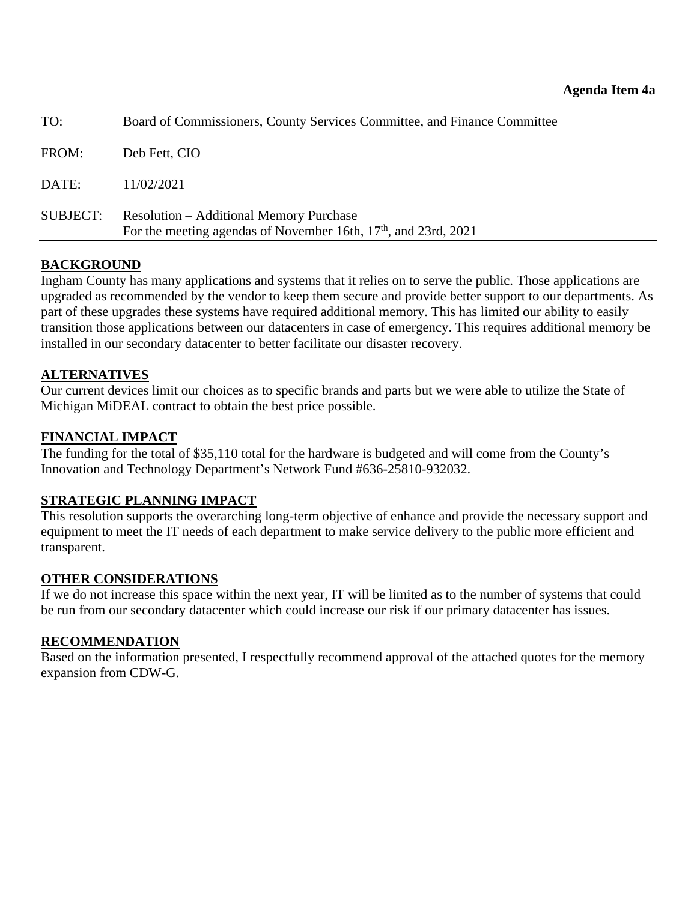**Agenda Item 4a**

| | |
|---|---|
| TO: | Board of Commissioners, County Services Committee, and Finance Committee |
| FROM: | Deb Fett, CIO |
| DATE: | 11/02/2021 |
| SUBJECT: | Resolution – Additional Memory Purchase<br>For the meeting agendas of November 16th, 17th, and 23rd, 2021 |

## BACKGROUND

Ingham County has many applications and systems that it relies on to serve the public. Those applications are upgraded as recommended by the vendor to keep them secure and provide better support to our departments. As part of these upgrades these systems have required additional memory. This has limited our ability to easily transition those applications between our datacenters in case of emergency. This requires additional memory be installed in our secondary datacenter to better facilitate our disaster recovery.

## ALTERNATIVES

Our current devices limit our choices as to specific brands and parts but we were able to utilize the State of Michigan MiDEAL contract to obtain the best price possible.

## FINANCIAL IMPACT

The funding for the total of $35,110 total for the hardware is budgeted and will come from the County's Innovation and Technology Department's Network Fund #636-25810-932032.

## STRATEGIC PLANNING IMPACT

This resolution supports the overarching long-term objective of enhance and provide the necessary support and equipment to meet the IT needs of each department to make service delivery to the public more efficient and transparent.

## OTHER CONSIDERATIONS

If we do not increase this space within the next year, IT will be limited as to the number of systems that could be run from our secondary datacenter which could increase our risk if our primary datacenter has issues.

## RECOMMENDATION

Based on the information presented, I respectfully recommend approval of the attached quotes for the memory expansion from CDW-G.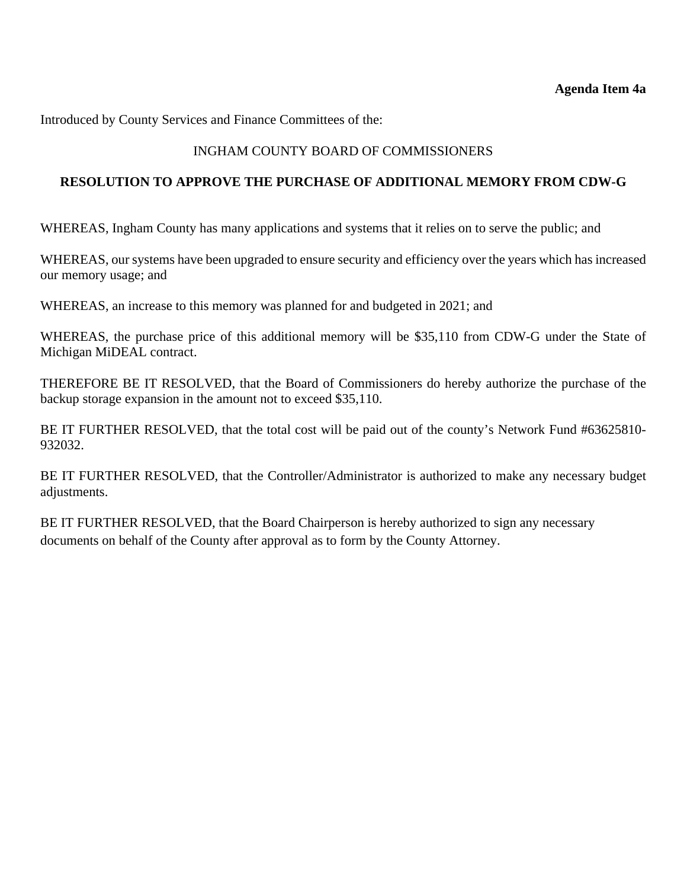**Agenda Item 4a**

Introduced by County Services and Finance Committees of the:

INGHAM COUNTY BOARD OF COMMISSIONERS

**RESOLUTION TO APPROVE THE PURCHASE OF ADDITIONAL MEMORY FROM CDW-G**

WHEREAS, Ingham County has many applications and systems that it relies on to serve the public; and

WHEREAS, our systems have been upgraded to ensure security and efficiency over the years which has increased our memory usage; and

WHEREAS, an increase to this memory was planned for and budgeted in 2021; and

WHEREAS, the purchase price of this additional memory will be $35,110 from CDW-G under the State of Michigan MiDEAL contract.

THEREFORE BE IT RESOLVED, that the Board of Commissioners do hereby authorize the purchase of the backup storage expansion in the amount not to exceed $35,110.

BE IT FURTHER RESOLVED, that the total cost will be paid out of the county's Network Fund #63625810-932032.

BE IT FURTHER RESOLVED, that the Controller/Administrator is authorized to make any necessary budget adjustments.

BE IT FURTHER RESOLVED, that the Board Chairperson is hereby authorized to sign any necessary documents on behalf of the County after approval as to form by the County Attorney.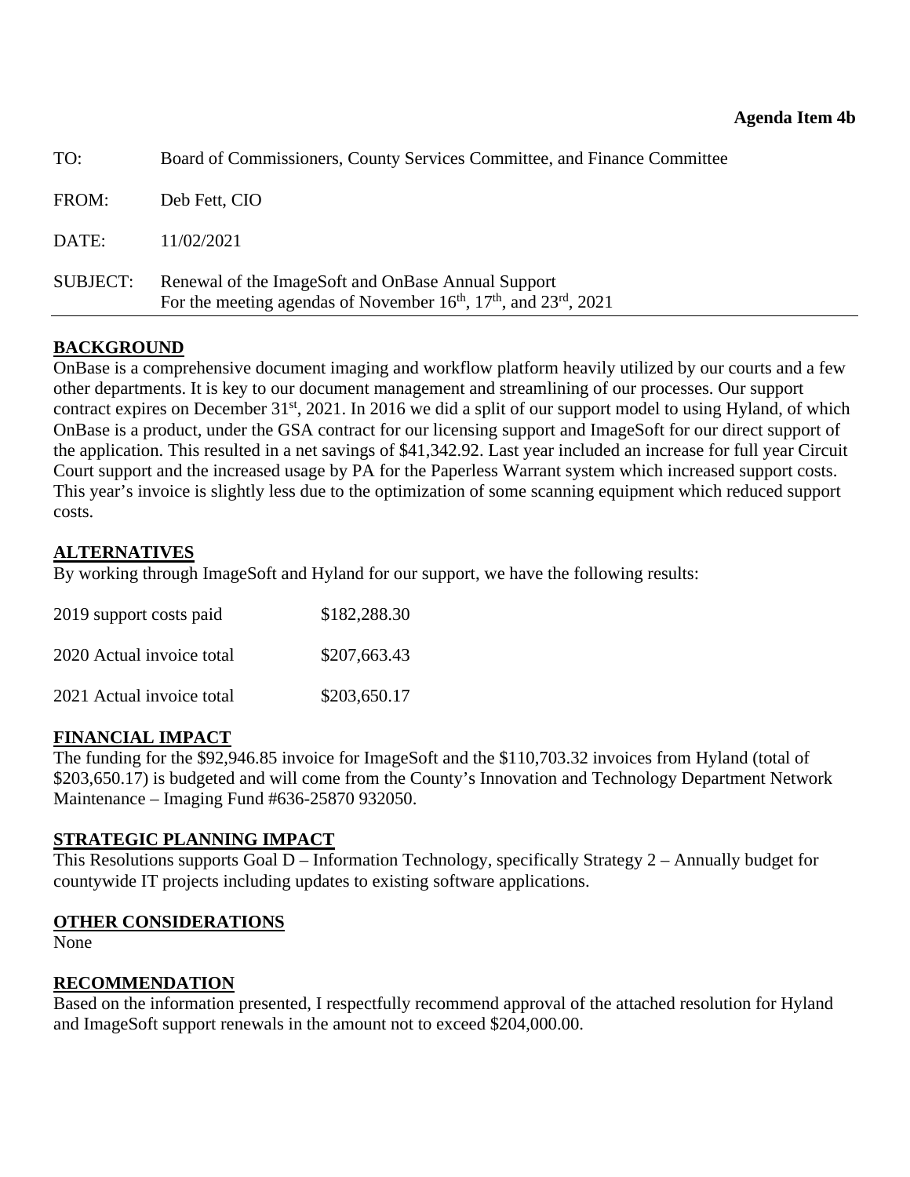**Agenda Item 4b**

| | |
|---|---|
| TO: | Board of Commissioners, County Services Committee, and Finance Committee |
| FROM: | Deb Fett, CIO |
| DATE: | 11/02/2021 |
| SUBJECT: | Renewal of the ImageSoft and OnBase Annual Support<br>For the meeting agendas of November 16th, 17th, and 23rd, 2021 |

## BACKGROUND

OnBase is a comprehensive document imaging and workflow platform heavily utilized by our courts and a few other departments. It is key to our document management and streamlining of our processes. Our support contract expires on December 31st, 2021. In 2016 we did a split of our support model to using Hyland, of which OnBase is a product, under the GSA contract for our licensing support and ImageSoft for our direct support of the application. This resulted in a net savings of $41,342.92. Last year included an increase for full year Circuit Court support and the increased usage by PA for the Paperless Warrant system which increased support costs. This year's invoice is slightly less due to the optimization of some scanning equipment which reduced support costs.

## ALTERNATIVES

By working through ImageSoft and Hyland for our support, we have the following results:

| | |
|---|---|
| 2019 support costs paid | $182,288.30 |
| 2020 Actual invoice total | $207,663.43 |
| 2021 Actual invoice total | $203,650.17 |

## FINANCIAL IMPACT

The funding for the $92,946.85 invoice for ImageSoft and the $110,703.32 invoices from Hyland (total of $203,650.17) is budgeted and will come from the County's Innovation and Technology Department Network Maintenance – Imaging Fund #636-25870 932050.

## STRATEGIC PLANNING IMPACT

This Resolutions supports Goal D – Information Technology, specifically Strategy 2 – Annually budget for countywide IT projects including updates to existing software applications.

## OTHER CONSIDERATIONS

None

## RECOMMENDATION

Based on the information presented, I respectfully recommend approval of the attached resolution for Hyland and ImageSoft support renewals in the amount not to exceed $204,000.00.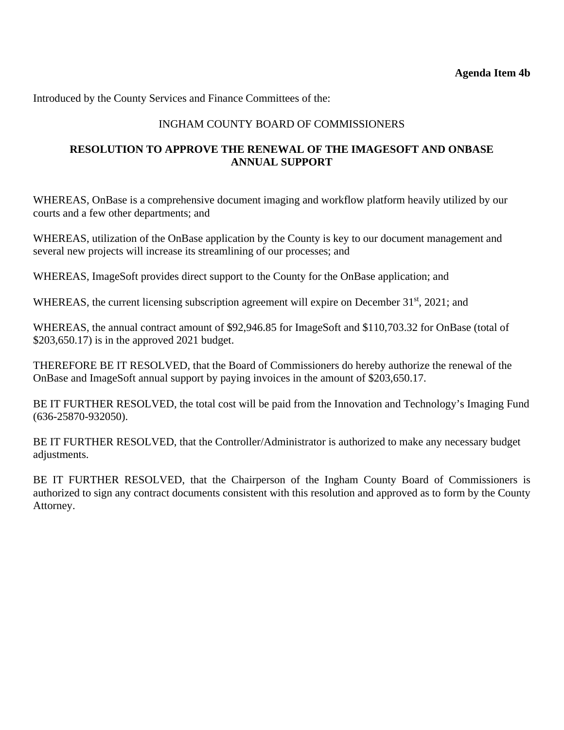**Agenda Item 4b**

Introduced by the County Services and Finance Committees of the:

INGHAM COUNTY BOARD OF COMMISSIONERS

**RESOLUTION TO APPROVE THE RENEWAL OF THE IMAGESOFT AND ONBASE ANNUAL SUPPORT**

WHEREAS, OnBase is a comprehensive document imaging and workflow platform heavily utilized by our courts and a few other departments; and

WHEREAS, utilization of the OnBase application by the County is key to our document management and several new projects will increase its streamlining of our processes; and

WHEREAS, ImageSoft provides direct support to the County for the OnBase application; and

WHEREAS, the current licensing subscription agreement will expire on December 31st, 2021; and

WHEREAS, the annual contract amount of $92,946.85 for ImageSoft and $110,703.32 for OnBase (total of $203,650.17) is in the approved 2021 budget.

THEREFORE BE IT RESOLVED, that the Board of Commissioners do hereby authorize the renewal of the OnBase and ImageSoft annual support by paying invoices in the amount of $203,650.17.

BE IT FURTHER RESOLVED, the total cost will be paid from the Innovation and Technology's Imaging Fund (636-25870-932050).

BE IT FURTHER RESOLVED, that the Controller/Administrator is authorized to make any necessary budget adjustments.

BE IT FURTHER RESOLVED, that the Chairperson of the Ingham County Board of Commissioners is authorized to sign any contract documents consistent with this resolution and approved as to form by the County Attorney.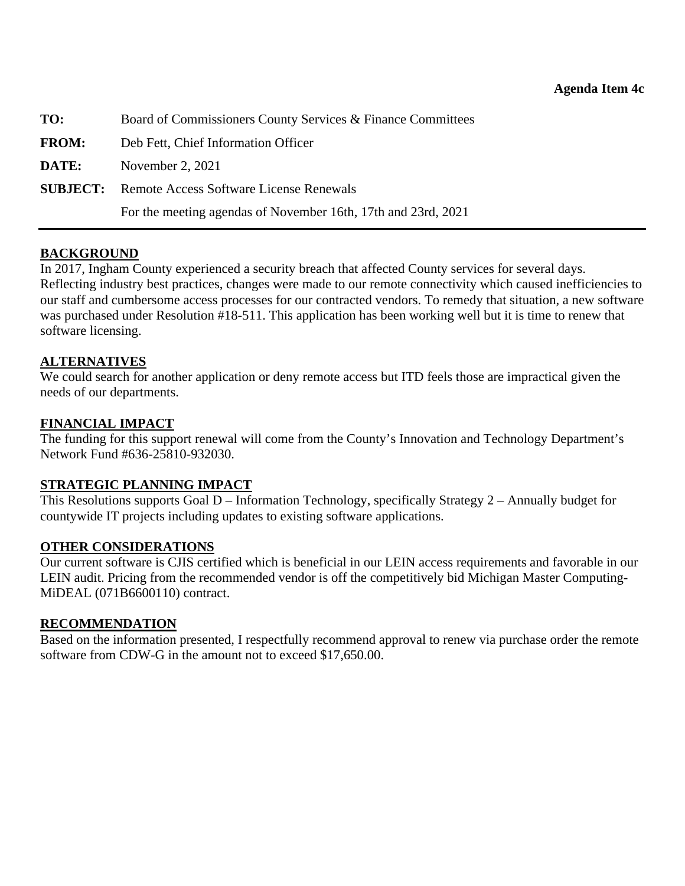**Agenda Item 4c**

**TO:** Board of Commissioners County Services & Finance Committees

**FROM:** Deb Fett, Chief Information Officer

**DATE:** November 2, 2021

**SUBJECT:** Remote Access Software License Renewals

For the meeting agendas of November 16th, 17th and 23rd, 2021

---

## BACKGROUND

In 2017, Ingham County experienced a security breach that affected County services for several days. Reflecting industry best practices, changes were made to our remote connectivity which caused inefficiencies to our staff and cumbersome access processes for our contracted vendors. To remedy that situation, a new software was purchased under Resolution #18-511. This application has been working well but it is time to renew that software licensing.

## ALTERNATIVES

We could search for another application or deny remote access but ITD feels those are impractical given the needs of our departments.

## FINANCIAL IMPACT

The funding for this support renewal will come from the County's Innovation and Technology Department's Network Fund #636-25810-932030.

## STRATEGIC PLANNING IMPACT

This Resolutions supports Goal D – Information Technology, specifically Strategy 2 – Annually budget for countywide IT projects including updates to existing software applications.

## OTHER CONSIDERATIONS

Our current software is CJIS certified which is beneficial in our LEIN access requirements and favorable in our LEIN audit. Pricing from the recommended vendor is off the competitively bid Michigan Master Computing-MiDEAL (071B6600110) contract.

## RECOMMENDATION

Based on the information presented, I respectfully recommend approval to renew via purchase order the remote software from CDW-G in the amount not to exceed $17,650.00.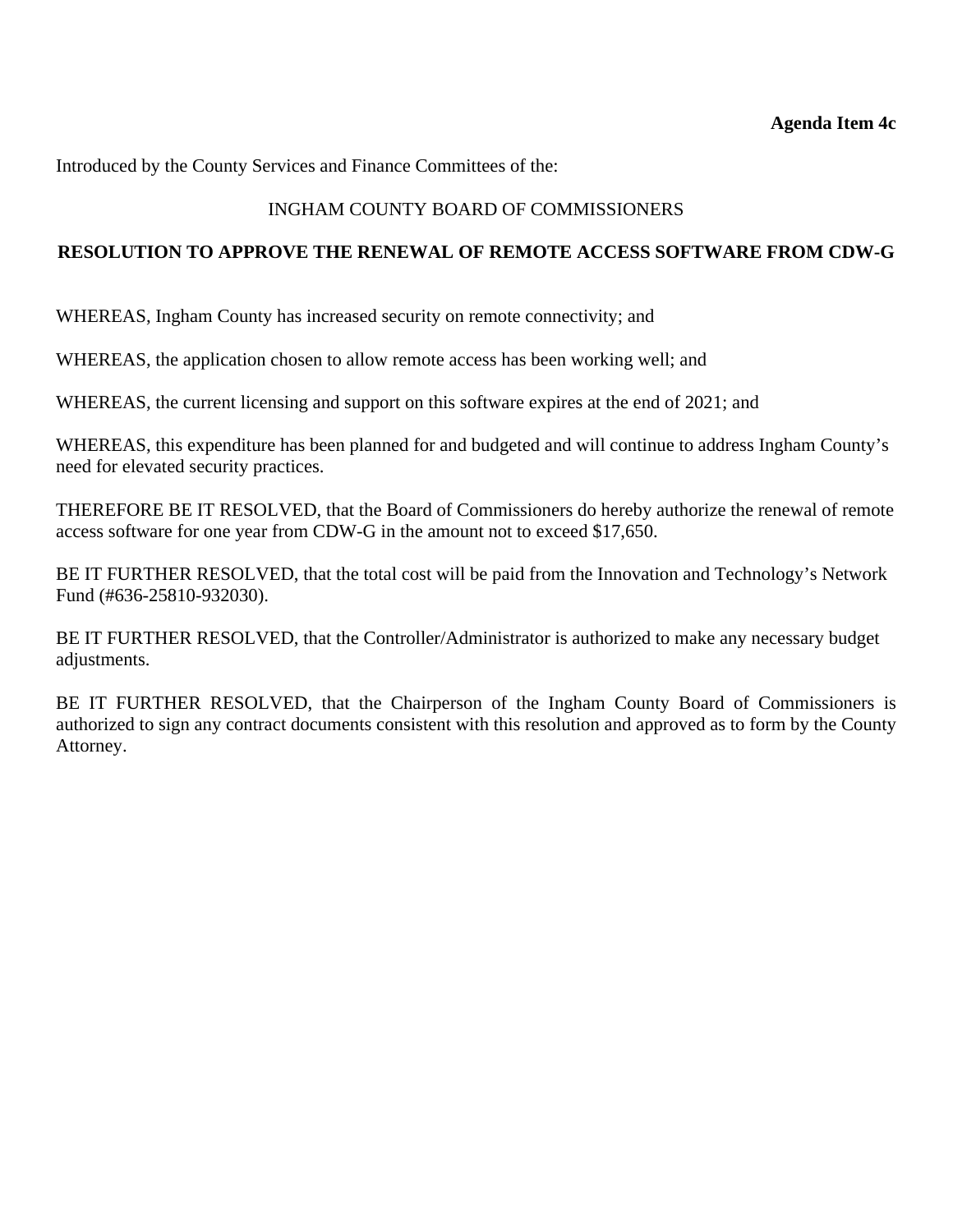**Agenda Item 4c**

Introduced by the County Services and Finance Committees of the:

INGHAM COUNTY BOARD OF COMMISSIONERS

**RESOLUTION TO APPROVE THE RENEWAL OF REMOTE ACCESS SOFTWARE FROM CDW-G**

WHEREAS, Ingham County has increased security on remote connectivity; and

WHEREAS, the application chosen to allow remote access has been working well; and

WHEREAS, the current licensing and support on this software expires at the end of 2021; and

WHEREAS, this expenditure has been planned for and budgeted and will continue to address Ingham County's need for elevated security practices.

THEREFORE BE IT RESOLVED, that the Board of Commissioners do hereby authorize the renewal of remote access software for one year from CDW-G in the amount not to exceed $17,650.

BE IT FURTHER RESOLVED, that the total cost will be paid from the Innovation and Technology's Network Fund (#636-25810-932030).

BE IT FURTHER RESOLVED, that the Controller/Administrator is authorized to make any necessary budget adjustments.

BE IT FURTHER RESOLVED, that the Chairperson of the Ingham County Board of Commissioners is authorized to sign any contract documents consistent with this resolution and approved as to form by the County Attorney.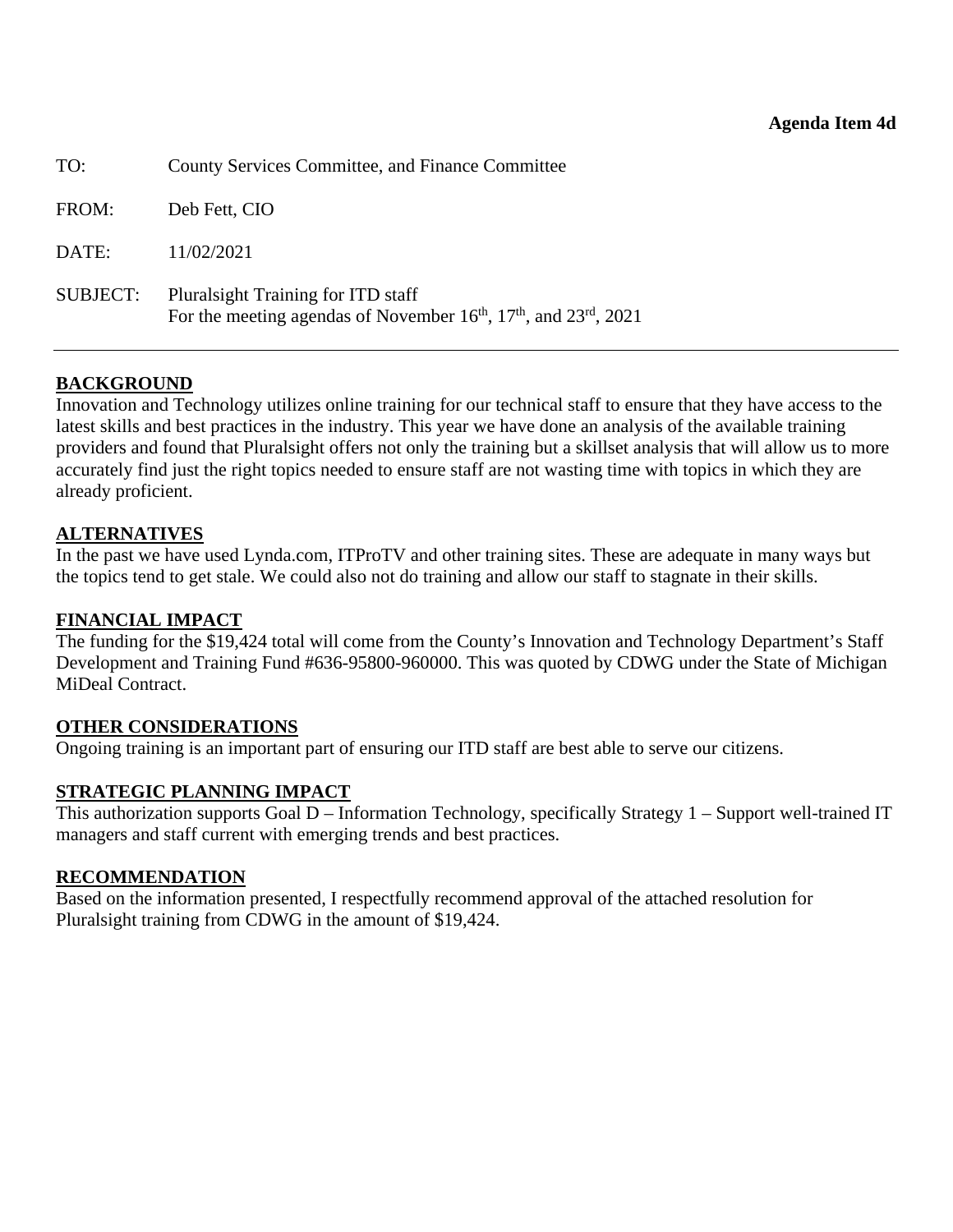**Agenda Item 4d**

TO: County Services Committee, and Finance Committee

FROM: Deb Fett, CIO

DATE: 11/02/2021

SUBJECT: Pluralsight Training for ITD staff
For the meeting agendas of November 16th, 17th, and 23rd, 2021

---

## BACKGROUND

Innovation and Technology utilizes online training for our technical staff to ensure that they have access to the latest skills and best practices in the industry. This year we have done an analysis of the available training providers and found that Pluralsight offers not only the training but a skillset analysis that will allow us to more accurately find just the right topics needed to ensure staff are not wasting time with topics in which they are already proficient.

## ALTERNATIVES

In the past we have used Lynda.com, ITProTV and other training sites. These are adequate in many ways but the topics tend to get stale. We could also not do training and allow our staff to stagnate in their skills.

## FINANCIAL IMPACT

The funding for the $19,424 total will come from the County's Innovation and Technology Department's Staff Development and Training Fund #636-95800-960000. This was quoted by CDWG under the State of Michigan MiDeal Contract.

## OTHER CONSIDERATIONS

Ongoing training is an important part of ensuring our ITD staff are best able to serve our citizens.

## STRATEGIC PLANNING IMPACT

This authorization supports Goal D – Information Technology, specifically Strategy 1 – Support well-trained IT managers and staff current with emerging trends and best practices.

## RECOMMENDATION

Based on the information presented, I respectfully recommend approval of the attached resolution for Pluralsight training from CDWG in the amount of $19,424.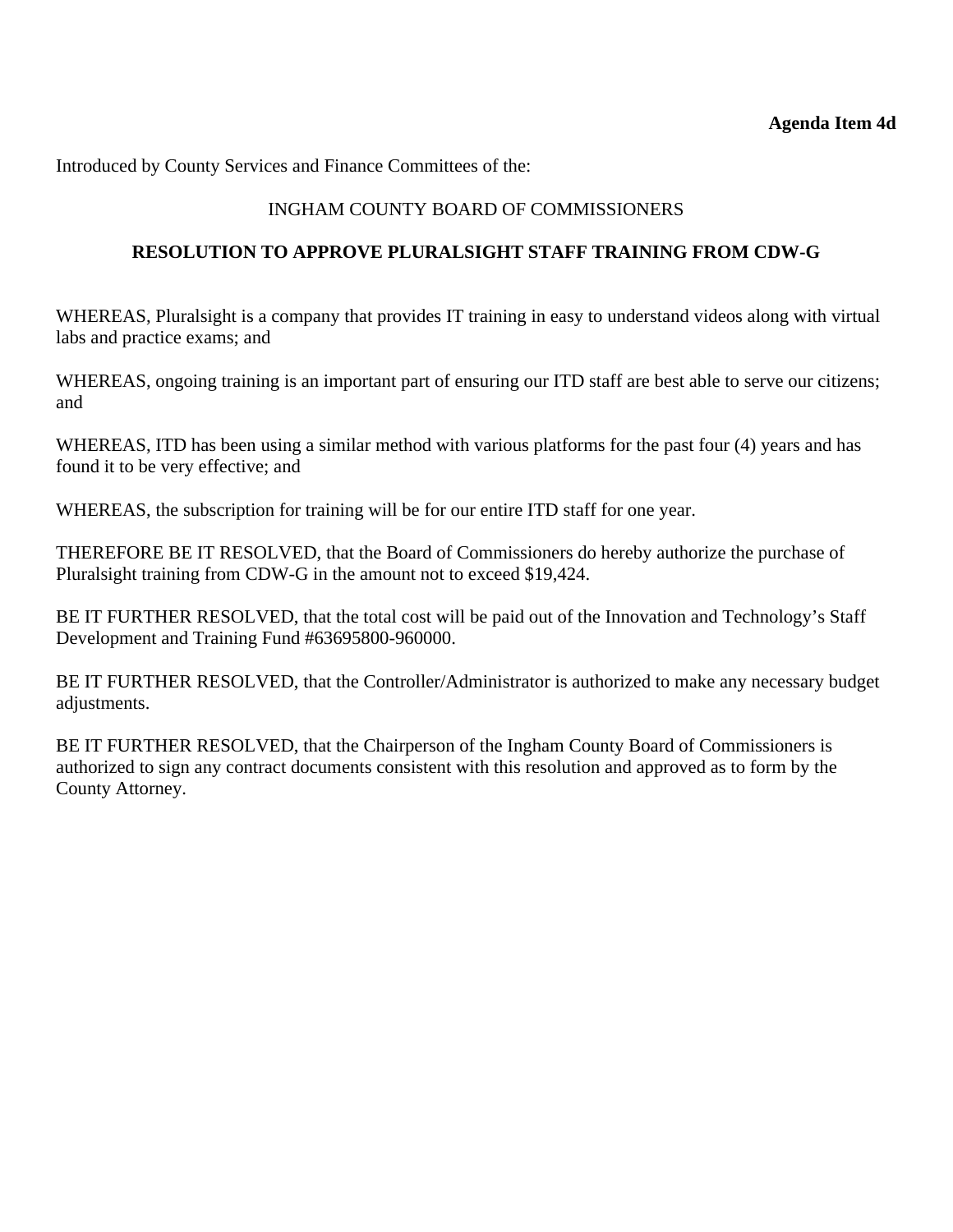**Agenda Item 4d**

Introduced by County Services and Finance Committees of the:

INGHAM COUNTY BOARD OF COMMISSIONERS

**RESOLUTION TO APPROVE PLURALSIGHT STAFF TRAINING FROM CDW-G**

WHEREAS, Pluralsight is a company that provides IT training in easy to understand videos along with virtual labs and practice exams; and

WHEREAS, ongoing training is an important part of ensuring our ITD staff are best able to serve our citizens; and

WHEREAS, ITD has been using a similar method with various platforms for the past four (4) years and has found it to be very effective; and

WHEREAS, the subscription for training will be for our entire ITD staff for one year.

THEREFORE BE IT RESOLVED, that the Board of Commissioners do hereby authorize the purchase of Pluralsight training from CDW-G in the amount not to exceed $19,424.

BE IT FURTHER RESOLVED, that the total cost will be paid out of the Innovation and Technology's Staff Development and Training Fund #63695800-960000.

BE IT FURTHER RESOLVED, that the Controller/Administrator is authorized to make any necessary budget adjustments.

BE IT FURTHER RESOLVED, that the Chairperson of the Ingham County Board of Commissioners is authorized to sign any contract documents consistent with this resolution and approved as to form by the County Attorney.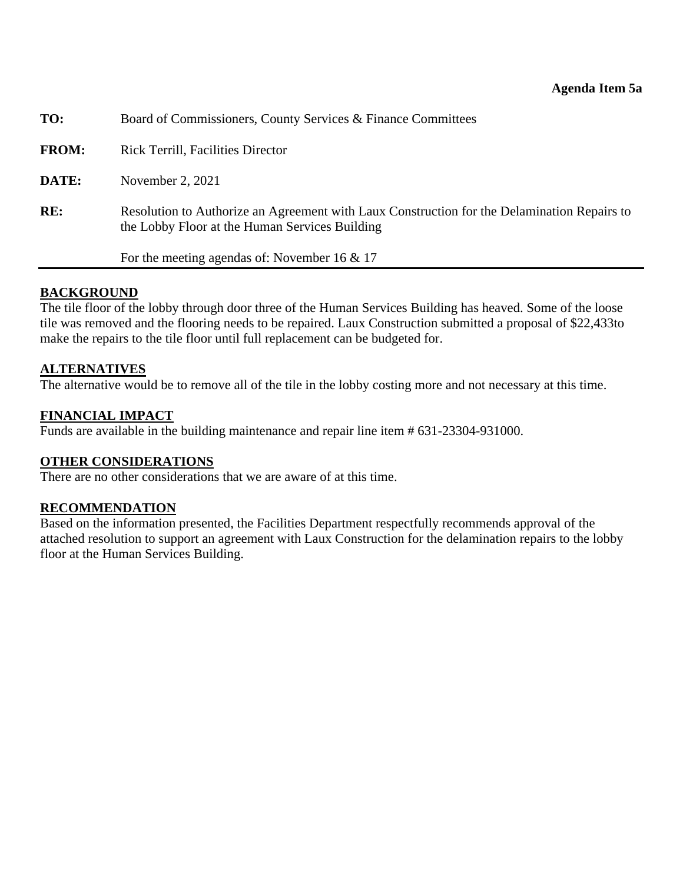**Agenda Item 5a**

| | |
|---|---|
| **TO:** | Board of Commissioners, County Services & Finance Committees |
| **FROM:** | Rick Terrill, Facilities Director |
| **DATE:** | November 2, 2021 |
| **RE:** | Resolution to Authorize an Agreement with Laux Construction for the Delamination Repairs to the Lobby Floor at the Human Services Building |
| | For the meeting agendas of: November 16 & 17 |

---

**BACKGROUND**

The tile floor of the lobby through door three of the Human Services Building has heaved. Some of the loose tile was removed and the flooring needs to be repaired. Laux Construction submitted a proposal of $22,433to make the repairs to the tile floor until full replacement can be budgeted for.

**ALTERNATIVES**

The alternative would be to remove all of the tile in the lobby costing more and not necessary at this time.

**FINANCIAL IMPACT**

Funds are available in the building maintenance and repair line item # 631-23304-931000.

**OTHER CONSIDERATIONS**

There are no other considerations that we are aware of at this time.

**RECOMMENDATION**

Based on the information presented, the Facilities Department respectfully recommends approval of the attached resolution to support an agreement with Laux Construction for the delamination repairs to the lobby floor at the Human Services Building.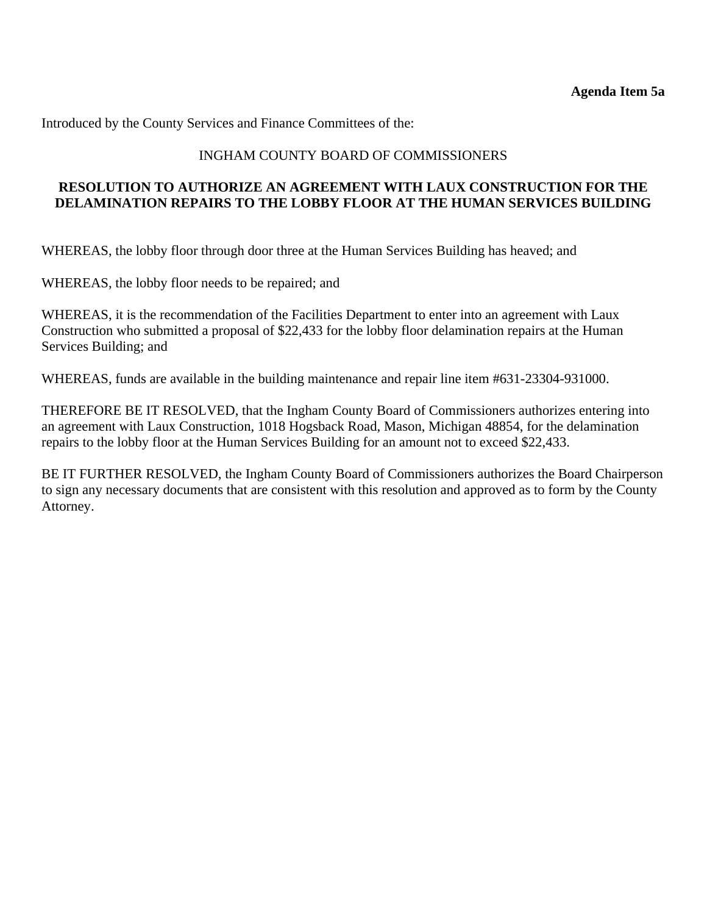**Agenda Item 5a**

Introduced by the County Services and Finance Committees of the:

INGHAM COUNTY BOARD OF COMMISSIONERS

**RESOLUTION TO AUTHORIZE AN AGREEMENT WITH LAUX CONSTRUCTION FOR THE DELAMINATION REPAIRS TO THE LOBBY FLOOR AT THE HUMAN SERVICES BUILDING**

WHEREAS, the lobby floor through door three at the Human Services Building has heaved; and

WHEREAS, the lobby floor needs to be repaired; and

WHEREAS, it is the recommendation of the Facilities Department to enter into an agreement with Laux Construction who submitted a proposal of $22,433 for the lobby floor delamination repairs at the Human Services Building; and

WHEREAS, funds are available in the building maintenance and repair line item #631-23304-931000.

THEREFORE BE IT RESOLVED, that the Ingham County Board of Commissioners authorizes entering into an agreement with Laux Construction, 1018 Hogsback Road, Mason, Michigan 48854, for the delamination repairs to the lobby floor at the Human Services Building for an amount not to exceed $22,433.

BE IT FURTHER RESOLVED, the Ingham County Board of Commissioners authorizes the Board Chairperson to sign any necessary documents that are consistent with this resolution and approved as to form by the County Attorney.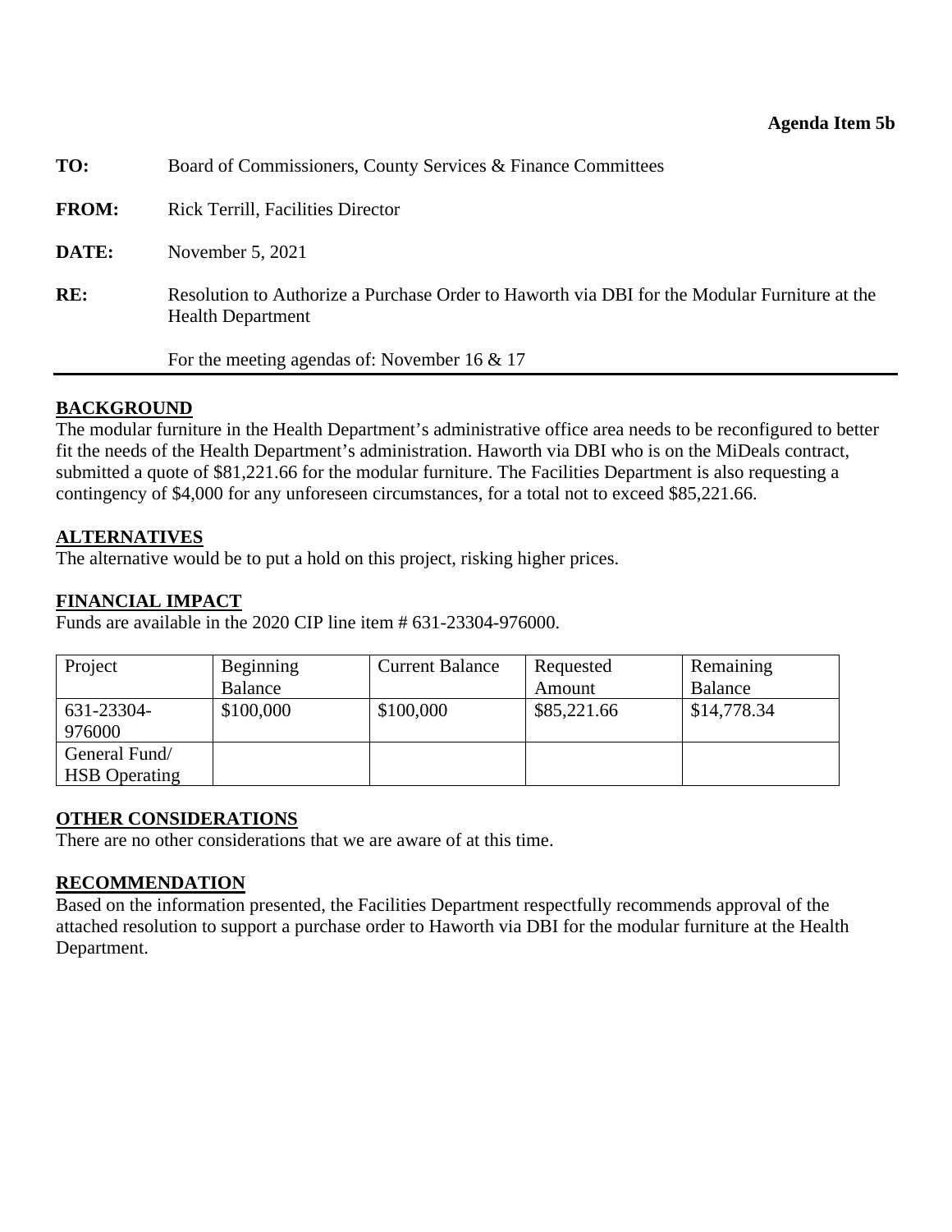**Agenda Item 5b**

**TO:** Board of Commissioners, County Services & Finance Committees

**FROM:** Rick Terrill, Facilities Director

**DATE:** November 5, 2021

**RE:** Resolution to Authorize a Purchase Order to Haworth via DBI for the Modular Furniture at the Health Department

For the meeting agendas of: November 16 & 17

---

## BACKGROUND

The modular furniture in the Health Department's administrative office area needs to be reconfigured to better fit the needs of the Health Department's administration. Haworth via DBI who is on the MiDeals contract, submitted a quote of $81,221.66 for the modular furniture. The Facilities Department is also requesting a contingency of $4,000 for any unforeseen circumstances, for a total not to exceed $85,221.66.

## ALTERNATIVES

The alternative would be to put a hold on this project, risking higher prices.

## FINANCIAL IMPACT

Funds are available in the 2020 CIP line item # 631-23304-976000.

| Project | Beginning Balance | Current Balance | Requested Amount | Remaining Balance |
|---|---|---|---|---|
| 631-23304-976000 | $100,000 | $100,000 | $85,221.66 | $14,778.34 |
| General Fund/ HSB Operating | | | | |

## OTHER CONSIDERATIONS

There are no other considerations that we are aware of at this time.

## RECOMMENDATION

Based on the information presented, the Facilities Department respectfully recommends approval of the attached resolution to support a purchase order to Haworth via DBI for the modular furniture at the Health Department.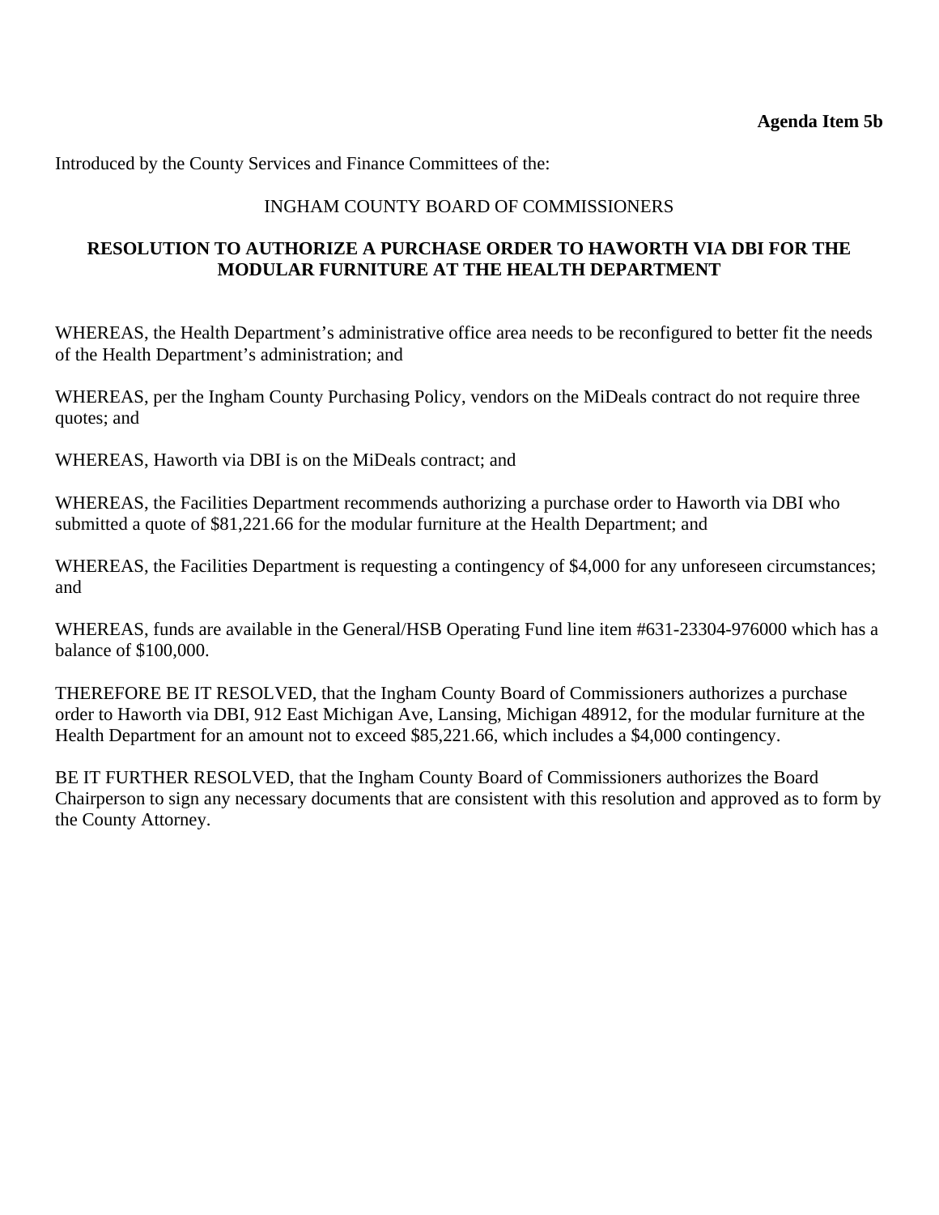**Agenda Item 5b**

Introduced by the County Services and Finance Committees of the:

INGHAM COUNTY BOARD OF COMMISSIONERS

**RESOLUTION TO AUTHORIZE A PURCHASE ORDER TO HAWORTH VIA DBI FOR THE MODULAR FURNITURE AT THE HEALTH DEPARTMENT**

WHEREAS, the Health Department's administrative office area needs to be reconfigured to better fit the needs of the Health Department's administration; and

WHEREAS, per the Ingham County Purchasing Policy, vendors on the MiDeals contract do not require three quotes; and

WHEREAS, Haworth via DBI is on the MiDeals contract; and

WHEREAS, the Facilities Department recommends authorizing a purchase order to Haworth via DBI who submitted a quote of $81,221.66 for the modular furniture at the Health Department; and

WHEREAS, the Facilities Department is requesting a contingency of $4,000 for any unforeseen circumstances; and

WHEREAS, funds are available in the General/HSB Operating Fund line item #631-23304-976000 which has a balance of $100,000.

THEREFORE BE IT RESOLVED, that the Ingham County Board of Commissioners authorizes a purchase order to Haworth via DBI, 912 East Michigan Ave, Lansing, Michigan 48912, for the modular furniture at the Health Department for an amount not to exceed $85,221.66, which includes a $4,000 contingency.

BE IT FURTHER RESOLVED, that the Ingham County Board of Commissioners authorizes the Board Chairperson to sign any necessary documents that are consistent with this resolution and approved as to form by the County Attorney.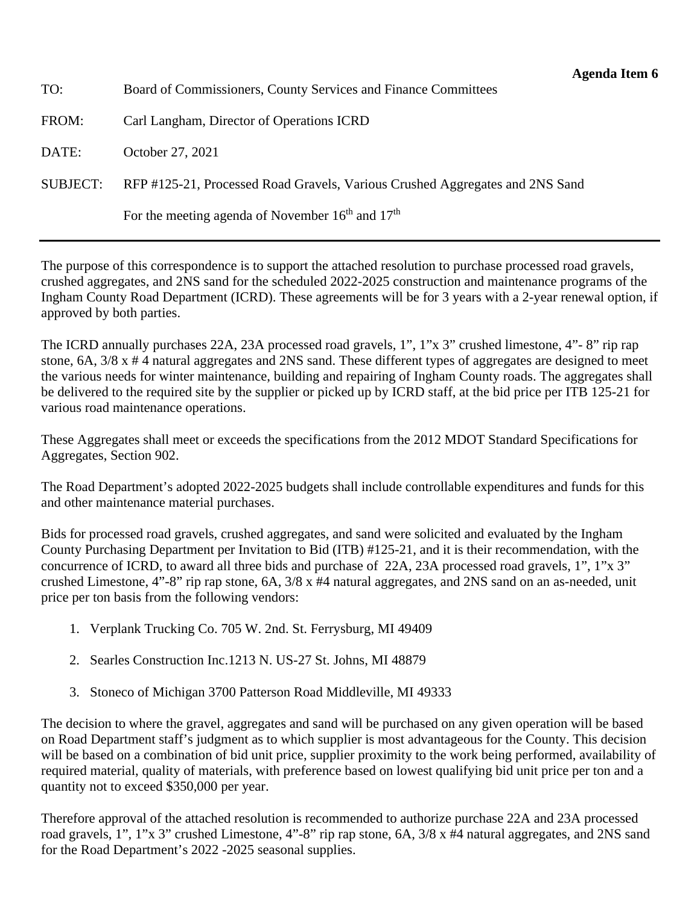**Agenda Item 6**

TO: Board of Commissioners, County Services and Finance Committees

FROM: Carl Langham, Director of Operations ICRD

DATE: October 27, 2021

SUBJECT: RFP #125-21, Processed Road Gravels, Various Crushed Aggregates and 2NS Sand

For the meeting agenda of November 16th and 17th

---

The purpose of this correspondence is to support the attached resolution to purchase processed road gravels, crushed aggregates, and 2NS sand for the scheduled 2022-2025 construction and maintenance programs of the Ingham County Road Department (ICRD). These agreements will be for 3 years with a 2-year renewal option, if approved by both parties.

The ICRD annually purchases 22A, 23A processed road gravels, 1", 1"x 3" crushed limestone, 4"- 8" rip rap stone, 6A, 3/8 x # 4 natural aggregates and 2NS sand. These different types of aggregates are designed to meet the various needs for winter maintenance, building and repairing of Ingham County roads. The aggregates shall be delivered to the required site by the supplier or picked up by ICRD staff, at the bid price per ITB 125-21 for various road maintenance operations.

These Aggregates shall meet or exceeds the specifications from the 2012 MDOT Standard Specifications for Aggregates, Section 902.

The Road Department's adopted 2022-2025 budgets shall include controllable expenditures and funds for this and other maintenance material purchases.

Bids for processed road gravels, crushed aggregates, and sand were solicited and evaluated by the Ingham County Purchasing Department per Invitation to Bid (ITB) #125-21, and it is their recommendation, with the concurrence of ICRD, to award all three bids and purchase of 22A, 23A processed road gravels, 1", 1"x 3" crushed Limestone, 4"-8" rip rap stone, 6A, 3/8 x #4 natural aggregates, and 2NS sand on an as-needed, unit price per ton basis from the following vendors:

1. Verplank Trucking Co. 705 W. 2nd. St. Ferrysburg, MI 49409
2. Searles Construction Inc.1213 N. US-27 St. Johns, MI 48879
3. Stoneco of Michigan 3700 Patterson Road Middleville, MI 49333

The decision to where the gravel, aggregates and sand will be purchased on any given operation will be based on Road Department staff's judgment as to which supplier is most advantageous for the County. This decision will be based on a combination of bid unit price, supplier proximity to the work being performed, availability of required material, quality of materials, with preference based on lowest qualifying bid unit price per ton and a quantity not to exceed $350,000 per year.

Therefore approval of the attached resolution is recommended to authorize purchase 22A and 23A processed road gravels, 1", 1"x 3" crushed Limestone, 4"-8" rip rap stone, 6A, 3/8 x #4 natural aggregates, and 2NS sand for the Road Department's 2022 -2025 seasonal supplies.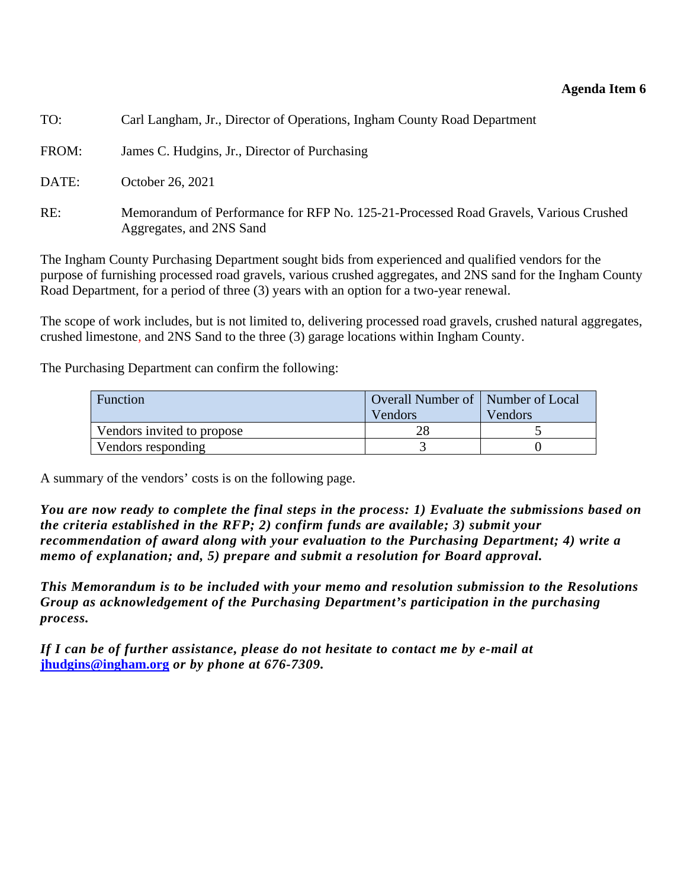**Agenda Item 6**

TO: Carl Langham, Jr., Director of Operations, Ingham County Road Department

FROM: James C. Hudgins, Jr., Director of Purchasing

DATE: October 26, 2021

RE: Memorandum of Performance for RFP No. 125-21-Processed Road Gravels, Various Crushed Aggregates, and 2NS Sand

The Ingham County Purchasing Department sought bids from experienced and qualified vendors for the purpose of furnishing processed road gravels, various crushed aggregates, and 2NS sand for the Ingham County Road Department, for a period of three (3) years with an option for a two-year renewal.

The scope of work includes, but is not limited to, delivering processed road gravels, crushed natural aggregates, crushed limestone, and 2NS Sand to the three (3) garage locations within Ingham County.

The Purchasing Department can confirm the following:

| Function | Overall Number of Vendors | Number of Local Vendors |
| --- | --- | --- |
| Vendors invited to propose | 28 | 5 |
| Vendors responding | 3 | 0 |

A summary of the vendors' costs is on the following page.

***You are now ready to complete the final steps in the process: 1) Evaluate the submissions based on the criteria established in the RFP; 2) confirm funds are available; 3) submit your recommendation of award along with your evaluation to the Purchasing Department; 4) write a memo of explanation; and, 5) prepare and submit a resolution for Board approval.***

***This Memorandum is to be included with your memo and resolution submission to the Resolutions Group as acknowledgement of the Purchasing Department's participation in the purchasing process.***

***If I can be of further assistance, please do not hesitate to contact me by e-mail at [jhudgins@ingham.org](mailto:jhudgins@ingham.org) or by phone at 676-7309.***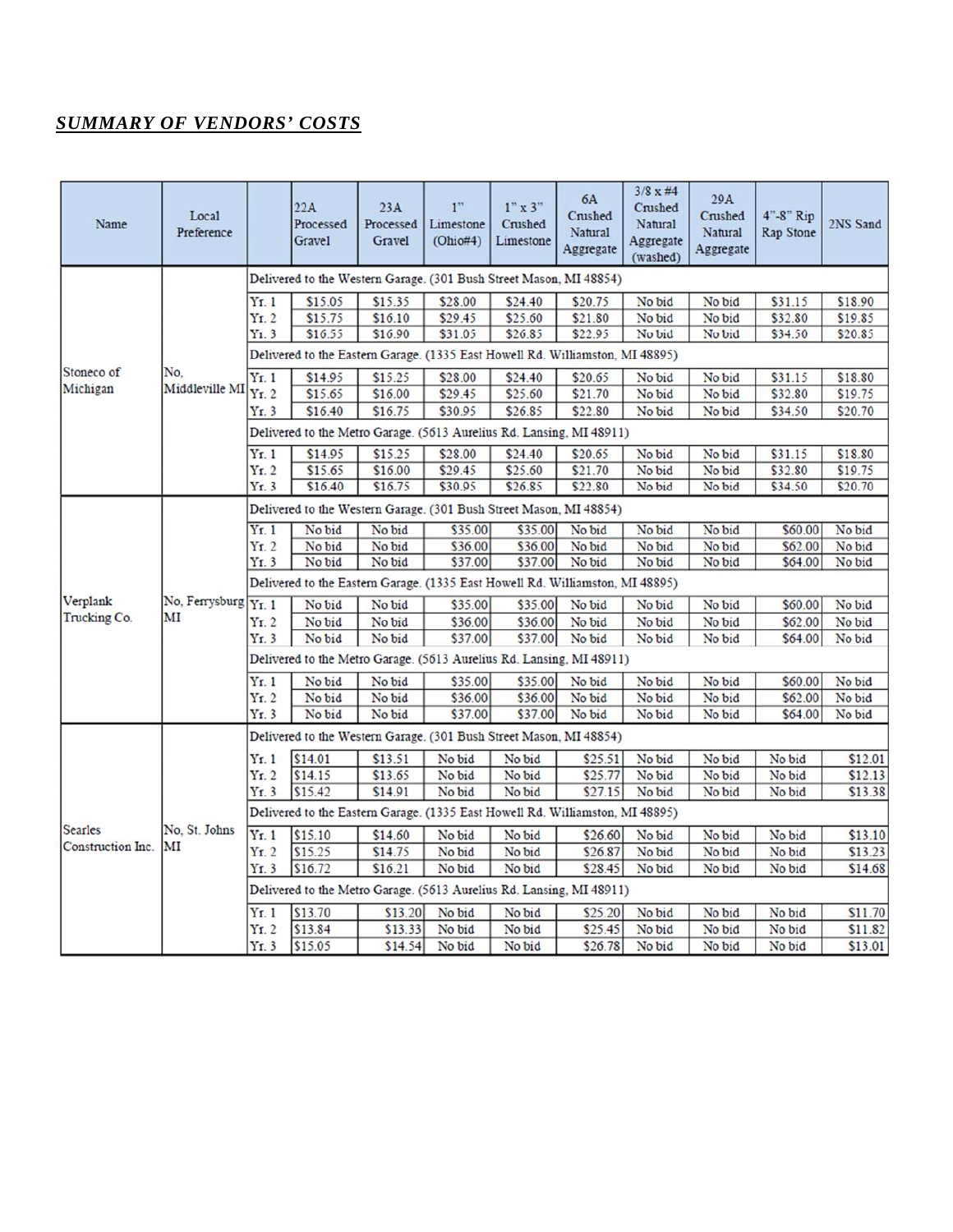## ***SUMMARY OF VENDORS' COSTS***

| Name | Local Preference | | 22A Processed Gravel | 23A Processed Gravel | 1" Limestone (Ohio#4) | 1" x 3" Crushed Limestone | 6A Crushed Natural Aggregate | 3/8 x #4 Crushed Natural Aggregate (washed) | 29A Crushed Natural Aggregate | 4"-8" Rip Rap Stone | 2NS Sand |
|---|---|---|---|---|---|---|---|---|---|---|---|
| Stoneco of Michigan | No, Middleville MI | Delivered to the Western Garage. (301 Bush Street Mason, MI 48854) | | | | | | | | | |
| | | Yr. 1 | $15.05 | $15.35 | $28.00 | $24.40 | $20.75 | No bid | No bid | $31.15 | $18.90 |
| | | Yr. 2 | $15.75 | $16.10 | $29.45 | $25.60 | $21.80 | No bid | No bid | $32.80 | $19.85 |
| | | Yr. 3 | $16.55 | $16.90 | $31.05 | $26.85 | $22.95 | No bid | No bid | $34.50 | $20.85 |
| | | Delivered to the Eastern Garage. (1335 East Howell Rd. Williamston, MI 48895) | | | | | | | | | |
| | | Yr. 1 | $14.95 | $15.25 | $28.00 | $24.40 | $20.65 | No bid | No bid | $31.15 | $18.80 |
| | | Yr. 2 | $15.65 | $16.00 | $29.45 | $25.60 | $21.70 | No bid | No bid | $32.80 | $19.75 |
| | | Yr. 3 | $16.40 | $16.75 | $30.95 | $26.85 | $22.80 | No bid | No bid | $34.50 | $20.70 |
| | | Delivered to the Metro Garage. (5613 Aurelius Rd. Lansing, MI 48911) | | | | | | | | | |
| | | Yr. 1 | $14.95 | $15.25 | $28.00 | $24.40 | $20.65 | No bid | No bid | $31.15 | $18.80 |
| | | Yr. 2 | $15.65 | $16.00 | $29.45 | $25.60 | $21.70 | No bid | No bid | $32.80 | $19.75 |
| | | Yr. 3 | $16.40 | $16.75 | $30.95 | $26.85 | $22.80 | No bid | No bid | $34.50 | $20.70 |
| Verplank Trucking Co. | No, Ferrysburg MI | Delivered to the Western Garage. (301 Bush Street Mason, MI 48854) | | | | | | | | | |
| | | Yr. 1 | No bid | No bid | $35.00 | $35.00 | No bid | No bid | No bid | $60.00 | No bid |
| | | Yr. 2 | No bid | No bid | $36.00 | $36.00 | No bid | No bid | No bid | $62.00 | No bid |
| | | Yr. 3 | No bid | No bid | $37.00 | $37.00 | No bid | No bid | No bid | $64.00 | No bid |
| | | Delivered to the Eastern Garage. (1335 East Howell Rd. Williamston, MI 48895) | | | | | | | | | |
| | | Yr. 1 | No bid | No bid | $35.00 | $35.00 | No bid | No bid | No bid | $60.00 | No bid |
| | | Yr. 2 | No bid | No bid | $36.00 | $36.00 | No bid | No bid | No bid | $62.00 | No bid |
| | | Yr. 3 | No bid | No bid | $37.00 | $37.00 | No bid | No bid | No bid | $64.00 | No bid |
| | | Delivered to the Metro Garage. (5613 Aurelius Rd. Lansing, MI 48911) | | | | | | | | | |
| | | Yr. 1 | No bid | No bid | $35.00 | $35.00 | No bid | No bid | No bid | $60.00 | No bid |
| | | Yr. 2 | No bid | No bid | $36.00 | $36.00 | No bid | No bid | No bid | $62.00 | No bid |
| | | Yr. 3 | No bid | No bid | $37.00 | $37.00 | No bid | No bid | No bid | $64.00 | No bid |
| Searles Construction Inc. | No, St. Johns MI | Delivered to the Western Garage. (301 Bush Street Mason, MI 48854) | | | | | | | | | |
| | | Yr. 1 | $14.01 | $13.51 | No bid | No bid | $25.51 | No bid | No bid | No bid | $12.01 |
| | | Yr. 2 | $14.15 | $13.65 | No bid | No bid | $25.77 | No bid | No bid | No bid | $12.13 |
| | | Yr. 3 | $15.42 | $14.91 | No bid | No bid | $27.15 | No bid | No bid | No bid | $13.38 |
| | | Delivered to the Eastern Garage. (1335 East Howell Rd. Williamston, MI 48895) | | | | | | | | | |
| | | Yr. 1 | $15.10 | $14.60 | No bid | No bid | $26.60 | No bid | No bid | No bid | $13.10 |
| | | Yr. 2 | $15.25 | $14.75 | No bid | No bid | $26.87 | No bid | No bid | No bid | $13.23 |
| | | Yr. 3 | $16.72 | $16.21 | No bid | No bid | $28.45 | No bid | No bid | No bid | $14.68 |
| | | Delivered to the Metro Garage. (5613 Aurelius Rd. Lansing, MI 48911) | | | | | | | | | |
| | | Yr. 1 | $13.70 | $13.20 | No bid | No bid | $25.20 | No bid | No bid | No bid | $11.70 |
| | | Yr. 2 | $13.84 | $13.33 | No bid | No bid | $25.45 | No bid | No bid | No bid | $11.82 |
| | | Yr. 3 | $15.05 | $14.54 | No bid | No bid | $26.78 | No bid | No bid | No bid | $13.01 |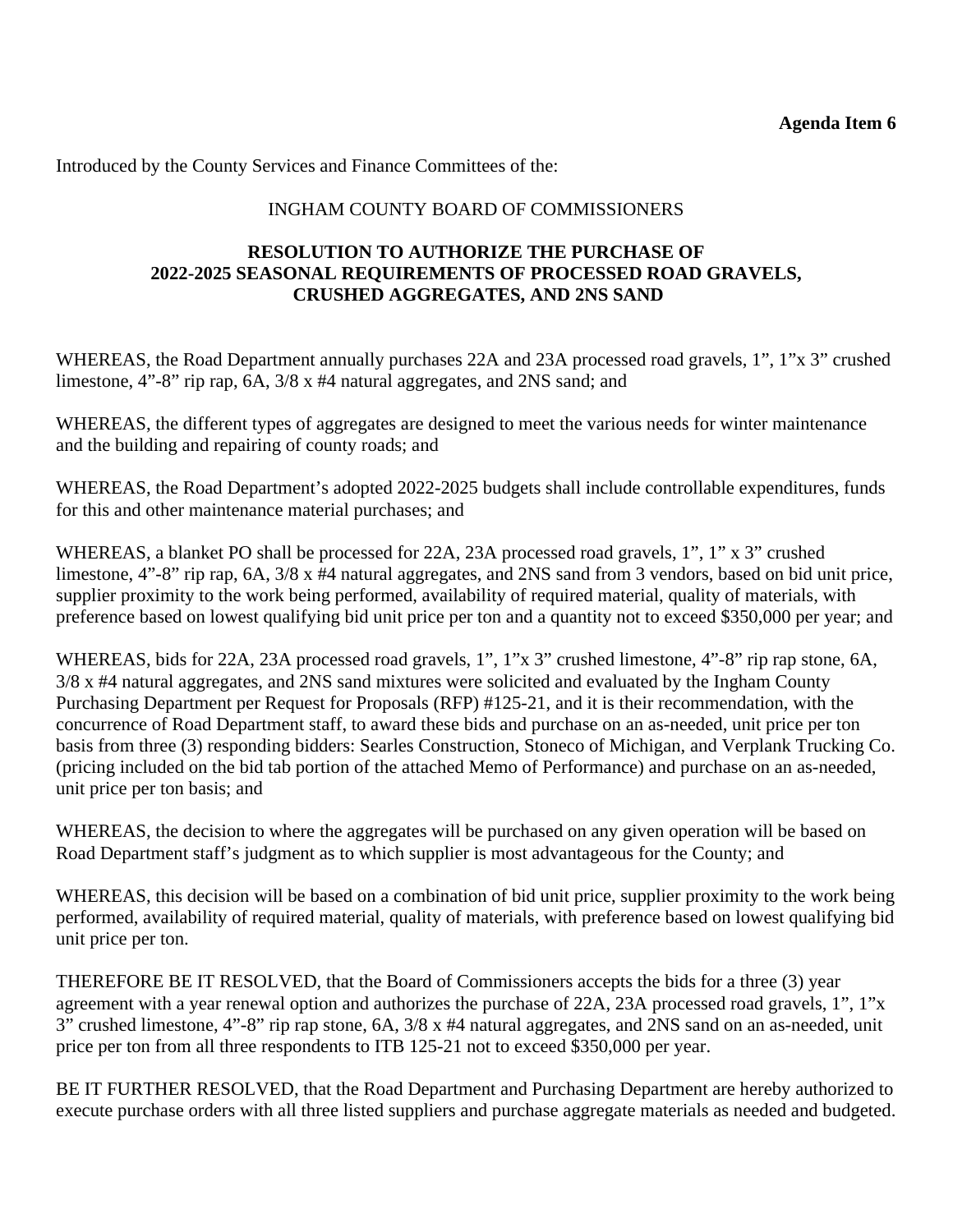**Agenda Item 6**

Introduced by the County Services and Finance Committees of the:

INGHAM COUNTY BOARD OF COMMISSIONERS

**RESOLUTION TO AUTHORIZE THE PURCHASE OF 2022-2025 SEASONAL REQUIREMENTS OF PROCESSED ROAD GRAVELS, CRUSHED AGGREGATES, AND 2NS SAND**

WHEREAS, the Road Department annually purchases 22A and 23A processed road gravels, 1", 1"x 3" crushed limestone, 4"-8" rip rap, 6A, 3/8 x #4 natural aggregates, and 2NS sand; and

WHEREAS, the different types of aggregates are designed to meet the various needs for winter maintenance and the building and repairing of county roads; and

WHEREAS, the Road Department's adopted 2022-2025 budgets shall include controllable expenditures, funds for this and other maintenance material purchases; and

WHEREAS, a blanket PO shall be processed for 22A, 23A processed road gravels, 1", 1" x 3" crushed limestone, 4"-8" rip rap, 6A, 3/8 x #4 natural aggregates, and 2NS sand from 3 vendors, based on bid unit price, supplier proximity to the work being performed, availability of required material, quality of materials, with preference based on lowest qualifying bid unit price per ton and a quantity not to exceed $350,000 per year; and

WHEREAS, bids for 22A, 23A processed road gravels, 1", 1"x 3" crushed limestone, 4"-8" rip rap stone, 6A, 3/8 x #4 natural aggregates, and 2NS sand mixtures were solicited and evaluated by the Ingham County Purchasing Department per Request for Proposals (RFP) #125-21, and it is their recommendation, with the concurrence of Road Department staff, to award these bids and purchase on an as-needed, unit price per ton basis from three (3) responding bidders: Searles Construction, Stoneco of Michigan, and Verplank Trucking Co. (pricing included on the bid tab portion of the attached Memo of Performance) and purchase on an as-needed, unit price per ton basis; and

WHEREAS, the decision to where the aggregates will be purchased on any given operation will be based on Road Department staff's judgment as to which supplier is most advantageous for the County; and

WHEREAS, this decision will be based on a combination of bid unit price, supplier proximity to the work being performed, availability of required material, quality of materials, with preference based on lowest qualifying bid unit price per ton.

THEREFORE BE IT RESOLVED, that the Board of Commissioners accepts the bids for a three (3) year agreement with a year renewal option and authorizes the purchase of 22A, 23A processed road gravels, 1", 1"x 3" crushed limestone, 4"-8" rip rap stone, 6A, 3/8 x #4 natural aggregates, and 2NS sand on an as-needed, unit price per ton from all three respondents to ITB 125-21 not to exceed $350,000 per year.

BE IT FURTHER RESOLVED, that the Road Department and Purchasing Department are hereby authorized to execute purchase orders with all three listed suppliers and purchase aggregate materials as needed and budgeted.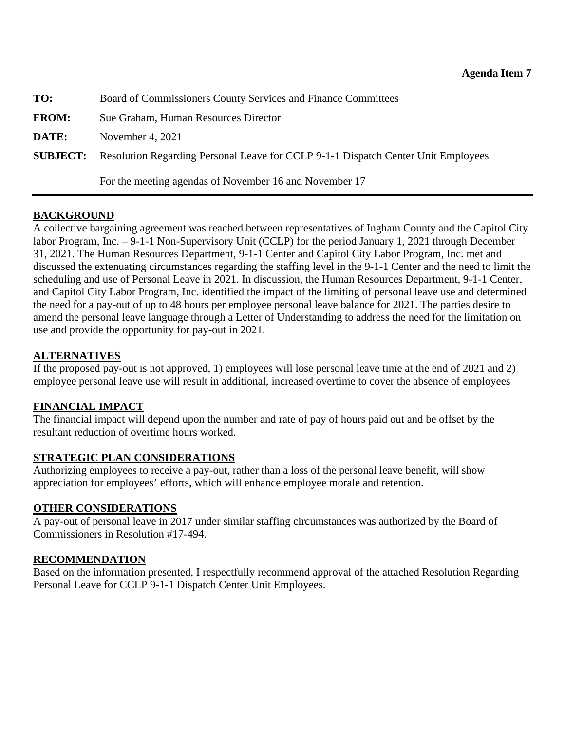**Agenda Item 7**

**TO:** Board of Commissioners County Services and Finance Committees

**FROM:** Sue Graham, Human Resources Director

**DATE:** November 4, 2021

**SUBJECT:** Resolution Regarding Personal Leave for CCLP 9-1-1 Dispatch Center Unit Employees

For the meeting agendas of November 16 and November 17

---

## BACKGROUND

A collective bargaining agreement was reached between representatives of Ingham County and the Capitol City labor Program, Inc. – 9-1-1 Non-Supervisory Unit (CCLP) for the period January 1, 2021 through December 31, 2021. The Human Resources Department, 9-1-1 Center and Capitol City Labor Program, Inc. met and discussed the extenuating circumstances regarding the staffing level in the 9-1-1 Center and the need to limit the scheduling and use of Personal Leave in 2021. In discussion, the Human Resources Department, 9-1-1 Center, and Capitol City Labor Program, Inc. identified the impact of the limiting of personal leave use and determined the need for a pay-out of up to 48 hours per employee personal leave balance for 2021. The parties desire to amend the personal leave language through a Letter of Understanding to address the need for the limitation on use and provide the opportunity for pay-out in 2021.

## ALTERNATIVES

If the proposed pay-out is not approved, 1) employees will lose personal leave time at the end of 2021 and 2) employee personal leave use will result in additional, increased overtime to cover the absence of employees

## FINANCIAL IMPACT

The financial impact will depend upon the number and rate of pay of hours paid out and be offset by the resultant reduction of overtime hours worked.

## STRATEGIC PLAN CONSIDERATIONS

Authorizing employees to receive a pay-out, rather than a loss of the personal leave benefit, will show appreciation for employees' efforts, which will enhance employee morale and retention.

## OTHER CONSIDERATIONS

A pay-out of personal leave in 2017 under similar staffing circumstances was authorized by the Board of Commissioners in Resolution #17-494.

## RECOMMENDATION

Based on the information presented, I respectfully recommend approval of the attached Resolution Regarding Personal Leave for CCLP 9-1-1 Dispatch Center Unit Employees.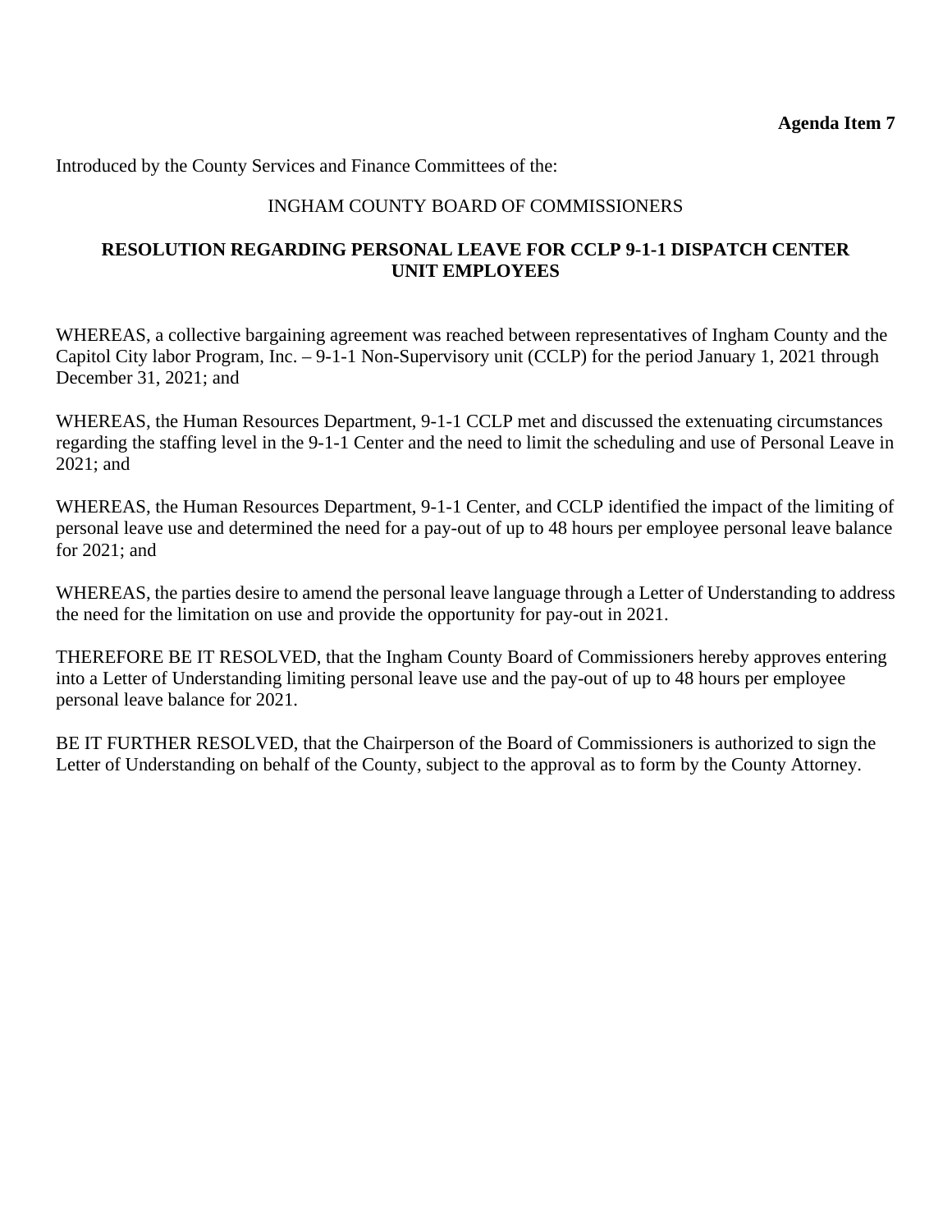**Agenda Item 7**

Introduced by the County Services and Finance Committees of the:

INGHAM COUNTY BOARD OF COMMISSIONERS

**RESOLUTION REGARDING PERSONAL LEAVE FOR CCLP 9-1-1 DISPATCH CENTER UNIT EMPLOYEES**

WHEREAS, a collective bargaining agreement was reached between representatives of Ingham County and the Capitol City labor Program, Inc. – 9-1-1 Non-Supervisory unit (CCLP) for the period January 1, 2021 through December 31, 2021; and

WHEREAS, the Human Resources Department, 9-1-1 CCLP met and discussed the extenuating circumstances regarding the staffing level in the 9-1-1 Center and the need to limit the scheduling and use of Personal Leave in 2021; and

WHEREAS, the Human Resources Department, 9-1-1 Center, and CCLP identified the impact of the limiting of personal leave use and determined the need for a pay-out of up to 48 hours per employee personal leave balance for 2021; and

WHEREAS, the parties desire to amend the personal leave language through a Letter of Understanding to address the need for the limitation on use and provide the opportunity for pay-out in 2021.

THEREFORE BE IT RESOLVED, that the Ingham County Board of Commissioners hereby approves entering into a Letter of Understanding limiting personal leave use and the pay-out of up to 48 hours per employee personal leave balance for 2021.

BE IT FURTHER RESOLVED, that the Chairperson of the Board of Commissioners is authorized to sign the Letter of Understanding on behalf of the County, subject to the approval as to form by the County Attorney.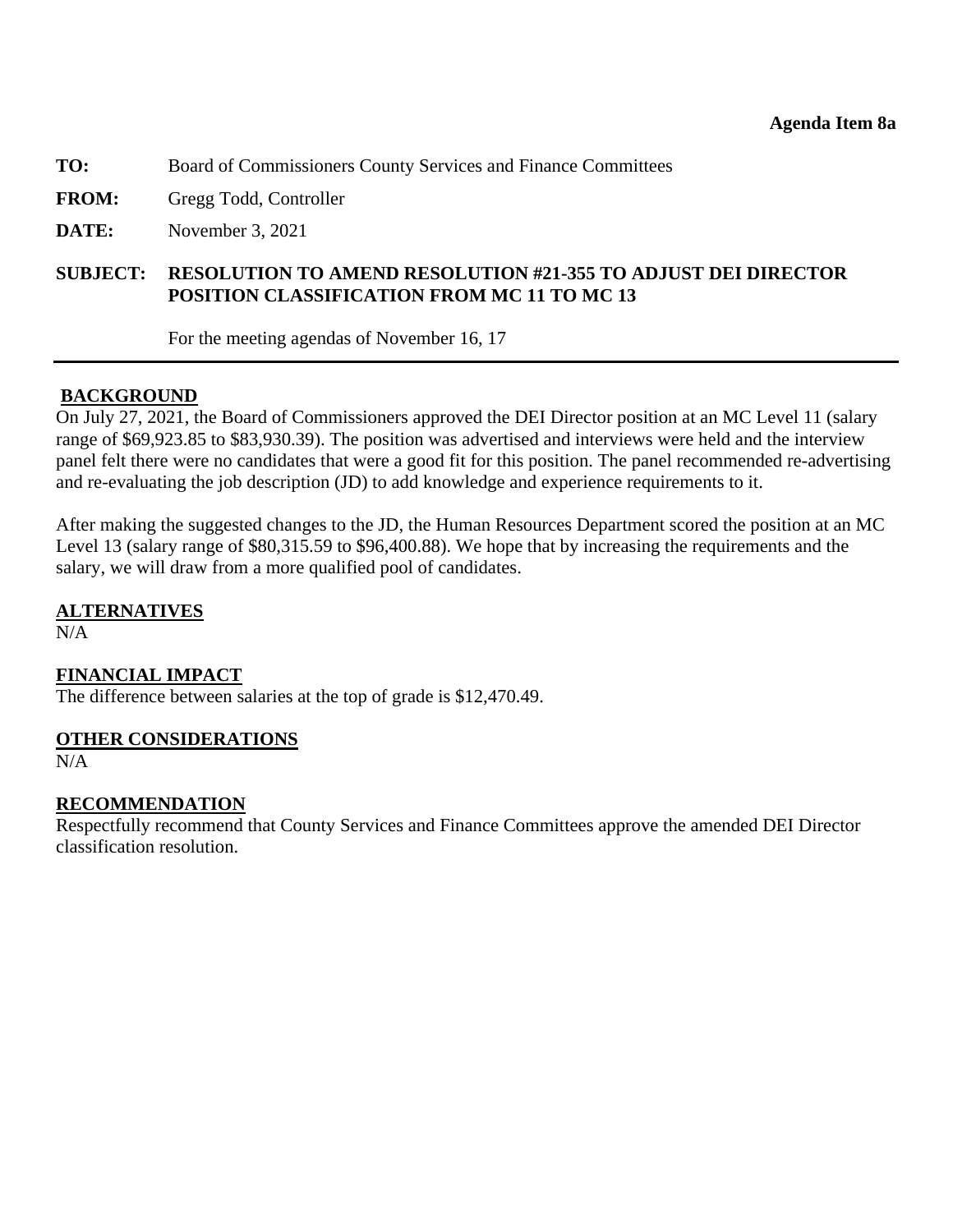**Agenda Item 8a**

**TO:** Board of Commissioners County Services and Finance Committees

**FROM:** Gregg Todd, Controller

**DATE:** November 3, 2021

**SUBJECT: RESOLUTION TO AMEND RESOLUTION #21-355 TO ADJUST DEI DIRECTOR POSITION CLASSIFICATION FROM MC 11 TO MC 13**

For the meeting agendas of November 16, 17

---

**BACKGROUND**

On July 27, 2021, the Board of Commissioners approved the DEI Director position at an MC Level 11 (salary range of $69,923.85 to $83,930.39). The position was advertised and interviews were held and the interview panel felt there were no candidates that were a good fit for this position. The panel recommended re-advertising and re-evaluating the job description (JD) to add knowledge and experience requirements to it.

After making the suggested changes to the JD, the Human Resources Department scored the position at an MC Level 13 (salary range of $80,315.59 to $96,400.88). We hope that by increasing the requirements and the salary, we will draw from a more qualified pool of candidates.

**ALTERNATIVES**

N/A

**FINANCIAL IMPACT**

The difference between salaries at the top of grade is $12,470.49.

**OTHER CONSIDERATIONS**

N/A

**RECOMMENDATION**

Respectfully recommend that County Services and Finance Committees approve the amended DEI Director classification resolution.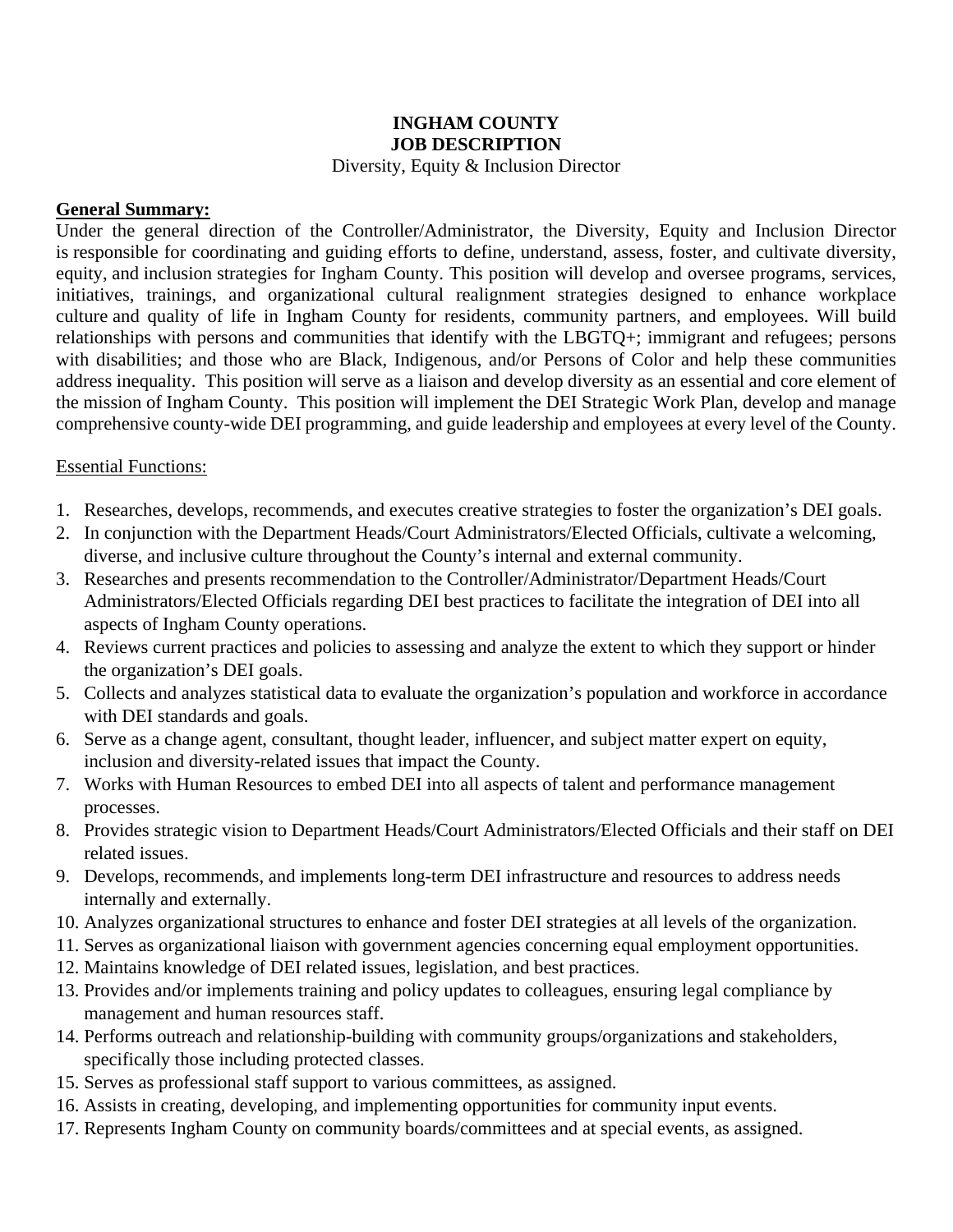**INGHAM COUNTY**
**JOB DESCRIPTION**
Diversity, Equity & Inclusion Director

**General Summary:**

Under the general direction of the Controller/Administrator, the Diversity, Equity and Inclusion Director is responsible for coordinating and guiding efforts to define, understand, assess, foster, and cultivate diversity, equity, and inclusion strategies for Ingham County. This position will develop and oversee programs, services, initiatives, trainings, and organizational cultural realignment strategies designed to enhance workplace culture and quality of life in Ingham County for residents, community partners, and employees. Will build relationships with persons and communities that identify with the LBGTQ+; immigrant and refugees; persons with disabilities; and those who are Black, Indigenous, and/or Persons of Color and help these communities address inequality. This position will serve as a liaison and develop diversity as an essential and core element of the mission of Ingham County. This position will implement the DEI Strategic Work Plan, develop and manage comprehensive county-wide DEI programming, and guide leadership and employees at every level of the County.

Essential Functions:

1. Researches, develops, recommends, and executes creative strategies to foster the organization's DEI goals.
2. In conjunction with the Department Heads/Court Administrators/Elected Officials, cultivate a welcoming, diverse, and inclusive culture throughout the County's internal and external community.
3. Researches and presents recommendation to the Controller/Administrator/Department Heads/Court Administrators/Elected Officials regarding DEI best practices to facilitate the integration of DEI into all aspects of Ingham County operations.
4. Reviews current practices and policies to assessing and analyze the extent to which they support or hinder the organization's DEI goals.
5. Collects and analyzes statistical data to evaluate the organization's population and workforce in accordance with DEI standards and goals.
6. Serve as a change agent, consultant, thought leader, influencer, and subject matter expert on equity, inclusion and diversity-related issues that impact the County.
7. Works with Human Resources to embed DEI into all aspects of talent and performance management processes.
8. Provides strategic vision to Department Heads/Court Administrators/Elected Officials and their staff on DEI related issues.
9. Develops, recommends, and implements long-term DEI infrastructure and resources to address needs internally and externally.
10. Analyzes organizational structures to enhance and foster DEI strategies at all levels of the organization.
11. Serves as organizational liaison with government agencies concerning equal employment opportunities.
12. Maintains knowledge of DEI related issues, legislation, and best practices.
13. Provides and/or implements training and policy updates to colleagues, ensuring legal compliance by management and human resources staff.
14. Performs outreach and relationship-building with community groups/organizations and stakeholders, specifically those including protected classes.
15. Serves as professional staff support to various committees, as assigned.
16. Assists in creating, developing, and implementing opportunities for community input events.
17. Represents Ingham County on community boards/committees and at special events, as assigned.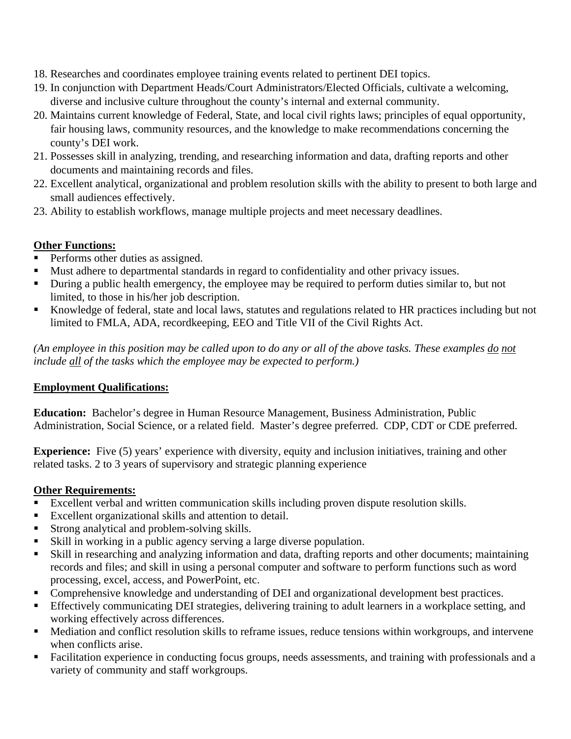18. Researches and coordinates employee training events related to pertinent DEI topics.
19. In conjunction with Department Heads/Court Administrators/Elected Officials, cultivate a welcoming, diverse and inclusive culture throughout the county's internal and external community.
20. Maintains current knowledge of Federal, State, and local civil rights laws; principles of equal opportunity, fair housing laws, community resources, and the knowledge to make recommendations concerning the county's DEI work.
21. Possesses skill in analyzing, trending, and researching information and data, drafting reports and other documents and maintaining records and files.
22. Excellent analytical, organizational and problem resolution skills with the ability to present to both large and small audiences effectively.
23. Ability to establish workflows, manage multiple projects and meet necessary deadlines.

**Other Functions:**

- Performs other duties as assigned.
- Must adhere to departmental standards in regard to confidentiality and other privacy issues.
- During a public health emergency, the employee may be required to perform duties similar to, but not limited, to those in his/her job description.
- Knowledge of federal, state and local laws, statutes and regulations related to HR practices including but not limited to FMLA, ADA, recordkeeping, EEO and Title VII of the Civil Rights Act.

*(An employee in this position may be called upon to do any or all of the above tasks. These examples do not include all of the tasks which the employee may be expected to perform.)*

**Employment Qualifications:**

**Education:** Bachelor's degree in Human Resource Management, Business Administration, Public Administration, Social Science, or a related field. Master's degree preferred. CDP, CDT or CDE preferred.

**Experience:** Five (5) years' experience with diversity, equity and inclusion initiatives, training and other related tasks. 2 to 3 years of supervisory and strategic planning experience

**Other Requirements:**

- Excellent verbal and written communication skills including proven dispute resolution skills.
- Excellent organizational skills and attention to detail.
- Strong analytical and problem-solving skills.
- Skill in working in a public agency serving a large diverse population.
- Skill in researching and analyzing information and data, drafting reports and other documents; maintaining records and files; and skill in using a personal computer and software to perform functions such as word processing, excel, access, and PowerPoint, etc.
- Comprehensive knowledge and understanding of DEI and organizational development best practices.
- Effectively communicating DEI strategies, delivering training to adult learners in a workplace setting, and working effectively across differences.
- Mediation and conflict resolution skills to reframe issues, reduce tensions within workgroups, and intervene when conflicts arise.
- Facilitation experience in conducting focus groups, needs assessments, and training with professionals and a variety of community and staff workgroups.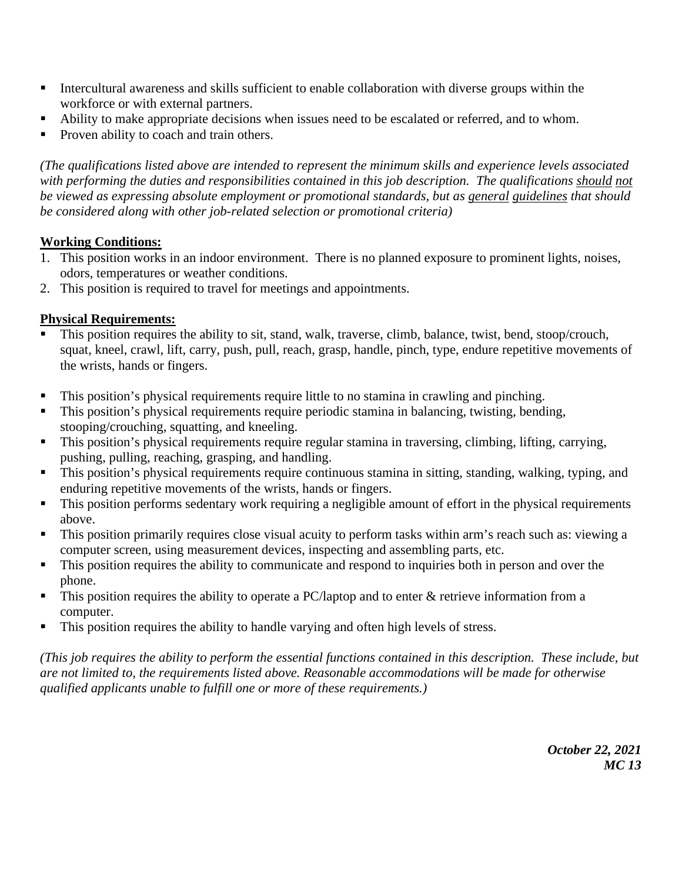- Intercultural awareness and skills sufficient to enable collaboration with diverse groups within the workforce or with external partners.
- Ability to make appropriate decisions when issues need to be escalated or referred, and to whom.
- Proven ability to coach and train others.

*(The qualifications listed above are intended to represent the minimum skills and experience levels associated with performing the duties and responsibilities contained in this job description. The qualifications should not be viewed as expressing absolute employment or promotional standards, but as general guidelines that should be considered along with other job-related selection or promotional criteria)*

**Working Conditions:**

1. This position works in an indoor environment. There is no planned exposure to prominent lights, noises, odors, temperatures or weather conditions.
2. This position is required to travel for meetings and appointments.

**Physical Requirements:**

- This position requires the ability to sit, stand, walk, traverse, climb, balance, twist, bend, stoop/crouch, squat, kneel, crawl, lift, carry, push, pull, reach, grasp, handle, pinch, type, endure repetitive movements of the wrists, hands or fingers.

- This position's physical requirements require little to no stamina in crawling and pinching.
- This position's physical requirements require periodic stamina in balancing, twisting, bending, stooping/crouching, squatting, and kneeling.
- This position's physical requirements require regular stamina in traversing, climbing, lifting, carrying, pushing, pulling, reaching, grasping, and handling.
- This position's physical requirements require continuous stamina in sitting, standing, walking, typing, and enduring repetitive movements of the wrists, hands or fingers.
- This position performs sedentary work requiring a negligible amount of effort in the physical requirements above.
- This position primarily requires close visual acuity to perform tasks within arm's reach such as: viewing a computer screen, using measurement devices, inspecting and assembling parts, etc.
- This position requires the ability to communicate and respond to inquiries both in person and over the phone.
- This position requires the ability to operate a PC/laptop and to enter & retrieve information from a computer.
- This position requires the ability to handle varying and often high levels of stress.

*(This job requires the ability to perform the essential functions contained in this description. These include, but are not limited to, the requirements listed above. Reasonable accommodations will be made for otherwise qualified applicants unable to fulfill one or more of these requirements.)*

***October 22, 2021***
***MC 13***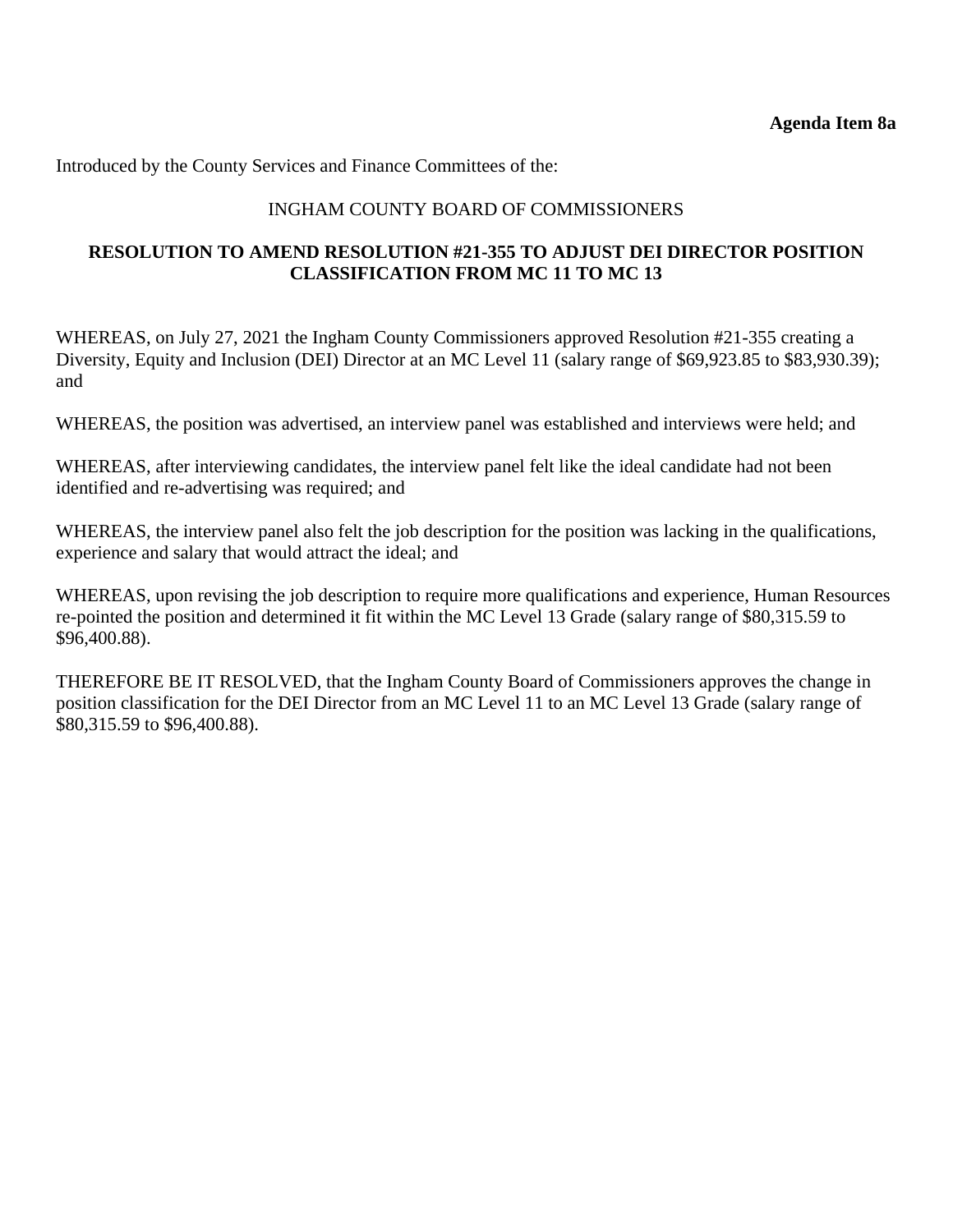**Agenda Item 8a**

Introduced by the County Services and Finance Committees of the:

INGHAM COUNTY BOARD OF COMMISSIONERS

**RESOLUTION TO AMEND RESOLUTION #21-355 TO ADJUST DEI DIRECTOR POSITION CLASSIFICATION FROM MC 11 TO MC 13**

WHEREAS, on July 27, 2021 the Ingham County Commissioners approved Resolution #21-355 creating a Diversity, Equity and Inclusion (DEI) Director at an MC Level 11 (salary range of $69,923.85 to $83,930.39); and

WHEREAS, the position was advertised, an interview panel was established and interviews were held; and

WHEREAS, after interviewing candidates, the interview panel felt like the ideal candidate had not been identified and re-advertising was required; and

WHEREAS, the interview panel also felt the job description for the position was lacking in the qualifications, experience and salary that would attract the ideal; and

WHEREAS, upon revising the job description to require more qualifications and experience, Human Resources re-pointed the position and determined it fit within the MC Level 13 Grade (salary range of $80,315.59 to $96,400.88).

THEREFORE BE IT RESOLVED, that the Ingham County Board of Commissioners approves the change in position classification for the DEI Director from an MC Level 11 to an MC Level 13 Grade (salary range of $80,315.59 to $96,400.88).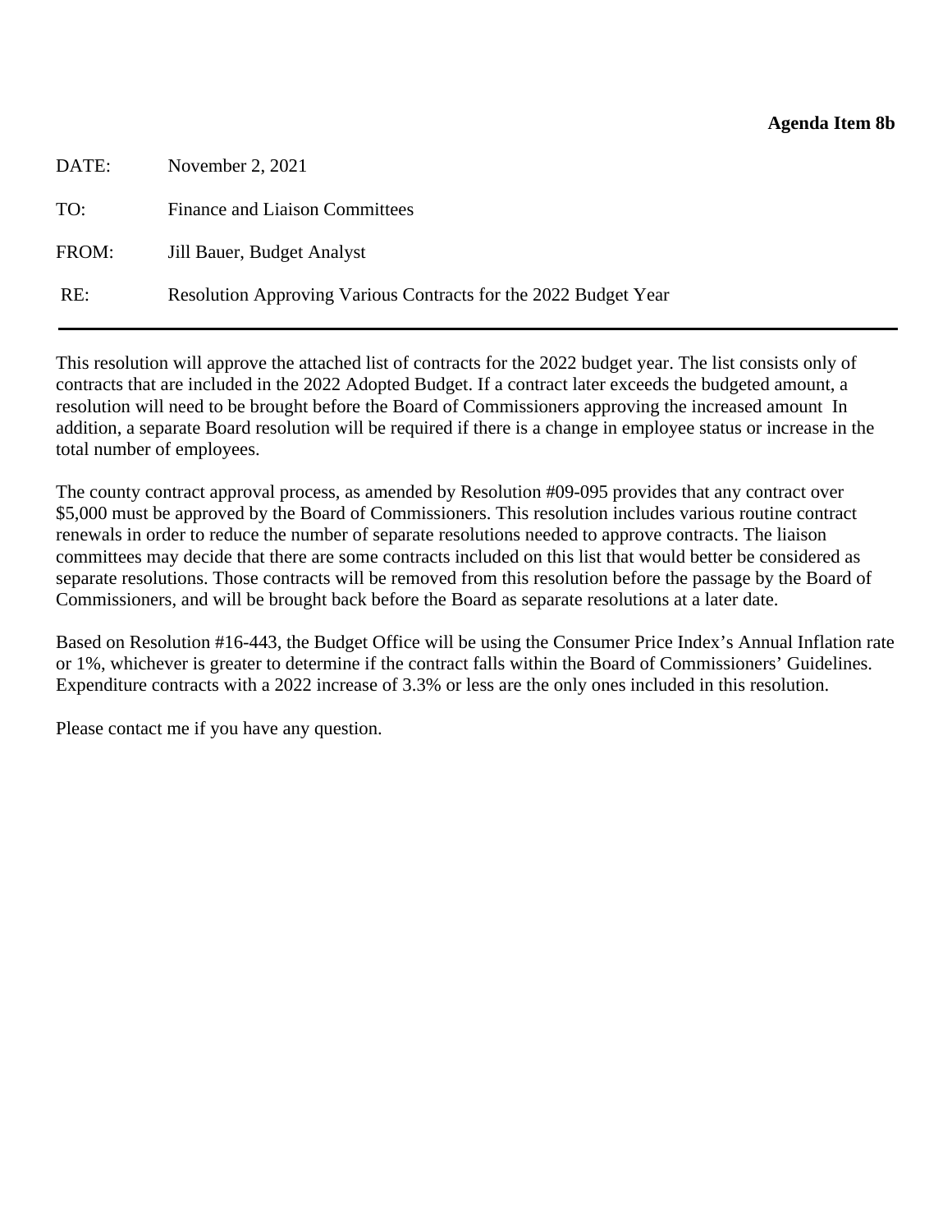**Agenda Item 8b**

DATE: November 2, 2021

TO: Finance and Liaison Committees

FROM: Jill Bauer, Budget Analyst

RE: Resolution Approving Various Contracts for the 2022 Budget Year

---

This resolution will approve the attached list of contracts for the 2022 budget year. The list consists only of contracts that are included in the 2022 Adopted Budget. If a contract later exceeds the budgeted amount, a resolution will need to be brought before the Board of Commissioners approving the increased amount In addition, a separate Board resolution will be required if there is a change in employee status or increase in the total number of employees.

The county contract approval process, as amended by Resolution #09-095 provides that any contract over $5,000 must be approved by the Board of Commissioners. This resolution includes various routine contract renewals in order to reduce the number of separate resolutions needed to approve contracts. The liaison committees may decide that there are some contracts included on this list that would better be considered as separate resolutions. Those contracts will be removed from this resolution before the passage by the Board of Commissioners, and will be brought back before the Board as separate resolutions at a later date.

Based on Resolution #16-443, the Budget Office will be using the Consumer Price Index's Annual Inflation rate or 1%, whichever is greater to determine if the contract falls within the Board of Commissioners' Guidelines. Expenditure contracts with a 2022 increase of 3.3% or less are the only ones included in this resolution.

Please contact me if you have any question.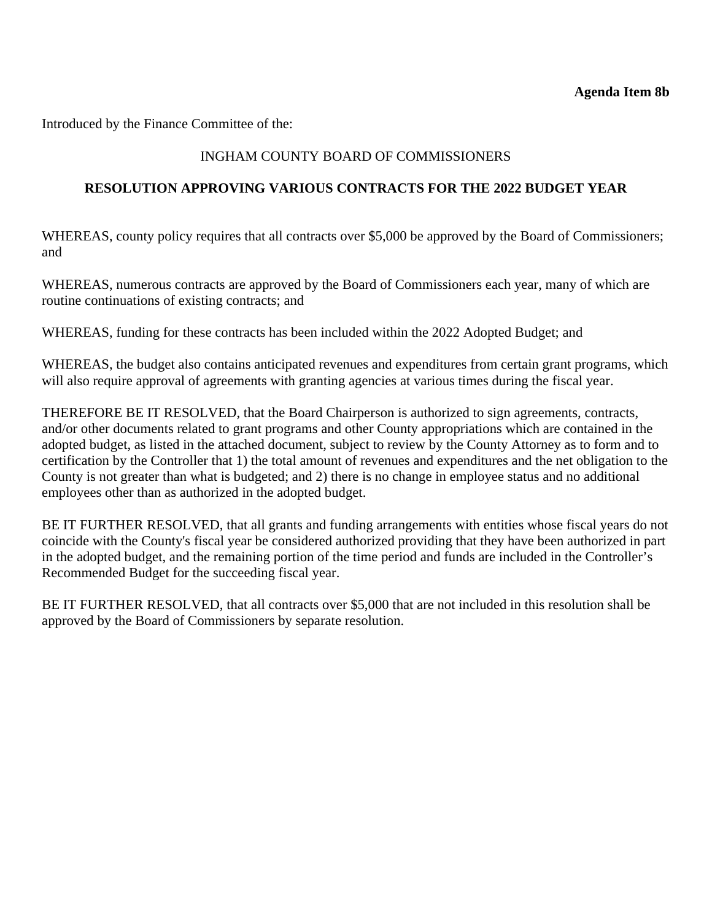**Agenda Item 8b**

Introduced by the Finance Committee of the:

INGHAM COUNTY BOARD OF COMMISSIONERS

**RESOLUTION APPROVING VARIOUS CONTRACTS FOR THE 2022 BUDGET YEAR**

WHEREAS, county policy requires that all contracts over $5,000 be approved by the Board of Commissioners; and

WHEREAS, numerous contracts are approved by the Board of Commissioners each year, many of which are routine continuations of existing contracts; and

WHEREAS, funding for these contracts has been included within the 2022 Adopted Budget; and

WHEREAS, the budget also contains anticipated revenues and expenditures from certain grant programs, which will also require approval of agreements with granting agencies at various times during the fiscal year.

THEREFORE BE IT RESOLVED, that the Board Chairperson is authorized to sign agreements, contracts, and/or other documents related to grant programs and other County appropriations which are contained in the adopted budget, as listed in the attached document, subject to review by the County Attorney as to form and to certification by the Controller that 1) the total amount of revenues and expenditures and the net obligation to the County is not greater than what is budgeted; and 2) there is no change in employee status and no additional employees other than as authorized in the adopted budget.

BE IT FURTHER RESOLVED, that all grants and funding arrangements with entities whose fiscal years do not coincide with the County's fiscal year be considered authorized providing that they have been authorized in part in the adopted budget, and the remaining portion of the time period and funds are included in the Controller's Recommended Budget for the succeeding fiscal year.

BE IT FURTHER RESOLVED, that all contracts over $5,000 that are not included in this resolution shall be approved by the Board of Commissioners by separate resolution.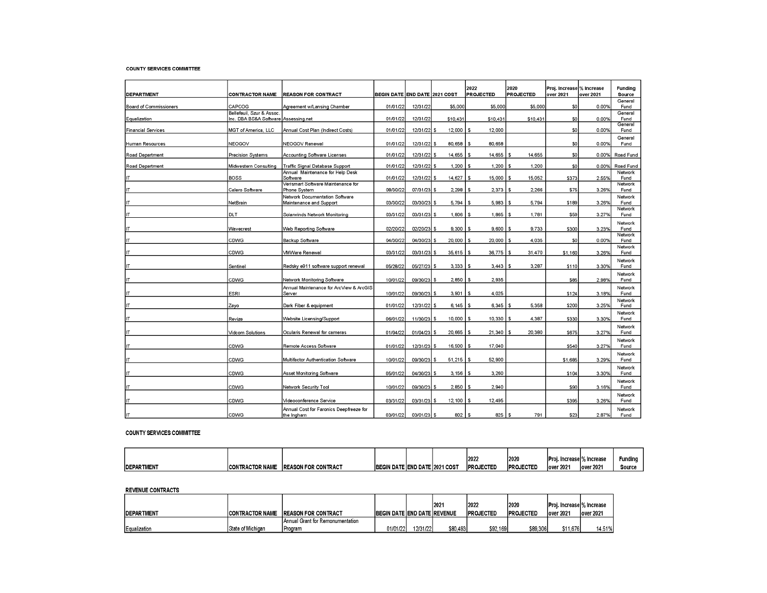**COUNTY SERVICES COMMITTEE**

| DEPARTMENT | CONTRACTOR NAME | REASON FOR CONTRACT | BEGIN DATE | END DATE | 2021 COST | 2022 PROJECTED | 2020 PROJECTED | Proj. Increase over 2021 | % Increase over 2021 | Funding Source |
|---|---|---|---|---|---|---|---|---|---|---|
| Board of Commissioners | CAPCOG | Agreement w/Lansing Chamber | 01/01/22 | 12/31/22 | $5,000 | $5,000 | $5,000 | $0 | 0.00% | General Fund |
| Equalization | Bellefeuil, Szur & Assoc. Inc. DBA BS&A Software | Assessing.net | 01/01/22 | 12/31/22 | $10,431 | $10,431 | $10,431 | $0 | 0.00% | General Fund |
| Financial Services | MGT of America, LLC | Annual Cost Plan (Indirect Costs) | 01/01/22 | 12/31/22 | $ 12,000 | $ 12,000 | | $0 | 0.00% | General Fund |
| Human Resources | NEOGOV | NEOGOV Renewal | 01/01/22 | 12/31/22 | $ 80,658 | $ 80,658 | | $0 | 0.00% | General Fund |
| Road Department | Precision Systems | Accounting Software Licenses | 01/01/22 | 12/31/22 | $ 14,655 | $ 14,655 | $ 14,655 | $0 | 0.00% | Road Fund |
| Road Department | Midwestern Consulting | Traffic Signal Database Support | 01/01/22 | 12/31/22 | $ 1,200 | $ 1,200 | $ 1,200 | $0 | 0.00% | Road Fund |
| IT | BOSS | Annual Maintenance for Help Desk Software | 01/01/22 | 12/31/22 | $ 14,627 | $ 15,000 | $ 15,052 | $373 | 2.55% | Network Fund |
| IT | Calero Software | Verismart Software Maintenance for Phone System | 08/30/22 | 07/31/23 | $ 2,298 | $ 2,373 | $ 2,266 | $75 | 3.26% | Network Fund |
| IT | NetBrain | Network Documentation Software Maintenance and Support | 03/30/22 | 03/30/23 | $ 5,794 | $ 5,983 | $ 5,794 | $189 | 3.26% | Network Fund |
| IT | DLT | Solarwinds Network Monitoring | 03/31/22 | 03/31/23 | $ 1,806 | $ 1,865 | $ 1,781 | $59 | 3.27% | Network Fund |
| IT | Wavecrest | Web Reporting Software | 02/20/22 | 02/20/23 | $ 9,300 | $ 9,600 | $ 9,733 | $300 | 3.23% | Network Fund |
| IT | CDWG | Backup Software | 04/30/22 | 04/30/23 | $ 20,000 | $ 20,000 | $ 4,035 | $0 | 0.00% | Network Fund |
| IT | CDWG | VMWare Renewal | 03/31/22 | 03/31/23 | $ 35,615 | $ 36,775 | $ 31,470 | $1,160 | 3.26% | Network Fund |
| IT | Sentinel | Redsky e911 software support renewal | 05/28/22 | 05/27/23 | $ 3,333 | $ 3,443 | $ 3,287 | $110 | 3.30% | Network Fund |
| IT | CDWG | Network Monitoring Software | 10/01/22 | 09/30/23 | $ 2,850 | $ 2,935 | | $85 | 2.98% | Network Fund |
| IT | ESRI | Annual Maintenance for ArcView & ArcGIS Server | 10/01/22 | 09/30/23 | $ 3,901 | $ 4,025 | | $124 | 3.18% | Network Fund |
| IT | Zayo | Dark Fiber & equipment | 01/01/22 | 12/31/22 | $ 6,145 | $ 6,345 | $ 5,358 | $200 | 3.25% | Network Fund |
| IT | Revize | Website Licensing/Support | 06/01/22 | 11/30/23 | $ 10,000 | $ 10,330 | $ 4,387 | $330 | 3.30% | Network Fund |
| IT | Vidcom Solutions | Ocularis Renewal for cameras | 01/04/22 | 01/04/23 | $ 20,665 | $ 21,340 | $ 20,380 | $675 | 3.27% | Network Fund |
| IT | CDWG | Remote Access Software | 01/01/22 | 12/31/23 | $ 16,500 | $ 17,040 | | $540 | 3.27% | Network Fund |
| IT | CDWG | Multifactor Authentication Software | 10/01/22 | 09/30/23 | $ 51,215 | $ 52,900 | | $1,685 | 3.29% | Network Fund |
| IT | CDWG | Asset Monitoring Software | 05/01/22 | 04/30/23 | $ 3,156 | $ 3,260 | | $104 | 3.30% | Network Fund |
| IT | CDWG | Network Security Tool | 10/01/22 | 09/30/23 | $ 2,850 | $ 2,940 | | $90 | 3.16% | Network Fund |
| IT | CDWG | Videoconference Service | 03/31/22 | 03/31/23 | $ 12,100 | $ 12,495 | | $395 | 3.26% | Network Fund |
| IT | CDWG | Annual Cost for Faronics Deepfreeze for the Ingham | 03/01/22 | 03/01/23 | $ 802 | $ 825 | $ 791 | $23 | 2.87% | Network Fund |

**COUNTY SERVICES COMMITTEE**

| DEPARTMENT | CONTRACTOR NAME | REASON FOR CONTRACT | BEGIN DATE | END DATE | 2021 COST | 2022 PROJECTED | 2020 PROJECTED | Proj. Increase over 2021 | % Increase over 2021 | Funding Source |
|---|---|---|---|---|---|---|---|---|---|---|

**REVENUE CONTRACTS**

| DEPARTMENT | CONTRACTOR NAME | REASON FOR CONTRACT | BEGIN DATE | END DATE | 2021 REVENUE | 2022 PROJECTED | 2020 PROJECTED | Proj. Increase over 2021 | % Increase over 2021 |
|---|---|---|---|---|---|---|---|---|---|
| Equalization | State of Michigan | Annual Grant for Remonumentation Program | 01/01/22 | 12/31/22 | $80,493 | $92,169 | $89,306 | $11,676 | 14.51% |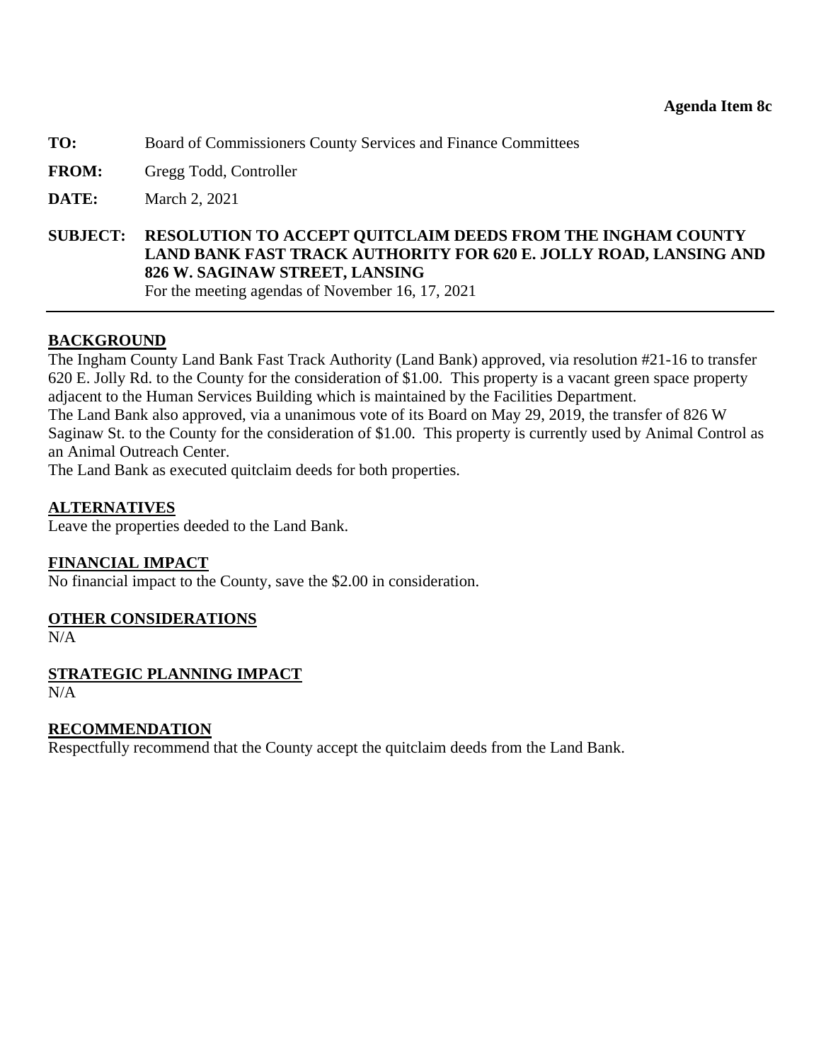**Agenda Item 8c**

**TO:** Board of Commissioners County Services and Finance Committees

**FROM:** Gregg Todd, Controller

**DATE:** March 2, 2021

**SUBJECT: RESOLUTION TO ACCEPT QUITCLAIM DEEDS FROM THE INGHAM COUNTY LAND BANK FAST TRACK AUTHORITY FOR 620 E. JOLLY ROAD, LANSING AND 826 W. SAGINAW STREET, LANSING**
For the meeting agendas of November 16, 17, 2021

## BACKGROUND

The Ingham County Land Bank Fast Track Authority (Land Bank) approved, via resolution #21-16 to transfer 620 E. Jolly Rd. to the County for the consideration of $1.00. This property is a vacant green space property adjacent to the Human Services Building which is maintained by the Facilities Department.
The Land Bank also approved, via a unanimous vote of its Board on May 29, 2019, the transfer of 826 W Saginaw St. to the County for the consideration of $1.00. This property is currently used by Animal Control as an Animal Outreach Center.
The Land Bank as executed quitclaim deeds for both properties.

## ALTERNATIVES

Leave the properties deeded to the Land Bank.

## FINANCIAL IMPACT

No financial impact to the County, save the $2.00 in consideration.

## OTHER CONSIDERATIONS

N/A

## STRATEGIC PLANNING IMPACT

N/A

## RECOMMENDATION

Respectfully recommend that the County accept the quitclaim deeds from the Land Bank.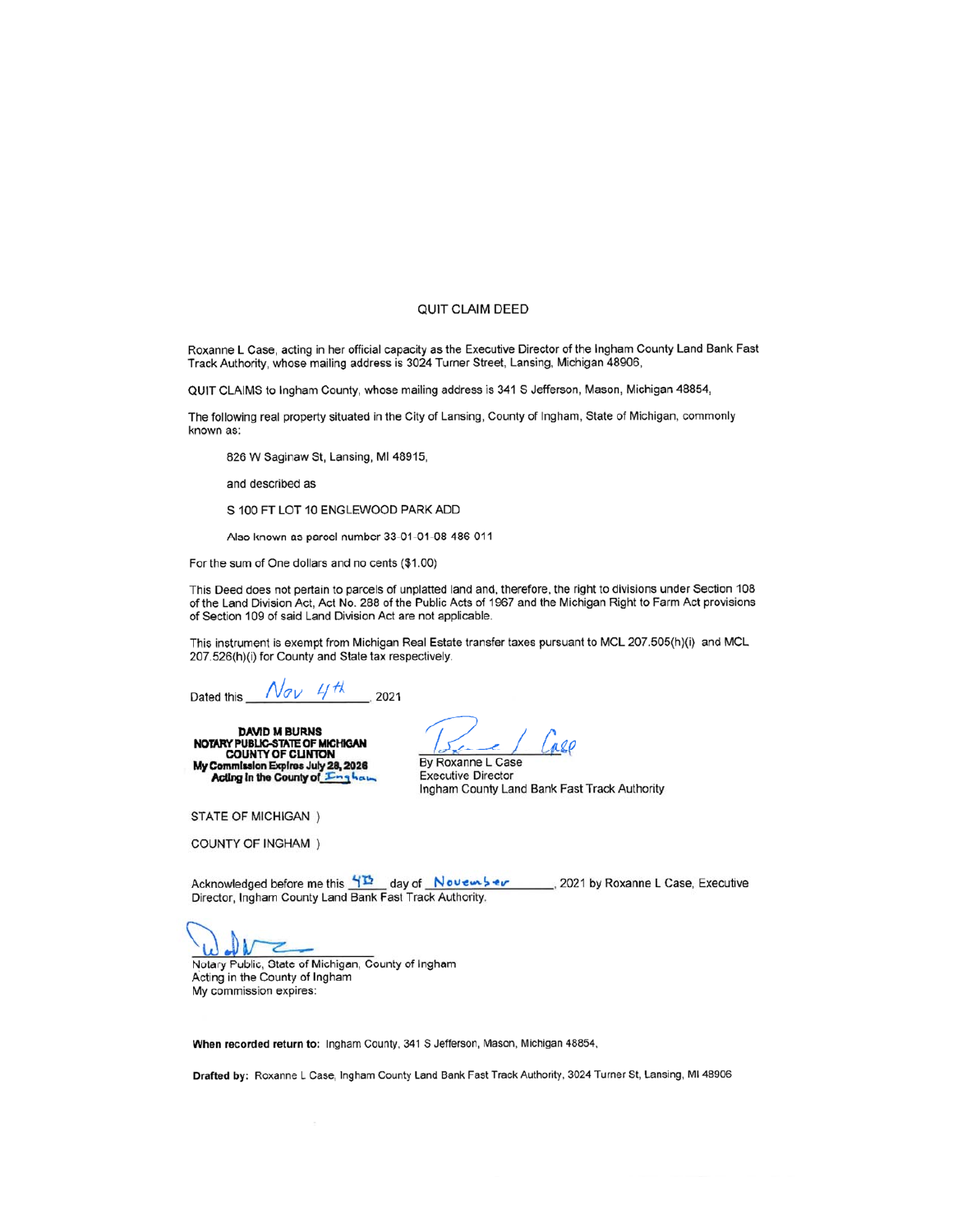# QUIT CLAIM DEED

Roxanne L Case, acting in her official capacity as the Executive Director of the Ingham County Land Bank Fast Track Authority, whose mailing address is 3024 Turner Street, Lansing, Michigan 48906,

QUIT CLAIMS to Ingham County, whose mailing address is 341 S Jefferson, Mason, Michigan 48854,

The following real property situated in the City of Lansing, County of Ingham, State of Michigan, commonly known as:

826 W Saginaw St, Lansing, MI 48915,

and described as

S 100 FT LOT 10 ENGLEWOOD PARK ADD

Also known as parcel number 33-01-01-08-486-011

For the sum of One dollars and no cents ($1.00)

This Deed does not pertain to parcels of unplatted land and, therefore, the right to divisions under Section 108 of the Land Division Act, Act No. 288 of the Public Acts of 1967 and the Michigan Right to Farm Act provisions of Section 109 of said Land Division Act are not applicable.

This instrument is exempt from Michigan Real Estate transfer taxes pursuant to MCL 207.505(h)(i) and MCL 207.526(h)(i) for County and State tax respectively.

Dated this Nov 4th, 2021

**DAVID M BURNS**
**NOTARY PUBLIC-STATE OF MICHIGAN**
**COUNTY OF CLINTON**
**My Commission Expires July 28, 2026**
**Acting in the County of Ingham**

By Roxanne L Case
Executive Director
Ingham County Land Bank Fast Track Authority

STATE OF MICHIGAN )

COUNTY OF INGHAM )

Acknowledged before me this 4th day of November, 2021 by Roxanne L Case, Executive Director, Ingham County Land Bank Fast Track Authority.

Notary Public, State of Michigan, County of Ingham
Acting in the County of Ingham
My commission expires:

**When recorded return to:** Ingham County, 341 S Jefferson, Mason, Michigan 48854,

**Drafted by:** Roxanne L Case, Ingham County Land Bank Fast Track Authority, 3024 Turner St, Lansing, MI 48906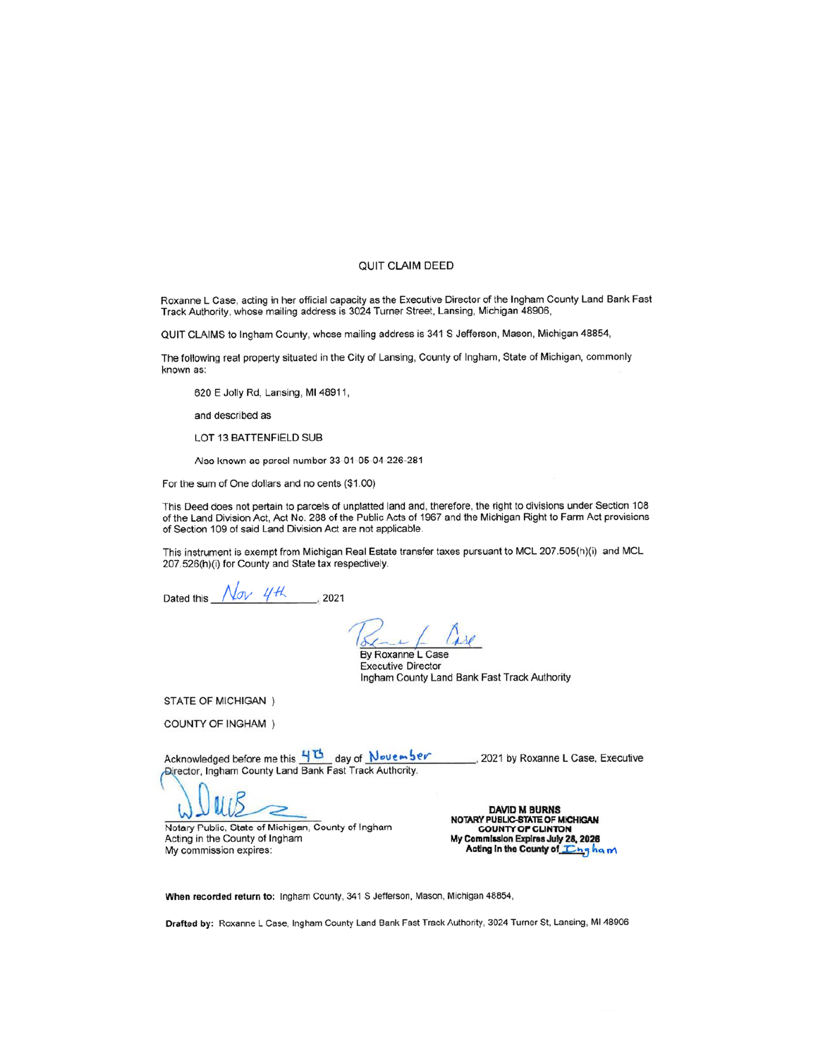# QUIT CLAIM DEED

Roxanne L Case, acting in her official capacity as the Executive Director of the Ingham County Land Bank Fast Track Authority, whose mailing address is 3024 Turner Street, Lansing, Michigan 48906,

QUIT CLAIMS to Ingham County, whose mailing address is 341 S Jefferson, Mason, Michigan 48854,

The following real property situated in the City of Lansing, County of Ingham, State of Michigan, commonly known as:

620 E Jolly Rd, Lansing, MI 48911,

and described as

LOT 13 BATTENFIELD SUB

Also known as parcel number 33-01-05-04-226-281

For the sum of One dollars and no cents ($1.00)

This Deed does not pertain to parcels of unplatted land and, therefore, the right to divisions under Section 108 of the Land Division Act, Act No. 288 of the Public Acts of 1967 and the Michigan Right to Farm Act provisions of Section 109 of said Land Division Act are not applicable.

This instrument is exempt from Michigan Real Estate transfer taxes pursuant to MCL 207.505(h)(i) and MCL 207.526(h)(i) for County and State tax respectively.

Dated this Nov 4th, 2021

By Roxanne L Case
Executive Director
Ingham County Land Bank Fast Track Authority

STATE OF MICHIGAN )

COUNTY OF INGHAM )

Acknowledged before me this 4th day of November, 2021 by Roxanne L Case, Executive Director, Ingham County Land Bank Fast Track Authority.

Notary Public, State of Michigan, County of Ingham
Acting in the County of Ingham
My commission expires:

**DAVID M BURNS**
**NOTARY PUBLIC-STATE OF MICHIGAN**
**COUNTY OF CLINTON**
**My Commission Expires July 28, 2026**
**Acting in the County of** Ingham

**When recorded return to:** Ingham County, 341 S Jefferson, Mason, Michigan 48854,

**Drafted by:** Roxanne L Case, Ingham County Land Bank Fast Track Authority, 3024 Turner St, Lansing, MI 48906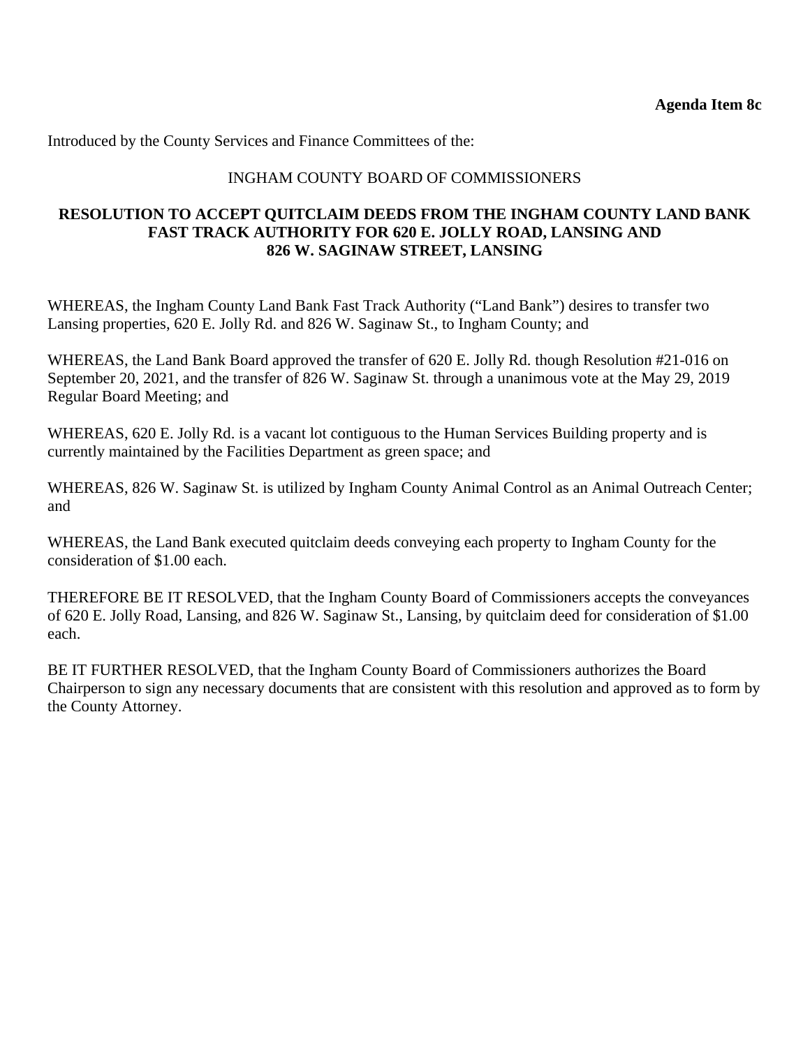**Agenda Item 8c**

Introduced by the County Services and Finance Committees of the:

INGHAM COUNTY BOARD OF COMMISSIONERS

**RESOLUTION TO ACCEPT QUITCLAIM DEEDS FROM THE INGHAM COUNTY LAND BANK FAST TRACK AUTHORITY FOR 620 E. JOLLY ROAD, LANSING AND 826 W. SAGINAW STREET, LANSING**

WHEREAS, the Ingham County Land Bank Fast Track Authority ("Land Bank") desires to transfer two Lansing properties, 620 E. Jolly Rd. and 826 W. Saginaw St., to Ingham County; and

WHEREAS, the Land Bank Board approved the transfer of 620 E. Jolly Rd. though Resolution #21-016 on September 20, 2021, and the transfer of 826 W. Saginaw St. through a unanimous vote at the May 29, 2019 Regular Board Meeting; and

WHEREAS, 620 E. Jolly Rd. is a vacant lot contiguous to the Human Services Building property and is currently maintained by the Facilities Department as green space; and

WHEREAS, 826 W. Saginaw St. is utilized by Ingham County Animal Control as an Animal Outreach Center; and

WHEREAS, the Land Bank executed quitclaim deeds conveying each property to Ingham County for the consideration of $1.00 each.

THEREFORE BE IT RESOLVED, that the Ingham County Board of Commissioners accepts the conveyances of 620 E. Jolly Road, Lansing, and 826 W. Saginaw St., Lansing, by quitclaim deed for consideration of $1.00 each.

BE IT FURTHER RESOLVED, that the Ingham County Board of Commissioners authorizes the Board Chairperson to sign any necessary documents that are consistent with this resolution and approved as to form by the County Attorney.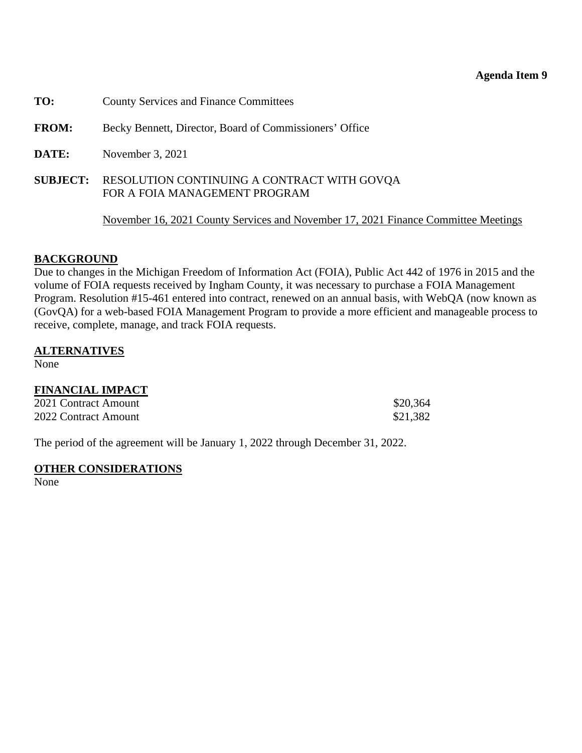**Agenda Item 9**

**TO:** County Services and Finance Committees

**FROM:** Becky Bennett, Director, Board of Commissioners' Office

**DATE:** November 3, 2021

**SUBJECT:** RESOLUTION CONTINUING A CONTRACT WITH GOVQA FOR A FOIA MANAGEMENT PROGRAM

November 16, 2021 County Services and November 17, 2021 Finance Committee Meetings

## BACKGROUND

Due to changes in the Michigan Freedom of Information Act (FOIA), Public Act 442 of 1976 in 2015 and the volume of FOIA requests received by Ingham County, it was necessary to purchase a FOIA Management Program. Resolution #15-461 entered into contract, renewed on an annual basis, with WebQA (now known as (GovQA) for a web-based FOIA Management Program to provide a more efficient and manageable process to receive, complete, manage, and track FOIA requests.

## ALTERNATIVES

None

## FINANCIAL IMPACT

| | |
|---|---|
| 2021 Contract Amount | \$20,364 |
| 2022 Contract Amount | \$21,382 |

The period of the agreement will be January 1, 2022 through December 31, 2022.

## OTHER CONSIDERATIONS

None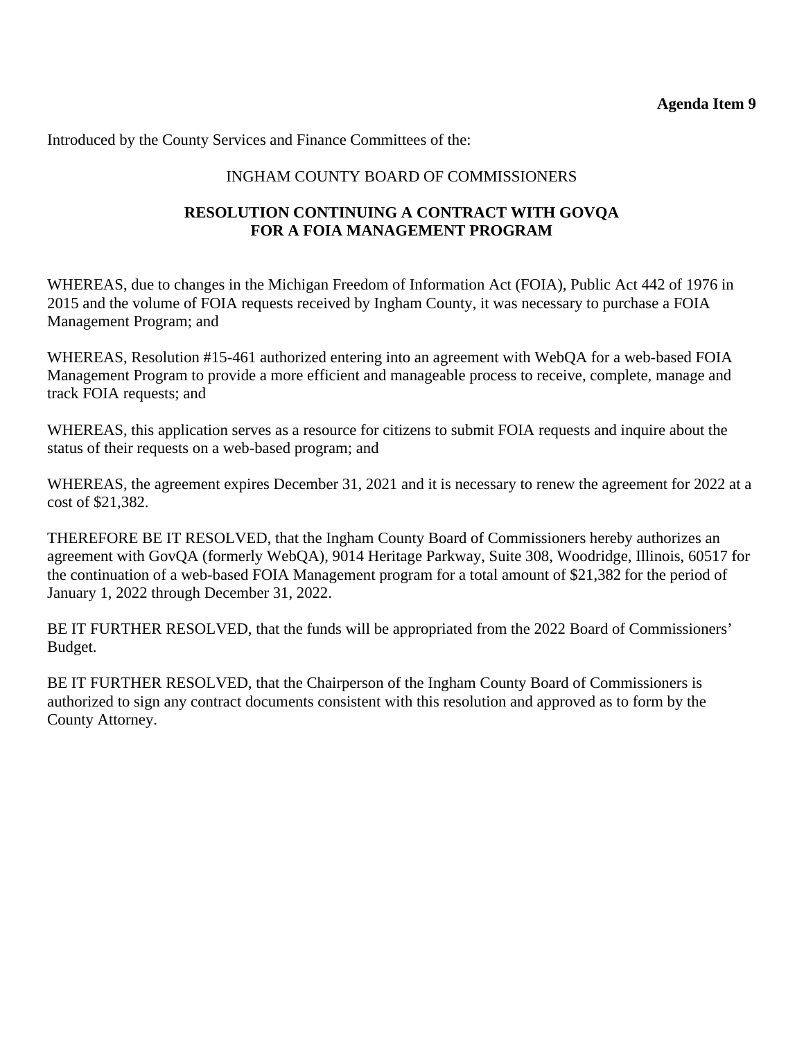**Agenda Item 9**

Introduced by the County Services and Finance Committees of the:

INGHAM COUNTY BOARD OF COMMISSIONERS

**RESOLUTION CONTINUING A CONTRACT WITH GOVQA FOR A FOIA MANAGEMENT PROGRAM**

WHEREAS, due to changes in the Michigan Freedom of Information Act (FOIA), Public Act 442 of 1976 in 2015 and the volume of FOIA requests received by Ingham County, it was necessary to purchase a FOIA Management Program; and

WHEREAS, Resolution #15-461 authorized entering into an agreement with WebQA for a web-based FOIA Management Program to provide a more efficient and manageable process to receive, complete, manage and track FOIA requests; and

WHEREAS, this application serves as a resource for citizens to submit FOIA requests and inquire about the status of their requests on a web-based program; and

WHEREAS, the agreement expires December 31, 2021 and it is necessary to renew the agreement for 2022 at a cost of $21,382.

THEREFORE BE IT RESOLVED, that the Ingham County Board of Commissioners hereby authorizes an agreement with GovQA (formerly WebQA), 9014 Heritage Parkway, Suite 308, Woodridge, Illinois, 60517 for the continuation of a web-based FOIA Management program for a total amount of $21,382 for the period of January 1, 2022 through December 31, 2022.

BE IT FURTHER RESOLVED, that the funds will be appropriated from the 2022 Board of Commissioners' Budget.

BE IT FURTHER RESOLVED, that the Chairperson of the Ingham County Board of Commissioners is authorized to sign any contract documents consistent with this resolution and approved as to form by the County Attorney.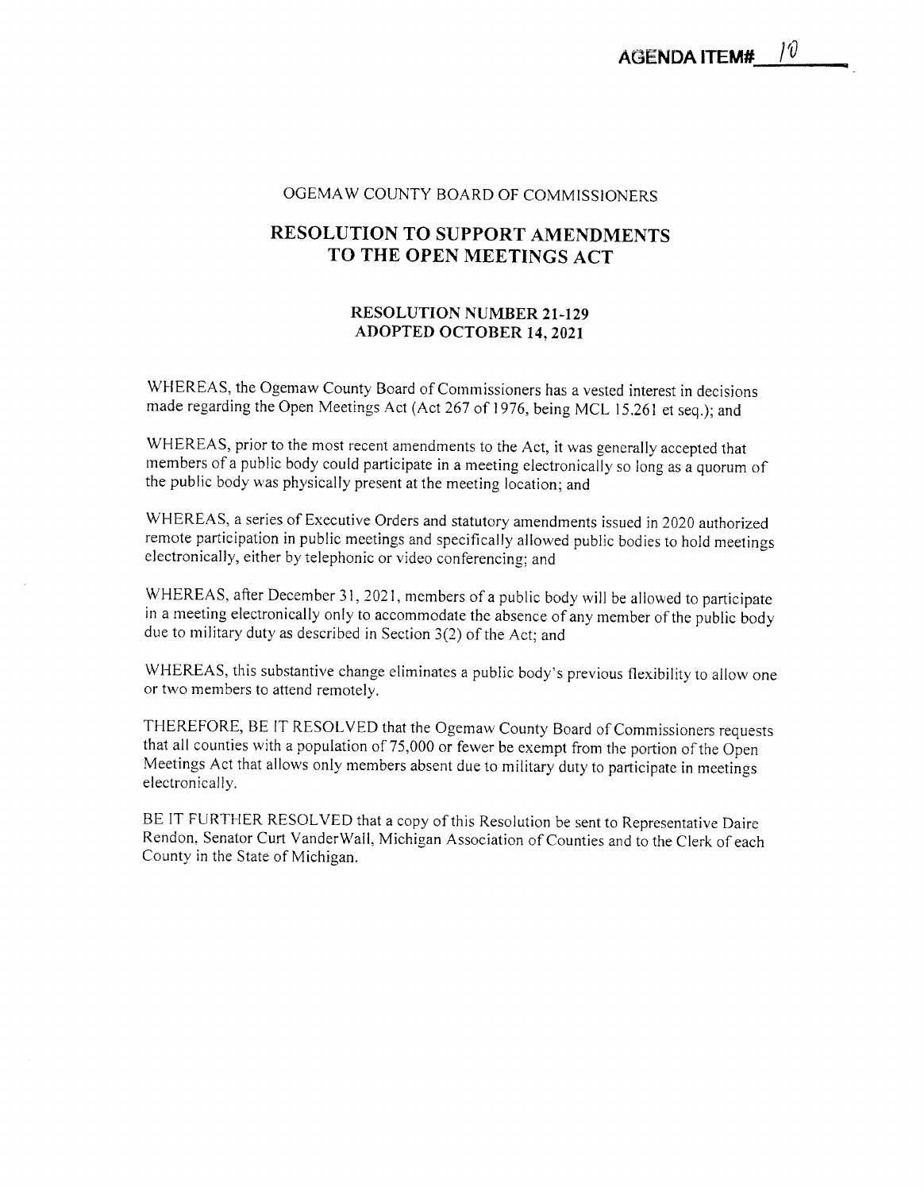**AGENDA ITEM# 10**

OGEMAW COUNTY BOARD OF COMMISSIONERS

# RESOLUTION TO SUPPORT AMENDMENTS TO THE OPEN MEETINGS ACT

## RESOLUTION NUMBER 21-129
## ADOPTED OCTOBER 14, 2021

WHEREAS, the Ogemaw County Board of Commissioners has a vested interest in decisions made regarding the Open Meetings Act (Act 267 of 1976, being MCL 15.261 et seq.); and

WHEREAS, prior to the most recent amendments to the Act, it was generally accepted that members of a public body could participate in a meeting electronically so long as a quorum of the public body was physically present at the meeting location; and

WHEREAS, a series of Executive Orders and statutory amendments issued in 2020 authorized remote participation in public meetings and specifically allowed public bodies to hold meetings electronically, either by telephonic or video conferencing; and

WHEREAS, after December 31, 2021, members of a public body will be allowed to participate in a meeting electronically only to accommodate the absence of any member of the public body due to military duty as described in Section 3(2) of the Act; and

WHEREAS, this substantive change eliminates a public body's previous flexibility to allow one or two members to attend remotely.

THEREFORE, BE IT RESOLVED that the Ogemaw County Board of Commissioners requests that all counties with a population of 75,000 or fewer be exempt from the portion of the Open Meetings Act that allows only members absent due to military duty to participate in meetings electronically.

BE IT FURTHER RESOLVED that a copy of this Resolution be sent to Representative Daire Rendon, Senator Curt VanderWall, Michigan Association of Counties and to the Clerk of each County in the State of Michigan.